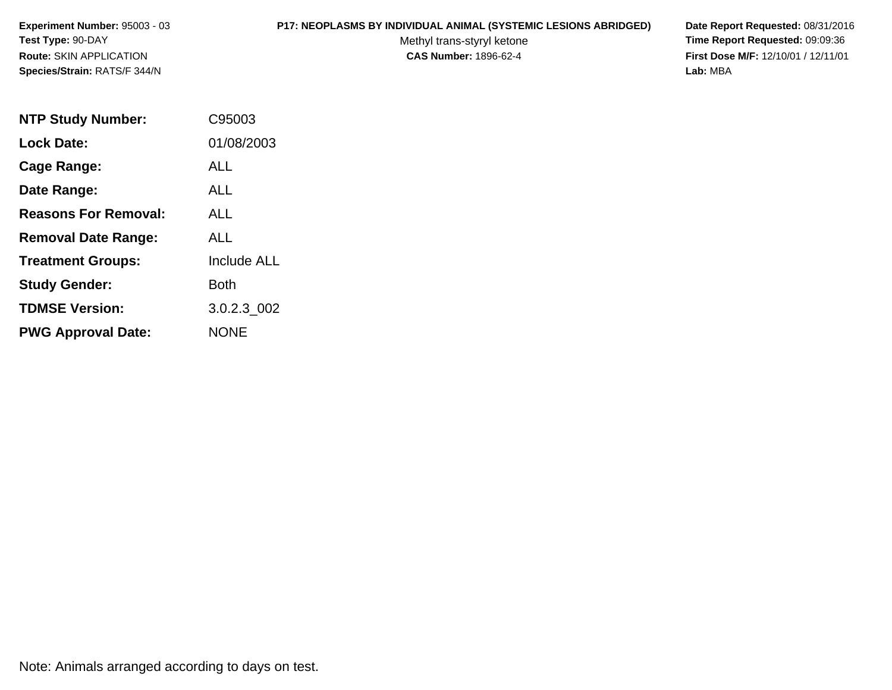**Experiment Number:** 95003 - 03
**Test Type:** 90-DAY
**Route:** SKIN APPLICATION
**Species/Strain:** RATS/F 344/N

**P17: NEOPLASMS BY INDIVIDUAL ANIMAL (SYSTEMIC LESIONS ABRIDGED)**
Methyl trans-styryl ketone
**CAS Number:** 1896-62-4

**Date Report Requested:** 08/31/2016
**Time Report Requested:** 09:09:36
**First Dose M/F:** 12/10/01 / 12/11/01
**Lab:** MBA

| | |
|---|---|
| **NTP Study Number:** | C95003 |
| **Lock Date:** | 01/08/2003 |
| **Cage Range:** | ALL |
| **Date Range:** | ALL |
| **Reasons For Removal:** | ALL |
| **Removal Date Range:** | ALL |
| **Treatment Groups:** | Include ALL |
| **Study Gender:** | Both |
| **TDMSE Version:** | 3.0.2.3_002 |
| **PWG Approval Date:** | NONE |

Note: Animals arranged according to days on test.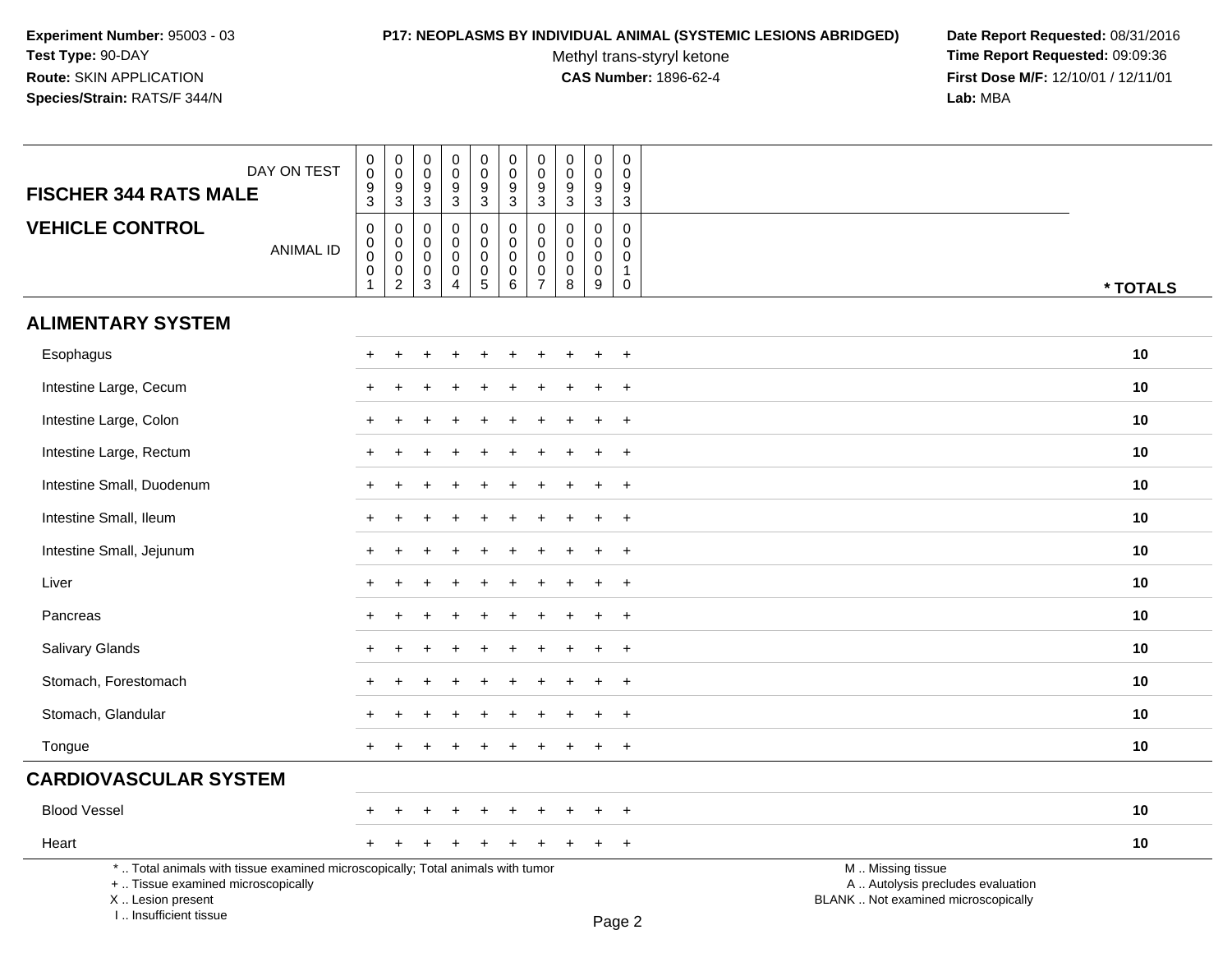**Experiment Number:** 95003 - 03
**Test Type:** 90-DAY
**Route:** SKIN APPLICATION
**Species/Strain:** RATS/F 344/N

**P17: NEOPLASMS BY INDIVIDUAL ANIMAL (SYSTEMIC LESIONS ABRIDGED)**
Methyl trans-styryl ketone
**CAS Number:** 1896-62-4

**Date Report Requested:** 08/31/2016
**Time Report Requested:** 09:09:36
**First Dose M/F:** 12/10/01 / 12/11/01
**Lab:** MBA

| **FISCHER 344 RATS MALE** DAY ON TEST | 0093 | 0093 | 0093 | 0093 | 0093 | 0093 | 0093 | 0093 | 0093 | 0093 | |
|---|---|---|---|---|---|---|---|---|---|---|---|
| **VEHICLE CONTROL** ANIMAL ID | 00001 | 00002 | 00003 | 00004 | 00005 | 00006 | 00007 | 00008 | 00009 | 00010 | *** TOTALS** |
| **ALIMENTARY SYSTEM** | | | | | | | | | | | |
| Esophagus | + | + | + | + | + | + | + | + | + | + | **10** |
| Intestine Large, Cecum | + | + | + | + | + | + | + | + | + | + | **10** |
| Intestine Large, Colon | + | + | + | + | + | + | + | + | + | + | **10** |
| Intestine Large, Rectum | + | + | + | + | + | + | + | + | + | + | **10** |
| Intestine Small, Duodenum | + | + | + | + | + | + | + | + | + | + | **10** |
| Intestine Small, Ileum | + | + | + | + | + | + | + | + | + | + | **10** |
| Intestine Small, Jejunum | + | + | + | + | + | + | + | + | + | + | **10** |
| Liver | + | + | + | + | + | + | + | + | + | + | **10** |
| Pancreas | + | + | + | + | + | + | + | + | + | + | **10** |
| Salivary Glands | + | + | + | + | + | + | + | + | + | + | **10** |
| Stomach, Forestomach | + | + | + | + | + | + | + | + | + | + | **10** |
| Stomach, Glandular | + | + | + | + | + | + | + | + | + | + | **10** |
| Tongue | + | + | + | + | + | + | + | + | + | + | **10** |
| **CARDIOVASCULAR SYSTEM** | | | | | | | | | | | |
| Blood Vessel | + | + | + | + | + | + | + | + | + | + | **10** |
| Heart | + | + | + | + | + | + | + | + | + | + | **10** |

\* .. Total animals with tissue examined microscopically; Total animals with tumor
\+ .. Tissue examined microscopically
X .. Lesion present
I .. Insufficient tissue

M .. Missing tissue
A .. Autolysis precludes evaluation
BLANK .. Not examined microscopically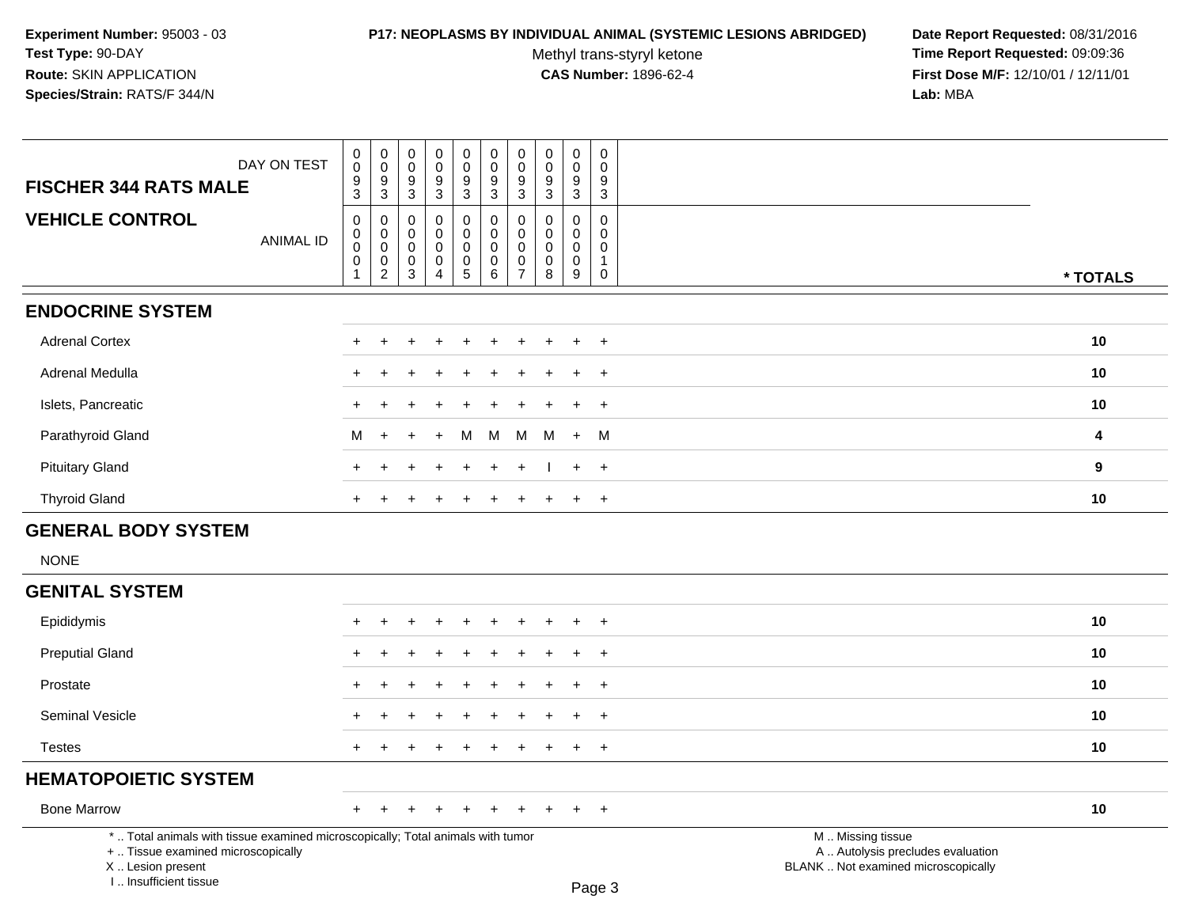**Experiment Number:** 95003 - 03
**Test Type:** 90-DAY
**Route:** SKIN APPLICATION
**Species/Strain:** RATS/F 344/N

**P17: NEOPLASMS BY INDIVIDUAL ANIMAL (SYSTEMIC LESIONS ABRIDGED)**
Methyl trans-styryl ketone
**CAS Number:** 1896-62-4

**Date Report Requested:** 08/31/2016
**Time Report Requested:** 09:09:36
**First Dose M/F:** 12/10/01 / 12/11/01
**Lab:** MBA

| FISCHER 344 RATS MALE — DAY ON TEST | 0093 | 0093 | 0093 | 0093 | 0093 | 0093 | 0093 | 0093 | 0093 | 0093 | |
|---|---|---|---|---|---|---|---|---|---|---|---|
| **VEHICLE CONTROL** — ANIMAL ID | 00001 | 00002 | 00003 | 00004 | 00005 | 00006 | 00007 | 00008 | 00009 | 00010 | **\* TOTALS** |
| **ENDOCRINE SYSTEM** | | | | | | | | | | | |
| Adrenal Cortex | + | + | + | + | + | + | + | + | + | + | **10** |
| Adrenal Medulla | + | + | + | + | + | + | + | + | + | + | **10** |
| Islets, Pancreatic | + | + | + | + | + | + | + | + | + | + | **10** |
| Parathyroid Gland | M | + | + | + | M | M | M | M | + | M | **4** |
| Pituitary Gland | + | + | + | + | + | + | + | I | + | + | **9** |
| Thyroid Gland | + | + | + | + | + | + | + | + | + | + | **10** |
| **GENERAL BODY SYSTEM** | | | | | | | | | | | |
| NONE | | | | | | | | | | | |
| **GENITAL SYSTEM** | | | | | | | | | | | |
| Epididymis | + | + | + | + | + | + | + | + | + | + | **10** |
| Preputial Gland | + | + | + | + | + | + | + | + | + | + | **10** |
| Prostate | + | + | + | + | + | + | + | + | + | + | **10** |
| Seminal Vesicle | + | + | + | + | + | + | + | + | + | + | **10** |
| Testes | + | + | + | + | + | + | + | + | + | + | **10** |
| **HEMATOPOIETIC SYSTEM** | | | | | | | | | | | |
| Bone Marrow | + | + | + | + | + | + | + | + | + | + | **10** |

\* .. Total animals with tissue examined microscopically; Total animals with tumor
\+ .. Tissue examined microscopically
X .. Lesion present
I .. Insufficient tissue

M .. Missing tissue
A .. Autolysis precludes evaluation
BLANK .. Not examined microscopically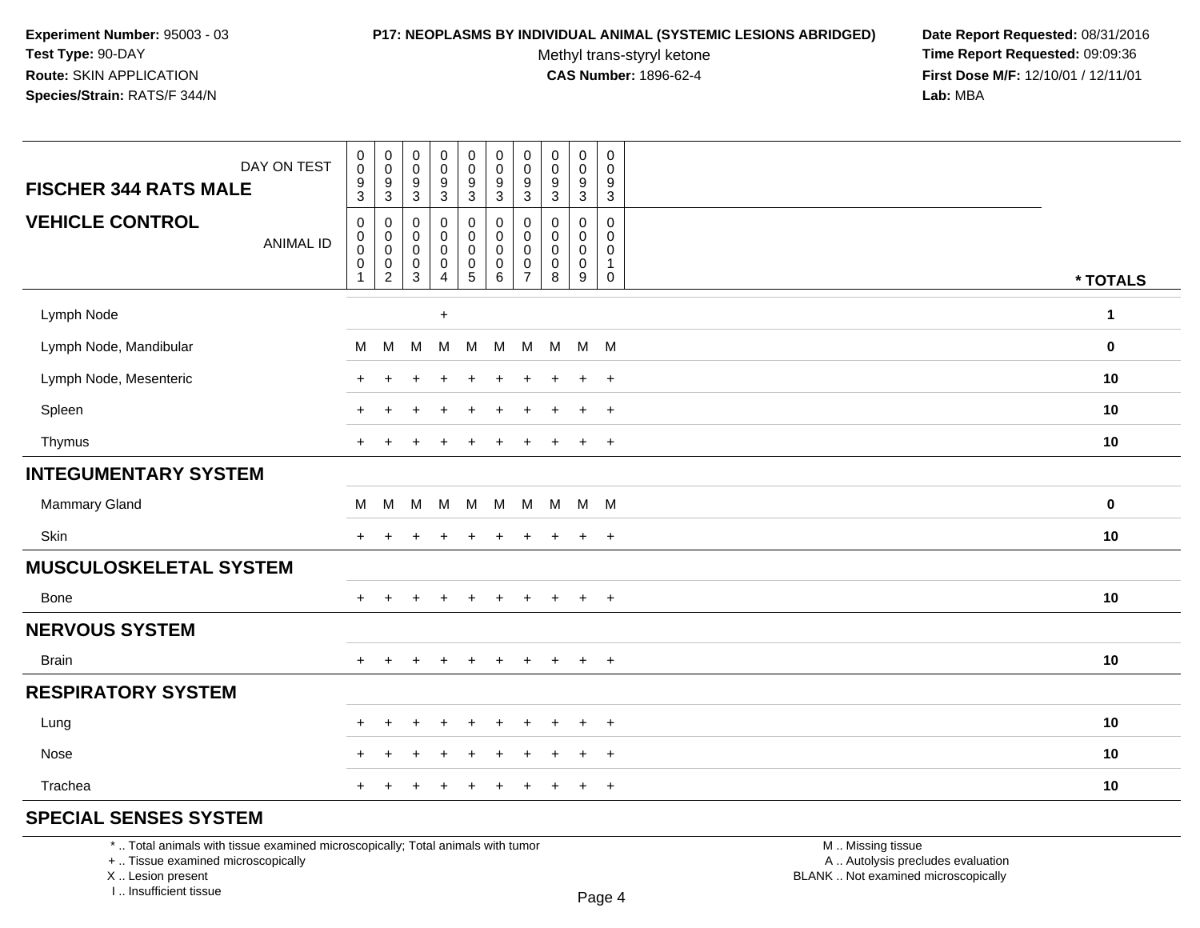**Experiment Number:** 95003 - 03
**Test Type:** 90-DAY
**Route:** SKIN APPLICATION
**Species/Strain:** RATS/F 344/N

**P17: NEOPLASMS BY INDIVIDUAL ANIMAL (SYSTEMIC LESIONS ABRIDGED)**
Methyl trans-styryl ketone
**CAS Number:** 1896-62-4

**Date Report Requested:** 08/31/2016
**Time Report Requested:** 09:09:36
**First Dose M/F:** 12/10/01 / 12/11/01
**Lab:** MBA

| FISCHER 344 RATS MALE — DAY ON TEST | 0093 | 0093 | 0093 | 0093 | 0093 | 0093 | 0093 | 0093 | 0093 | 0093 | |
|---|---|---|---|---|---|---|---|---|---|---|---|
| **VEHICLE CONTROL** — ANIMAL ID | 00001 | 00002 | 00003 | 00004 | 00005 | 00006 | 00007 | 00008 | 00009 | 00010 | * TOTALS |
| Lymph Node | | | | + | | | | | | | 1 |
| Lymph Node, Mandibular | M | M | M | M | M | M | M | M | M | M | 0 |
| Lymph Node, Mesenteric | + | + | + | + | + | + | + | + | + | + | 10 |
| Spleen | + | + | + | + | + | + | + | + | + | + | 10 |
| Thymus | + | + | + | + | + | + | + | + | + | + | 10 |
| **INTEGUMENTARY SYSTEM** | | | | | | | | | | | |
| Mammary Gland | M | M | M | M | M | M | M | M | M | M | 0 |
| Skin | + | + | + | + | + | + | + | + | + | + | 10 |
| **MUSCULOSKELETAL SYSTEM** | | | | | | | | | | | |
| Bone | + | + | + | + | + | + | + | + | + | + | 10 |
| **NERVOUS SYSTEM** | | | | | | | | | | | |
| Brain | + | + | + | + | + | + | + | + | + | + | 10 |
| **RESPIRATORY SYSTEM** | | | | | | | | | | | |
| Lung | + | + | + | + | + | + | + | + | + | + | 10 |
| Nose | + | + | + | + | + | + | + | + | + | + | 10 |
| Trachea | + | + | + | + | + | + | + | + | + | + | 10 |
| **SPECIAL SENSES SYSTEM** | | | | | | | | | | | |

* .. Total animals with tissue examined microscopically; Total animals with tumor
+ .. Tissue examined microscopically
X .. Lesion present
I .. Insufficient tissue

M .. Missing tissue
A .. Autolysis precludes evaluation
BLANK .. Not examined microscopically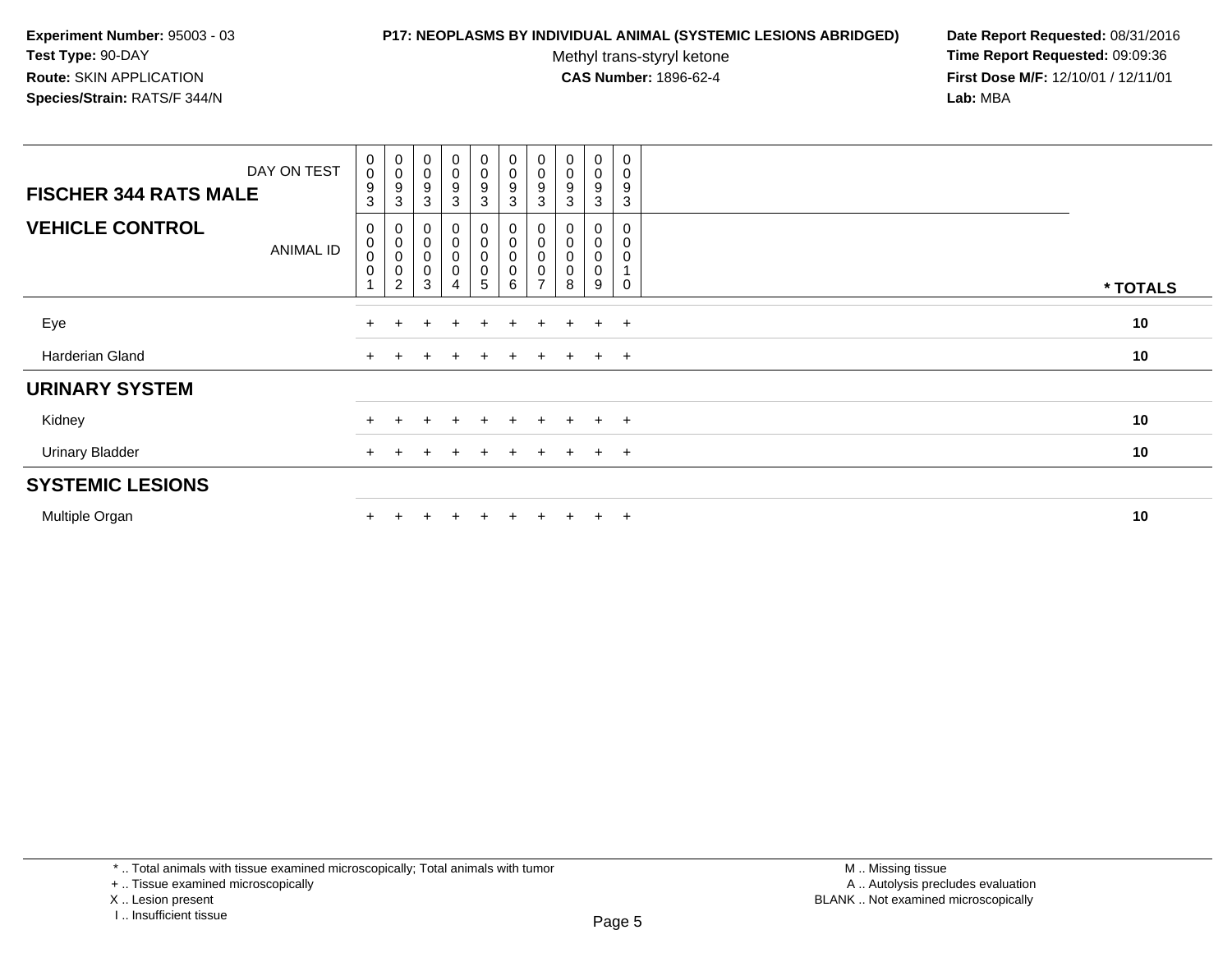**Experiment Number:** 95003 - 03
**Test Type:** 90-DAY
**Route:** SKIN APPLICATION
**Species/Strain:** RATS/F 344/N

**P17: NEOPLASMS BY INDIVIDUAL ANIMAL (SYSTEMIC LESIONS ABRIDGED)**
Methyl trans-styryl ketone
**CAS Number:** 1896-62-4

**Date Report Requested:** 08/31/2016
**Time Report Requested:** 09:09:36
**First Dose M/F:** 12/10/01 / 12/11/01
**Lab:** MBA

| FISCHER 344 RATS MALE — DAY ON TEST | 0093 | 0093 | 0093 | 0093 | 0093 | 0093 | 0093 | 0093 | 0093 | 0093 | |
|---|---|---|---|---|---|---|---|---|---|---|---|
| **VEHICLE CONTROL** — ANIMAL ID | 00001 | 00002 | 00003 | 00004 | 00005 | 00006 | 00007 | 00008 | 00009 | 00010 | * TOTALS |
| Eye | + | + | + | + | + | + | + | + | + | + | 10 |
| Harderian Gland | + | + | + | + | + | + | + | + | + | + | 10 |
| **URINARY SYSTEM** | | | | | | | | | | | |
| Kidney | + | + | + | + | + | + | + | + | + | + | 10 |
| Urinary Bladder | + | + | + | + | + | + | + | + | + | + | 10 |
| **SYSTEMIC LESIONS** | | | | | | | | | | | |
| Multiple Organ | + | + | + | + | + | + | + | + | + | + | 10 |

* .. Total animals with tissue examined microscopically; Total animals with tumor
+ .. Tissue examined microscopically
X .. Lesion present
I .. Insufficient tissue

M .. Missing tissue
A .. Autolysis precludes evaluation
BLANK .. Not examined microscopically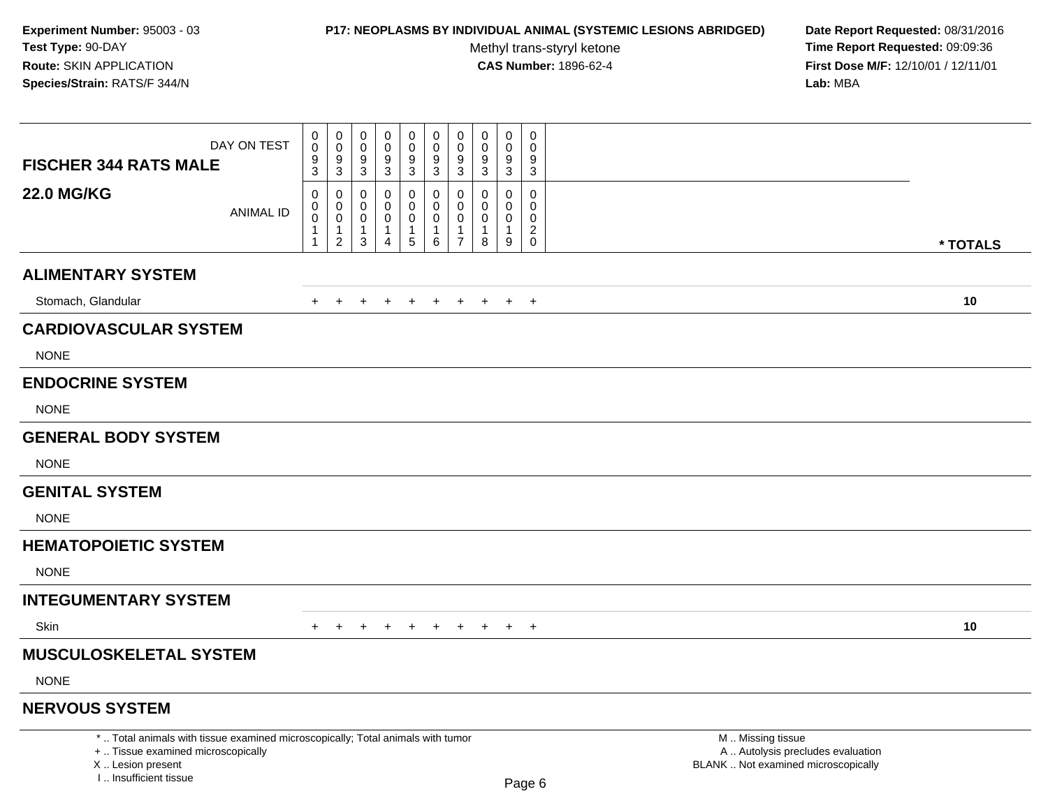**Experiment Number:** 95003 - 03
**Test Type:** 90-DAY
**Route:** SKIN APPLICATION
**Species/Strain:** RATS/F 344/N

**P17: NEOPLASMS BY INDIVIDUAL ANIMAL (SYSTEMIC LESIONS ABRIDGED)**
Methyl trans-styryl ketone
**CAS Number:** 1896-62-4

**Date Report Requested:** 08/31/2016
**Time Report Requested:** 09:09:36
**First Dose M/F:** 12/10/01 / 12/11/01
**Lab:** MBA

| **FISCHER 344 RATS MALE** DAY ON TEST | 0093 | 0093 | 0093 | 0093 | 0093 | 0093 | 0093 | 0093 | 0093 | 0093 | |
|---|---|---|---|---|---|---|---|---|---|---|---|
| **22.0 MG/KG** ANIMAL ID | 00011 | 00012 | 00013 | 00014 | 00015 | 00016 | 00017 | 00018 | 00019 | 00020 | *** TOTALS** |
| **ALIMENTARY SYSTEM** | | | | | | | | | | | |
| Stomach, Glandular | + | + | + | + | + | + | + | + | + | + | **10** |
| **CARDIOVASCULAR SYSTEM** | | | | | | | | | | | |
| NONE | | | | | | | | | | | |
| **ENDOCRINE SYSTEM** | | | | | | | | | | | |
| NONE | | | | | | | | | | | |
| **GENERAL BODY SYSTEM** | | | | | | | | | | | |
| NONE | | | | | | | | | | | |
| **GENITAL SYSTEM** | | | | | | | | | | | |
| NONE | | | | | | | | | | | |
| **HEMATOPOIETIC SYSTEM** | | | | | | | | | | | |
| NONE | | | | | | | | | | | |
| **INTEGUMENTARY SYSTEM** | | | | | | | | | | | |
| Skin | + | + | + | + | + | + | + | + | + | + | **10** |
| **MUSCULOSKELETAL SYSTEM** | | | | | | | | | | | |
| NONE | | | | | | | | | | | |
| **NERVOUS SYSTEM** | | | | | | | | | | | |

* .. Total animals with tissue examined microscopically; Total animals with tumor
+ .. Tissue examined microscopically
X .. Lesion present
I .. Insufficient tissue

M .. Missing tissue
A .. Autolysis precludes evaluation
BLANK .. Not examined microscopically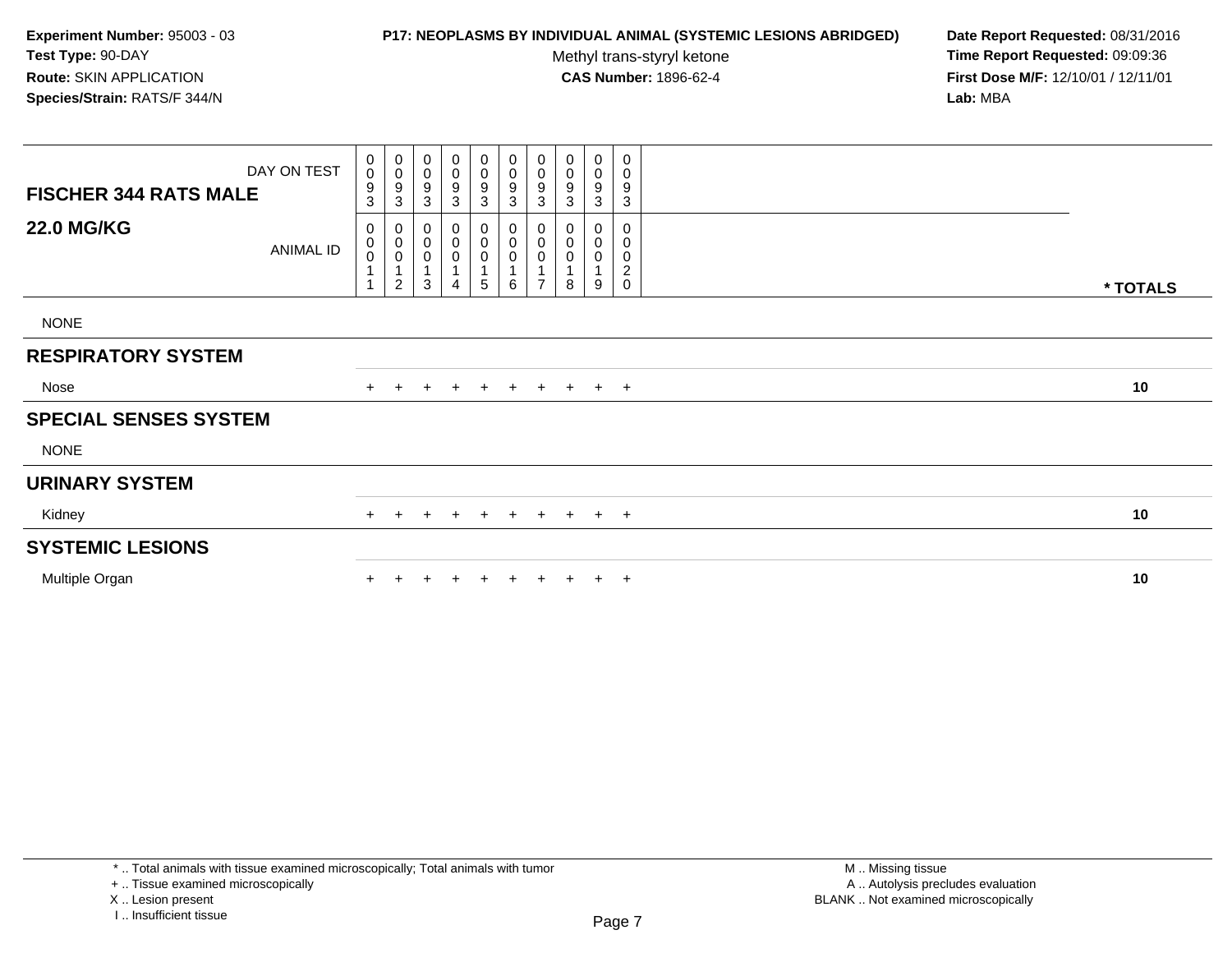**Experiment Number:** 95003 - 03
**Test Type:** 90-DAY
**Route:** SKIN APPLICATION
**Species/Strain:** RATS/F 344/N

**P17: NEOPLASMS BY INDIVIDUAL ANIMAL (SYSTEMIC LESIONS ABRIDGED)**
Methyl trans-styryl ketone
**CAS Number:** 1896-62-4

**Date Report Requested:** 08/31/2016
**Time Report Requested:** 09:09:36
**First Dose M/F:** 12/10/01 / 12/11/01
**Lab:** MBA

| FISCHER 344 RATS MALE / 22.0 MG/KG | | | | | | | | | | | |
|---|---|---|---|---|---|---|---|---|---|---|---|
| DAY ON TEST | 0093 | 0093 | 0093 | 0093 | 0093 | 0093 | 0093 | 0093 | 0093 | 0093 | |
| ANIMAL ID | 00011 | 00012 | 00013 | 00014 | 00015 | 00016 | 00017 | 00018 | 00019 | 00020 | * TOTALS |
| NONE | | | | | | | | | | | |
| **RESPIRATORY SYSTEM** | | | | | | | | | | | |
| Nose | + | + | + | + | + | + | + | + | + | + | 10 |
| **SPECIAL SENSES SYSTEM** | | | | | | | | | | | |
| NONE | | | | | | | | | | | |
| **URINARY SYSTEM** | | | | | | | | | | | |
| Kidney | + | + | + | + | + | + | + | + | + | + | 10 |
| **SYSTEMIC LESIONS** | | | | | | | | | | | |
| Multiple Organ | + | + | + | + | + | + | + | + | + | + | 10 |

* .. Total animals with tissue examined microscopically; Total animals with tumor
+ .. Tissue examined microscopically
X .. Lesion present
I .. Insufficient tissue

M .. Missing tissue
A .. Autolysis precludes evaluation
BLANK .. Not examined microscopically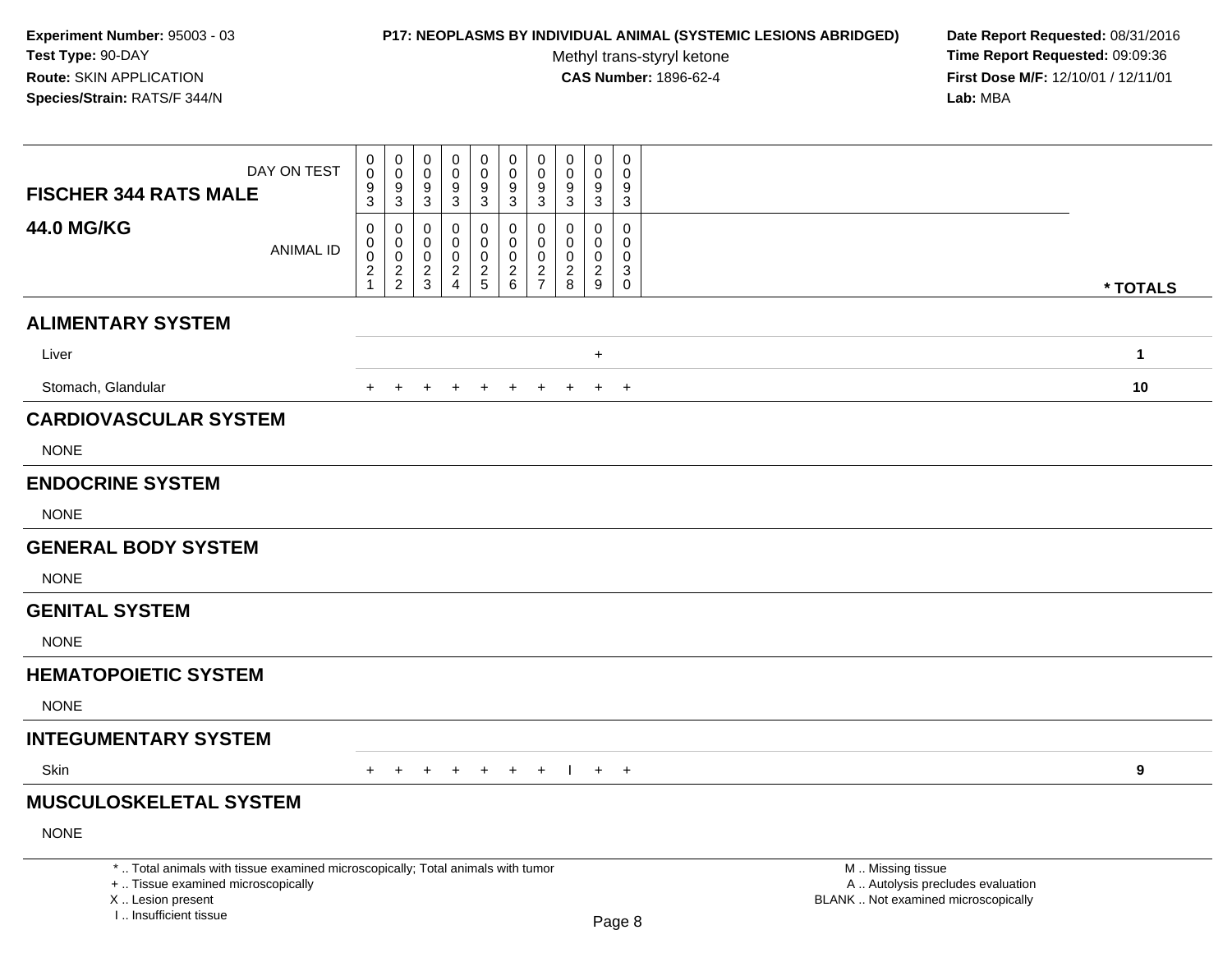**Experiment Number:** 95003 - 03
**Test Type:** 90-DAY
**Route:** SKIN APPLICATION
**Species/Strain:** RATS/F 344/N

**P17: NEOPLASMS BY INDIVIDUAL ANIMAL (SYSTEMIC LESIONS ABRIDGED)**
Methyl trans-styryl ketone
**CAS Number:** 1896-62-4

**Date Report Requested:** 08/31/2016
**Time Report Requested:** 09:09:36
**First Dose M/F:** 12/10/01 / 12/11/01
**Lab:** MBA

| FISCHER 344 RATS MALE 44.0 MG/KG | | | | | | | | | | | |
|---|---|---|---|---|---|---|---|---|---|---|---|
| DAY ON TEST | 0093 | 0093 | 0093 | 0093 | 0093 | 0093 | 0093 | 0093 | 0093 | 0093 | |
| ANIMAL ID | 00021 | 00022 | 00023 | 00024 | 00025 | 00026 | 00027 | 00028 | 00029 | 00030 | * TOTALS |
| **ALIMENTARY SYSTEM** | | | | | | | | | | | |
| Liver | | | | | | | | | + | | 1 |
| Stomach, Glandular | + | + | + | + | + | + | + | + | + | + | 10 |
| **CARDIOVASCULAR SYSTEM** | | | | | | | | | | | |
| NONE | | | | | | | | | | | |
| **ENDOCRINE SYSTEM** | | | | | | | | | | | |
| NONE | | | | | | | | | | | |
| **GENERAL BODY SYSTEM** | | | | | | | | | | | |
| NONE | | | | | | | | | | | |
| **GENITAL SYSTEM** | | | | | | | | | | | |
| NONE | | | | | | | | | | | |
| **HEMATOPOIETIC SYSTEM** | | | | | | | | | | | |
| NONE | | | | | | | | | | | |
| **INTEGUMENTARY SYSTEM** | | | | | | | | | | | |
| Skin | + | + | + | + | + | + | + | I | + | + | 9 |
| **MUSCULOSKELETAL SYSTEM** | | | | | | | | | | | |
| NONE | | | | | | | | | | | |

* .. Total animals with tissue examined microscopically; Total animals with tumor
+ .. Tissue examined microscopically
X .. Lesion present
I .. Insufficient tissue

M .. Missing tissue
A .. Autolysis precludes evaluation
BLANK .. Not examined microscopically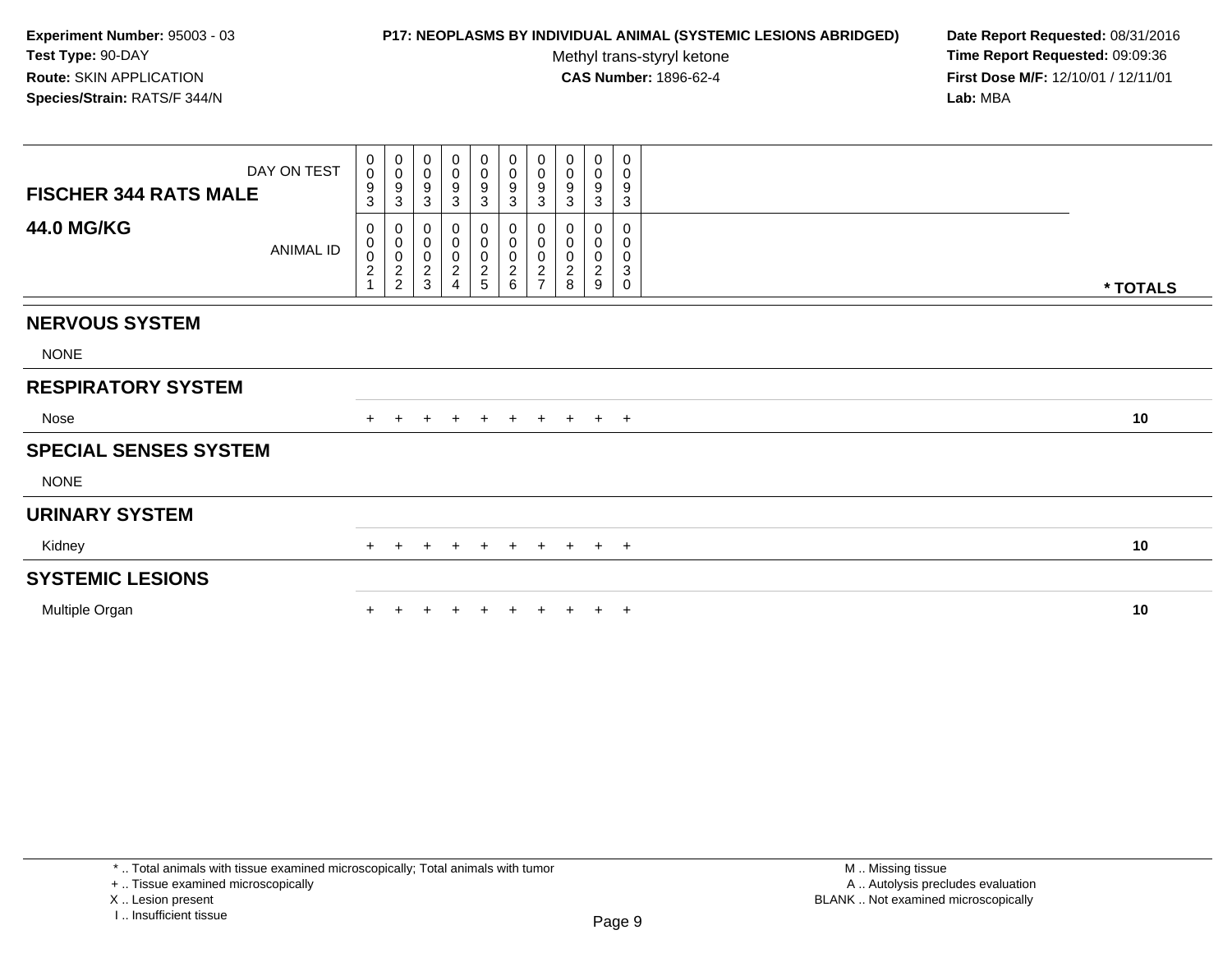**Experiment Number:** 95003 - 03
**Test Type:** 90-DAY
**Route:** SKIN APPLICATION
**Species/Strain:** RATS/F 344/N

**P17: NEOPLASMS BY INDIVIDUAL ANIMAL (SYSTEMIC LESIONS ABRIDGED)**
Methyl trans-styryl ketone
**CAS Number:** 1896-62-4

**Date Report Requested:** 08/31/2016
**Time Report Requested:** 09:09:36
**First Dose M/F:** 12/10/01 / 12/11/01
**Lab:** MBA

| FISCHER 344 RATS MALE / 44.0 MG/KG | | | | | | | | | | | |
|---|---|---|---|---|---|---|---|---|---|---|---|
| DAY ON TEST | 0093 | 0093 | 0093 | 0093 | 0093 | 0093 | 0093 | 0093 | 0093 | 0093 | |
| ANIMAL ID | 00021 | 00022 | 00023 | 00024 | 00025 | 00026 | 00027 | 00028 | 00029 | 00030 | * TOTALS |
| **NERVOUS SYSTEM** | | | | | | | | | | | |
| NONE | | | | | | | | | | | |
| **RESPIRATORY SYSTEM** | | | | | | | | | | | |
| Nose | + | + | + | + | + | + | + | + | + | + | 10 |
| **SPECIAL SENSES SYSTEM** | | | | | | | | | | | |
| NONE | | | | | | | | | | | |
| **URINARY SYSTEM** | | | | | | | | | | | |
| Kidney | + | + | + | + | + | + | + | + | + | + | 10 |
| **SYSTEMIC LESIONS** | | | | | | | | | | | |
| Multiple Organ | + | + | + | + | + | + | + | + | + | + | 10 |

* .. Total animals with tissue examined microscopically; Total animals with tumor
+ .. Tissue examined microscopically
X .. Lesion present
I .. Insufficient tissue

M .. Missing tissue
A .. Autolysis precludes evaluation
BLANK .. Not examined microscopically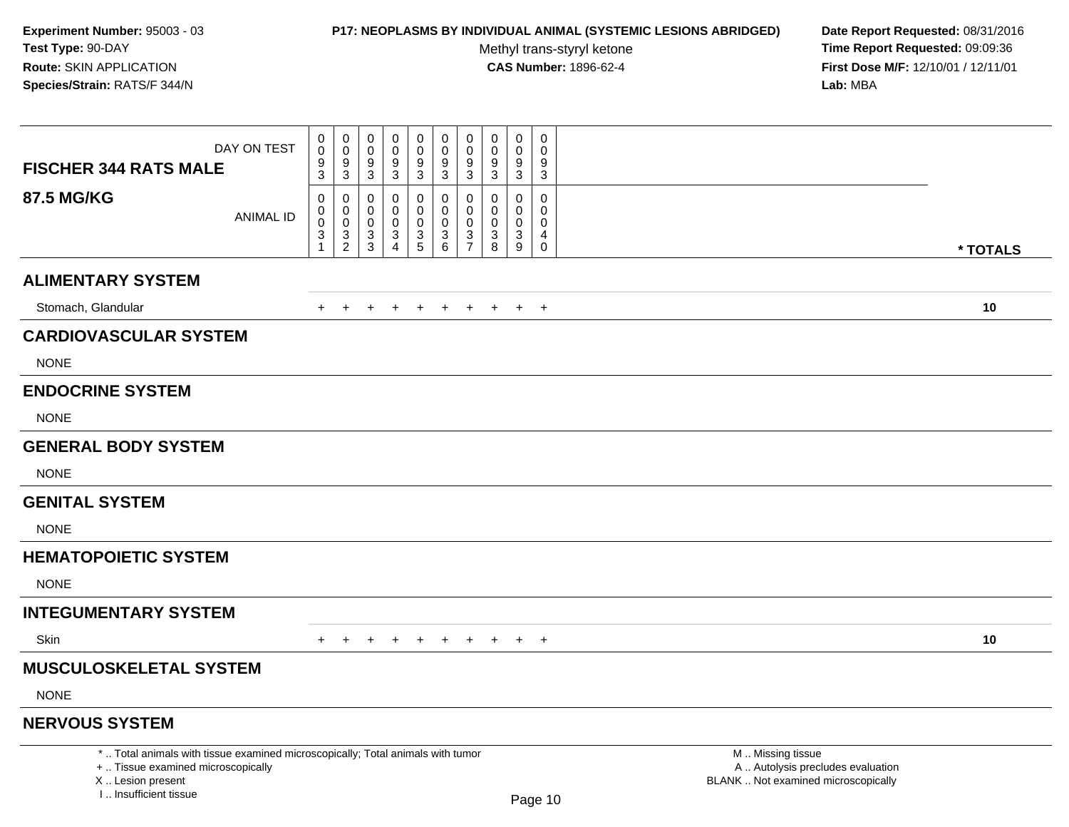**Experiment Number:** 95003 - 03
**Test Type:** 90-DAY
**Route:** SKIN APPLICATION
**Species/Strain:** RATS/F 344/N

**P17: NEOPLASMS BY INDIVIDUAL ANIMAL (SYSTEMIC LESIONS ABRIDGED)**
Methyl trans-styryl ketone
**CAS Number:** 1896-62-4

**Date Report Requested:** 08/31/2016
**Time Report Requested:** 09:09:36
**First Dose M/F:** 12/10/01 / 12/11/01
**Lab:** MBA

| **FISCHER 344 RATS MALE** DAY ON TEST | 0093 | 0093 | 0093 | 0093 | 0093 | 0093 | 0093 | 0093 | 0093 | 0093 | |
|---|---|---|---|---|---|---|---|---|---|---|---|
| **87.5 MG/KG** ANIMAL ID | 00031 | 00032 | 00033 | 00034 | 00035 | 00036 | 00037 | 00038 | 00039 | 00040 | *** TOTALS** |
| **ALIMENTARY SYSTEM** | | | | | | | | | | | |
| Stomach, Glandular | + | + | + | + | + | + | + | + | + | + | **10** |
| **CARDIOVASCULAR SYSTEM** | | | | | | | | | | | |
| NONE | | | | | | | | | | | |
| **ENDOCRINE SYSTEM** | | | | | | | | | | | |
| NONE | | | | | | | | | | | |
| **GENERAL BODY SYSTEM** | | | | | | | | | | | |
| NONE | | | | | | | | | | | |
| **GENITAL SYSTEM** | | | | | | | | | | | |
| NONE | | | | | | | | | | | |
| **HEMATOPOIETIC SYSTEM** | | | | | | | | | | | |
| NONE | | | | | | | | | | | |
| **INTEGUMENTARY SYSTEM** | | | | | | | | | | | |
| Skin | + | + | + | + | + | + | + | + | + | + | **10** |
| **MUSCULOSKELETAL SYSTEM** | | | | | | | | | | | |
| NONE | | | | | | | | | | | |
| **NERVOUS SYSTEM** | | | | | | | | | | | |

* .. Total animals with tissue examined microscopically; Total animals with tumor
+ .. Tissue examined microscopically
X .. Lesion present
I .. Insufficient tissue

M .. Missing tissue
A .. Autolysis precludes evaluation
BLANK .. Not examined microscopically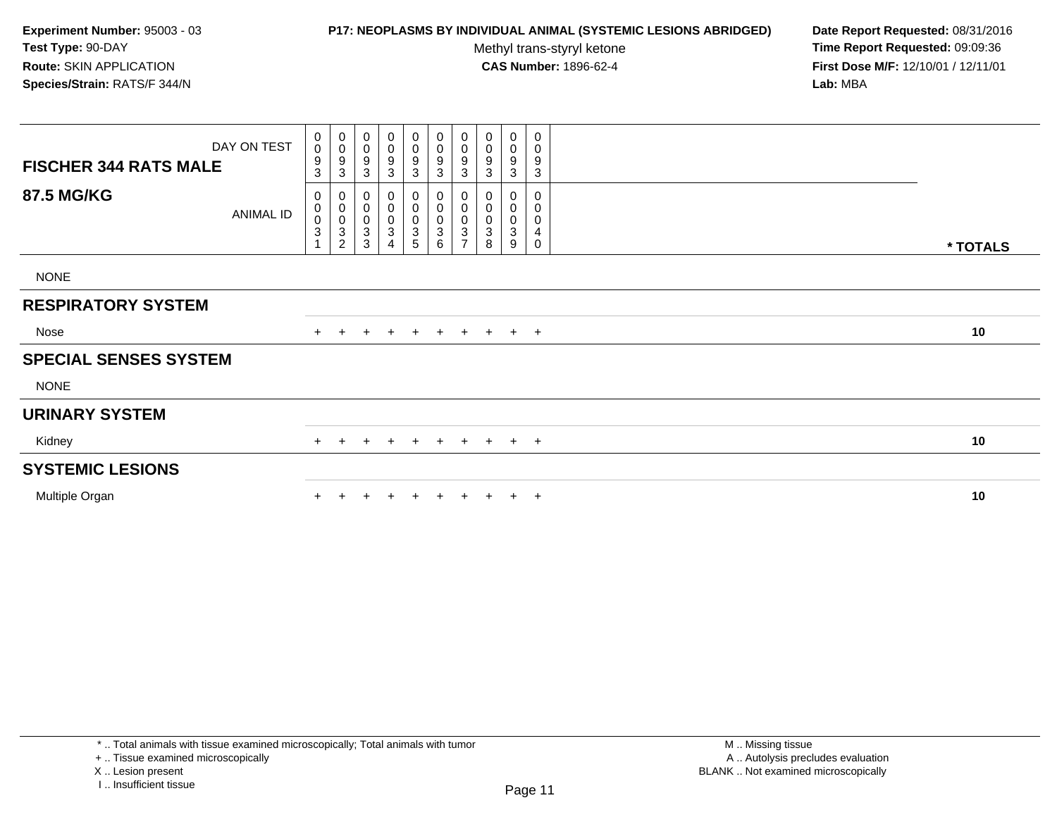**Experiment Number:** 95003 - 03
**Test Type:** 90-DAY
**Route:** SKIN APPLICATION
**Species/Strain:** RATS/F 344/N

**P17: NEOPLASMS BY INDIVIDUAL ANIMAL (SYSTEMIC LESIONS ABRIDGED)**
Methyl trans-styryl ketone
**CAS Number:** 1896-62-4

**Date Report Requested:** 08/31/2016
**Time Report Requested:** 09:09:36
**First Dose M/F:** 12/10/01 / 12/11/01
**Lab:** MBA

| FISCHER 344 RATS MALE / 87.5 MG/KG | | | | | | | | | | | |
|---|---|---|---|---|---|---|---|---|---|---|---|
| DAY ON TEST | 0093 | 0093 | 0093 | 0093 | 0093 | 0093 | 0093 | 0093 | 0093 | 0093 | |
| ANIMAL ID | 00031 | 00032 | 00033 | 00034 | 00035 | 00036 | 00037 | 00038 | 00039 | 00040 | * TOTALS |
| NONE | | | | | | | | | | | |
| **RESPIRATORY SYSTEM** | | | | | | | | | | | |
| Nose | + | + | + | + | + | + | + | + | + | + | 10 |
| **SPECIAL SENSES SYSTEM** | | | | | | | | | | | |
| NONE | | | | | | | | | | | |
| **URINARY SYSTEM** | | | | | | | | | | | |
| Kidney | + | + | + | + | + | + | + | + | + | + | 10 |
| **SYSTEMIC LESIONS** | | | | | | | | | | | |
| Multiple Organ | + | + | + | + | + | + | + | + | + | + | 10 |

* .. Total animals with tissue examined microscopically; Total animals with tumor
+ .. Tissue examined microscopically
X .. Lesion present
I .. Insufficient tissue

M .. Missing tissue
A .. Autolysis precludes evaluation
BLANK .. Not examined microscopically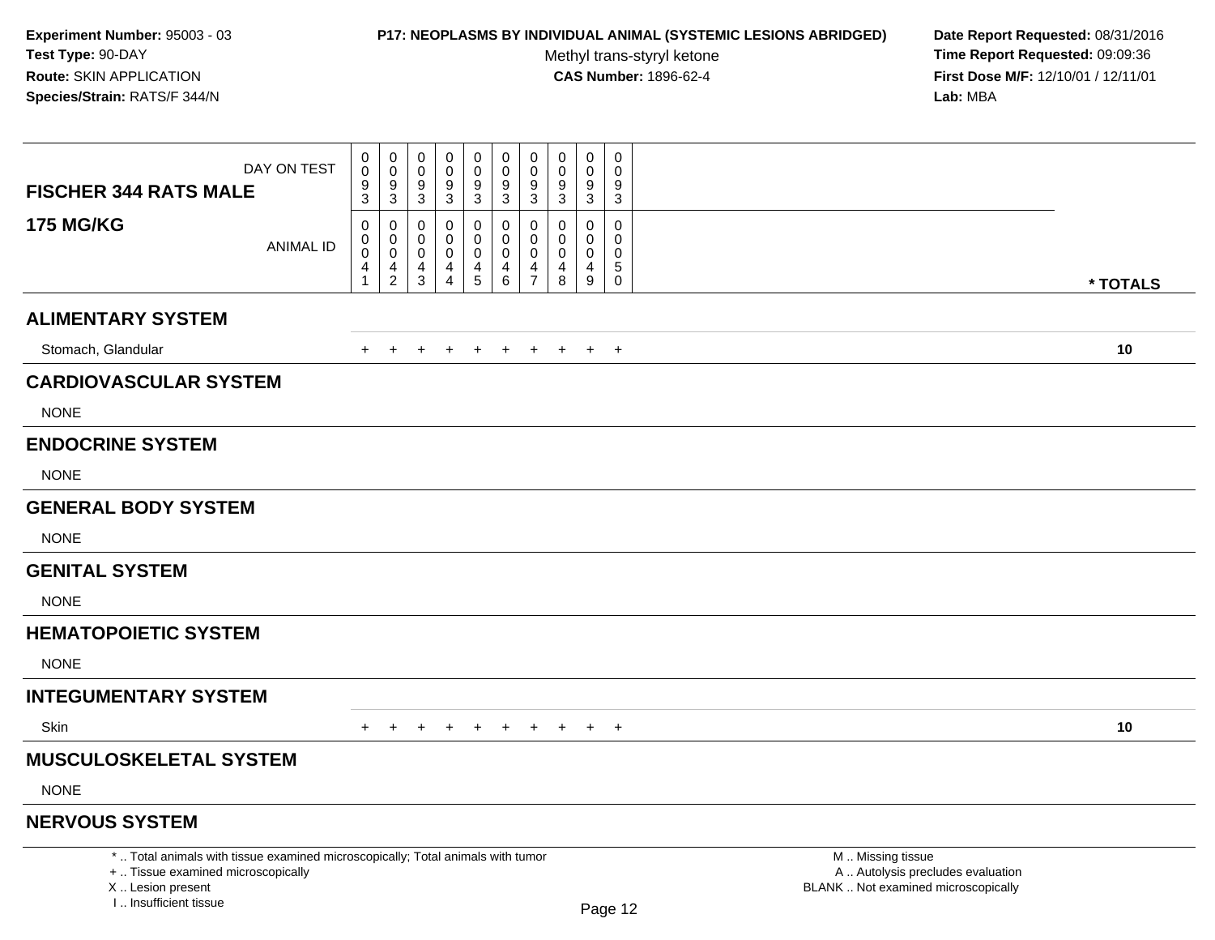**Experiment Number:** 95003 - 03
**Test Type:** 90-DAY
**Route:** SKIN APPLICATION
**Species/Strain:** RATS/F 344/N

**P17: NEOPLASMS BY INDIVIDUAL ANIMAL (SYSTEMIC LESIONS ABRIDGED)**
Methyl trans-styryl ketone
**CAS Number:** 1896-62-4

**Date Report Requested:** 08/31/2016
**Time Report Requested:** 09:09:36
**First Dose M/F:** 12/10/01 / 12/11/01
**Lab:** MBA

| **FISCHER 344 RATS MALE** DAY ON TEST | 0093 | 0093 | 0093 | 0093 | 0093 | 0093 | 0093 | 0093 | 0093 | 0093 | |
|---|---|---|---|---|---|---|---|---|---|---|---|
| **175 MG/KG** ANIMAL ID | 00041 | 00042 | 00043 | 00044 | 00045 | 00046 | 00047 | 00048 | 00049 | 00050 | *** TOTALS** |
| **ALIMENTARY SYSTEM** | | | | | | | | | | | |
| Stomach, Glandular | + | + | + | + | + | + | + | + | + | + | **10** |
| **CARDIOVASCULAR SYSTEM** | | | | | | | | | | | |
| NONE | | | | | | | | | | | |
| **ENDOCRINE SYSTEM** | | | | | | | | | | | |
| NONE | | | | | | | | | | | |
| **GENERAL BODY SYSTEM** | | | | | | | | | | | |
| NONE | | | | | | | | | | | |
| **GENITAL SYSTEM** | | | | | | | | | | | |
| NONE | | | | | | | | | | | |
| **HEMATOPOIETIC SYSTEM** | | | | | | | | | | | |
| NONE | | | | | | | | | | | |
| **INTEGUMENTARY SYSTEM** | | | | | | | | | | | |
| Skin | + | + | + | + | + | + | + | + | + | + | **10** |
| **MUSCULOSKELETAL SYSTEM** | | | | | | | | | | | |
| NONE | | | | | | | | | | | |
| **NERVOUS SYSTEM** | | | | | | | | | | | |

* .. Total animals with tissue examined microscopically; Total animals with tumor
+ .. Tissue examined microscopically
X .. Lesion present
I .. Insufficient tissue

M .. Missing tissue
A .. Autolysis precludes evaluation
BLANK .. Not examined microscopically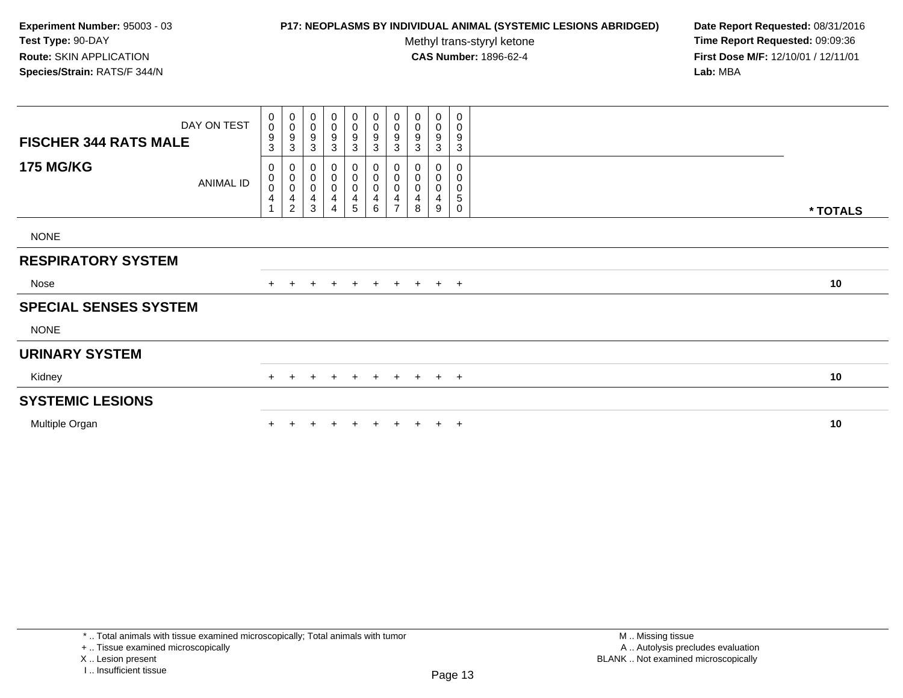**Experiment Number:** 95003 - 03
**Test Type:** 90-DAY
**Route:** SKIN APPLICATION
**Species/Strain:** RATS/F 344/N

**P17: NEOPLASMS BY INDIVIDUAL ANIMAL (SYSTEMIC LESIONS ABRIDGED)**
Methyl trans-styryl ketone
**CAS Number:** 1896-62-4

**Date Report Requested:** 08/31/2016
**Time Report Requested:** 09:09:36
**First Dose M/F:** 12/10/01 / 12/11/01
**Lab:** MBA

| FISCHER 344 RATS MALE 175 MG/KG | | | | | | | | | | | |
|---|---|---|---|---|---|---|---|---|---|---|---|
| DAY ON TEST | 0093 | 0093 | 0093 | 0093 | 0093 | 0093 | 0093 | 0093 | 0093 | 0093 | |
| ANIMAL ID | 00041 | 00042 | 00043 | 00044 | 00045 | 00046 | 00047 | 00048 | 00049 | 00050 | * TOTALS |
| NONE | | | | | | | | | | | |
| **RESPIRATORY SYSTEM** | | | | | | | | | | | |
| Nose | + | + | + | + | + | + | + | + | + | + | 10 |
| **SPECIAL SENSES SYSTEM** | | | | | | | | | | | |
| NONE | | | | | | | | | | | |
| **URINARY SYSTEM** | | | | | | | | | | | |
| Kidney | + | + | + | + | + | + | + | + | + | + | 10 |
| **SYSTEMIC LESIONS** | | | | | | | | | | | |
| Multiple Organ | + | + | + | + | + | + | + | + | + | + | 10 |

* .. Total animals with tissue examined microscopically; Total animals with tumor
+ .. Tissue examined microscopically
X .. Lesion present
I .. Insufficient tissue

M .. Missing tissue
A .. Autolysis precludes evaluation
BLANK .. Not examined microscopically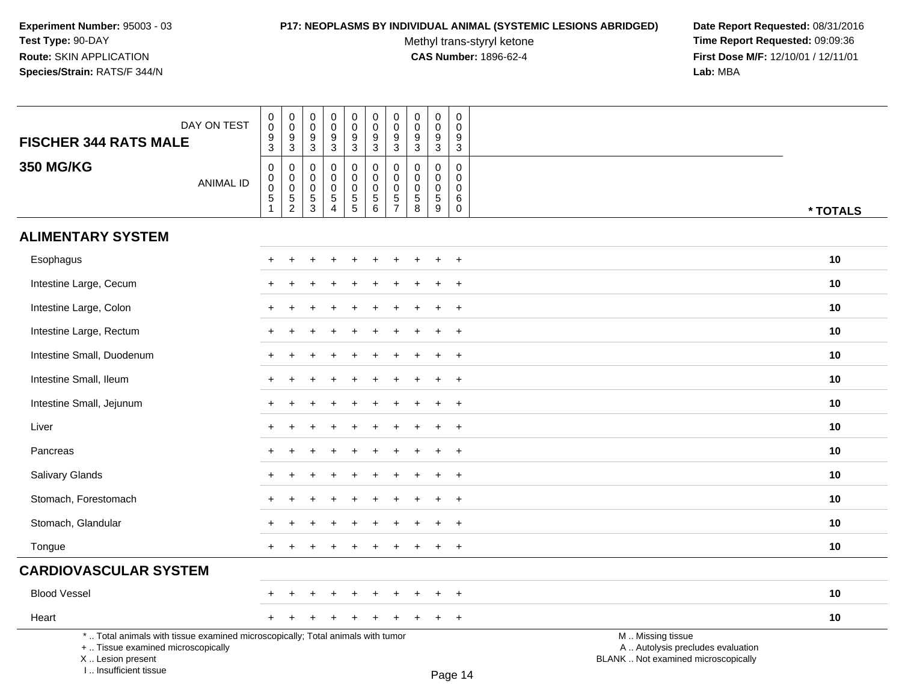**Experiment Number:** 95003 - 03
**Test Type:** 90-DAY
**Route:** SKIN APPLICATION
**Species/Strain:** RATS/F 344/N

**P17: NEOPLASMS BY INDIVIDUAL ANIMAL (SYSTEMIC LESIONS ABRIDGED)**
Methyl trans-styryl ketone
**CAS Number:** 1896-62-4

**Date Report Requested:** 08/31/2016
**Time Report Requested:** 09:09:36
**First Dose M/F:** 12/10/01 / 12/11/01
**Lab:** MBA

## FISCHER 344 RATS MALE
## 350 MG/KG

| DAY ON TEST | 0093 | 0093 | 0093 | 0093 | 0093 | 0093 | 0093 | 0093 | 0093 | 0093 | |
|---|---|---|---|---|---|---|---|---|---|---|---|
| ANIMAL ID | 00051 | 00052 | 00053 | 00054 | 00055 | 00056 | 00057 | 00058 | 00059 | 00060 | * TOTALS |
| **ALIMENTARY SYSTEM** | | | | | | | | | | | |
| Esophagus | + | + | + | + | + | + | + | + | + | + | 10 |
| Intestine Large, Cecum | + | + | + | + | + | + | + | + | + | + | 10 |
| Intestine Large, Colon | + | + | + | + | + | + | + | + | + | + | 10 |
| Intestine Large, Rectum | + | + | + | + | + | + | + | + | + | + | 10 |
| Intestine Small, Duodenum | + | + | + | + | + | + | + | + | + | + | 10 |
| Intestine Small, Ileum | + | + | + | + | + | + | + | + | + | + | 10 |
| Intestine Small, Jejunum | + | + | + | + | + | + | + | + | + | + | 10 |
| Liver | + | + | + | + | + | + | + | + | + | + | 10 |
| Pancreas | + | + | + | + | + | + | + | + | + | + | 10 |
| Salivary Glands | + | + | + | + | + | + | + | + | + | + | 10 |
| Stomach, Forestomach | + | + | + | + | + | + | + | + | + | + | 10 |
| Stomach, Glandular | + | + | + | + | + | + | + | + | + | + | 10 |
| Tongue | + | + | + | + | + | + | + | + | + | + | 10 |
| **CARDIOVASCULAR SYSTEM** | | | | | | | | | | | |
| Blood Vessel | + | + | + | + | + | + | + | + | + | + | 10 |
| Heart | + | + | + | + | + | + | + | + | + | + | 10 |

* .. Total animals with tissue examined microscopically; Total animals with tumor
+ .. Tissue examined microscopically
X .. Lesion present
I .. Insufficient tissue

M .. Missing tissue
A .. Autolysis precludes evaluation
BLANK .. Not examined microscopically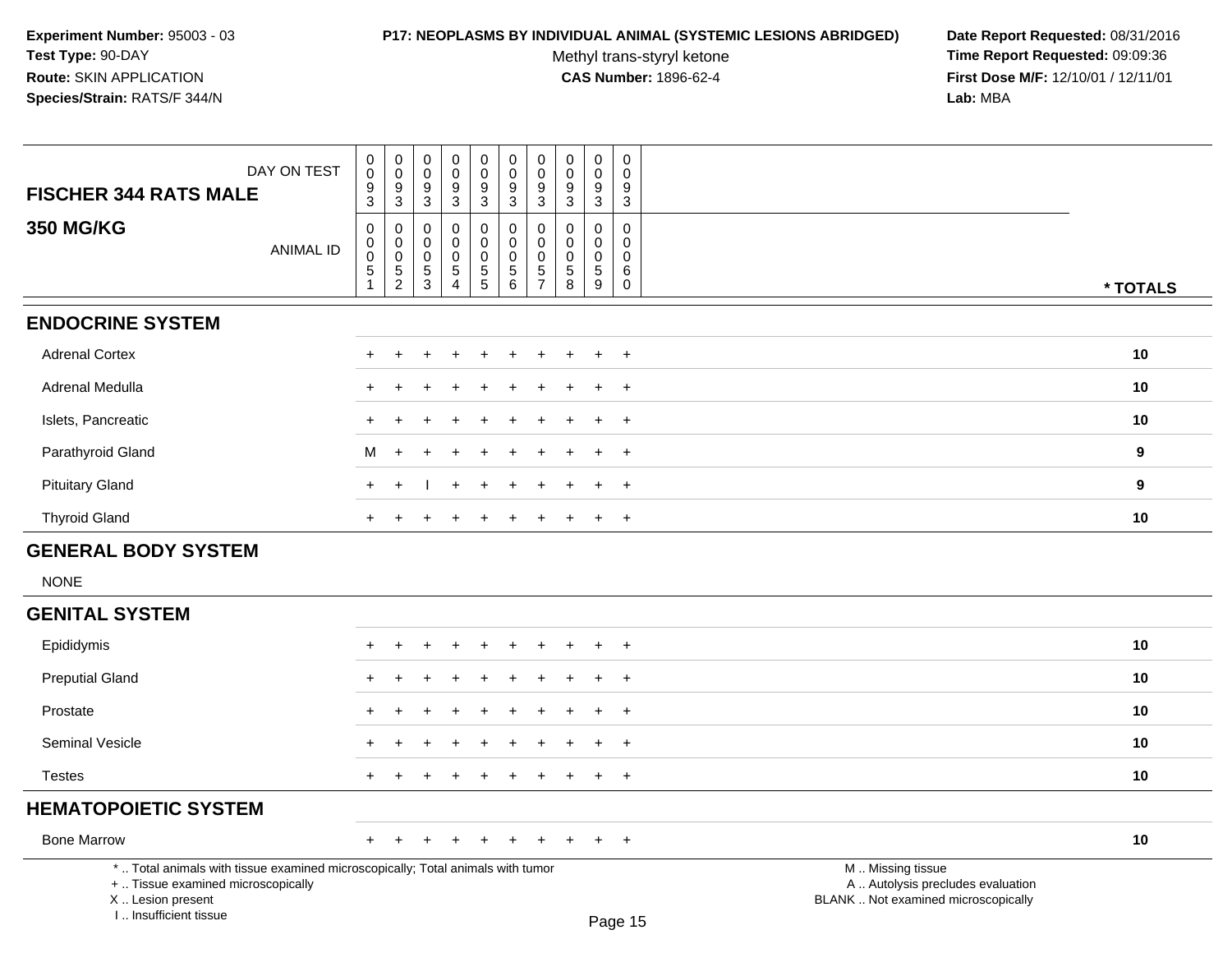**Experiment Number:** 95003 - 03
**Test Type:** 90-DAY
**Route:** SKIN APPLICATION
**Species/Strain:** RATS/F 344/N

**P17: NEOPLASMS BY INDIVIDUAL ANIMAL (SYSTEMIC LESIONS ABRIDGED)**
Methyl trans-styryl ketone
**CAS Number:** 1896-62-4

**Date Report Requested:** 08/31/2016
**Time Report Requested:** 09:09:36
**First Dose M/F:** 12/10/01 / 12/11/01
**Lab:** MBA

| FISCHER 344 RATS MALE 350 MG/KG | | | | | | | | | | | |
|---|---|---|---|---|---|---|---|---|---|---|---|
| DAY ON TEST | 0093 | 0093 | 0093 | 0093 | 0093 | 0093 | 0093 | 0093 | 0093 | 0093 | |
| ANIMAL ID | 00051 | 00052 | 00053 | 00054 | 00055 | 00056 | 00057 | 00058 | 00059 | 00060 | * TOTALS |
| **ENDOCRINE SYSTEM** | | | | | | | | | | | |
| Adrenal Cortex | + | + | + | + | + | + | + | + | + | + | 10 |
| Adrenal Medulla | + | + | + | + | + | + | + | + | + | + | 10 |
| Islets, Pancreatic | + | + | + | + | + | + | + | + | + | + | 10 |
| Parathyroid Gland | M | + | + | + | + | + | + | + | + | + | 9 |
| Pituitary Gland | + | + | I | + | + | + | + | + | + | + | 9 |
| Thyroid Gland | + | + | + | + | + | + | + | + | + | + | 10 |
| **GENERAL BODY SYSTEM** | | | | | | | | | | | |
| NONE | | | | | | | | | | | |
| **GENITAL SYSTEM** | | | | | | | | | | | |
| Epididymis | + | + | + | + | + | + | + | + | + | + | 10 |
| Preputial Gland | + | + | + | + | + | + | + | + | + | + | 10 |
| Prostate | + | + | + | + | + | + | + | + | + | + | 10 |
| Seminal Vesicle | + | + | + | + | + | + | + | + | + | + | 10 |
| Testes | + | + | + | + | + | + | + | + | + | + | 10 |
| **HEMATOPOIETIC SYSTEM** | | | | | | | | | | | |
| Bone Marrow | + | + | + | + | + | + | + | + | + | + | 10 |

\* .. Total animals with tissue examined microscopically; Total animals with tumor
\+ .. Tissue examined microscopically
X .. Lesion present
I .. Insufficient tissue

M .. Missing tissue
A .. Autolysis precludes evaluation
BLANK .. Not examined microscopically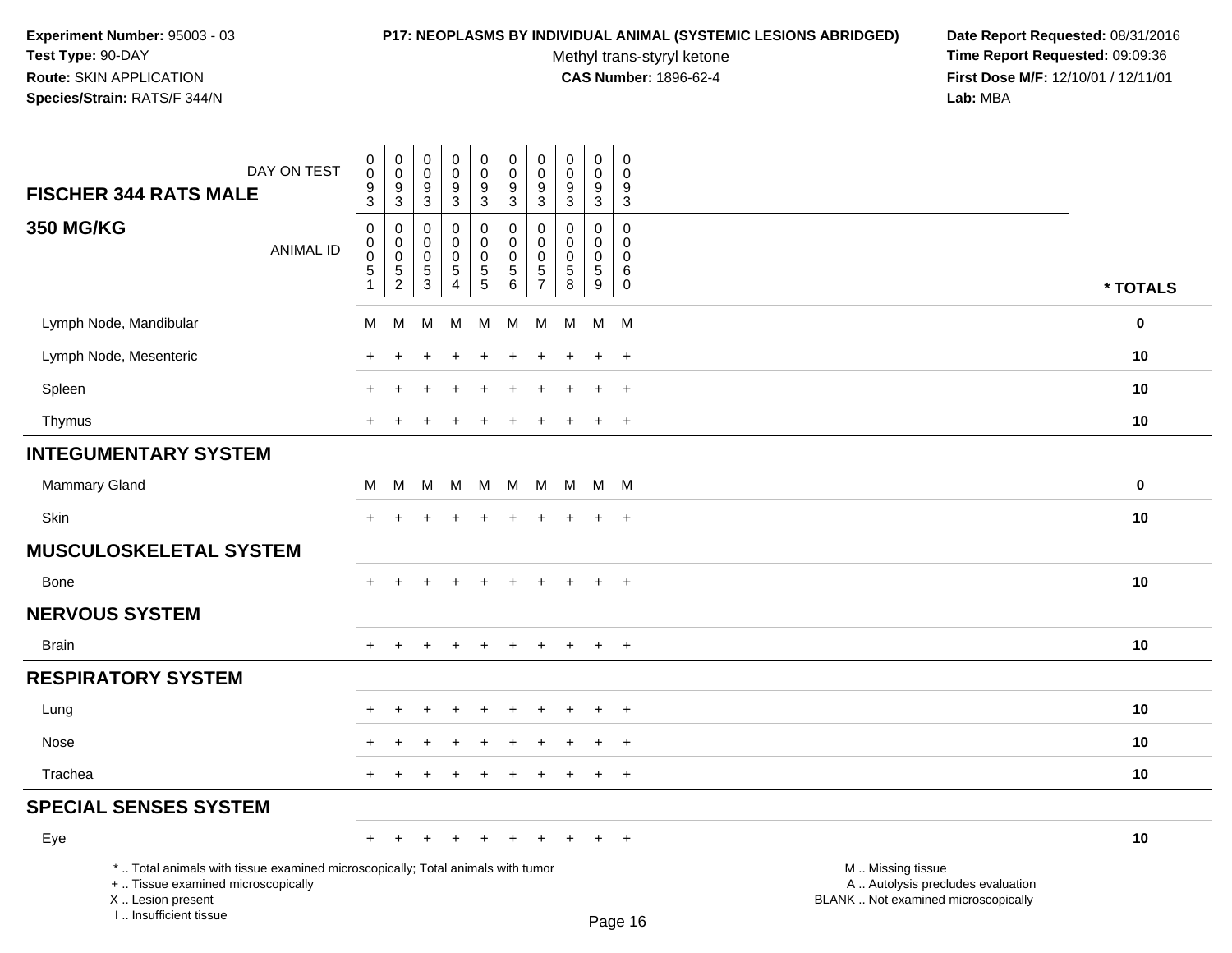**Experiment Number:** 95003 - 03
**Test Type:** 90-DAY
**Route:** SKIN APPLICATION
**Species/Strain:** RATS/F 344/N

**P17: NEOPLASMS BY INDIVIDUAL ANIMAL (SYSTEMIC LESIONS ABRIDGED)**
Methyl trans-styryl ketone
**CAS Number:** 1896-62-4

**Date Report Requested:** 08/31/2016
**Time Report Requested:** 09:09:36
**First Dose M/F:** 12/10/01 / 12/11/01
**Lab:** MBA

## FISCHER 344 RATS MALE
## 350 MG/KG

| DAY ON TEST | 0093 | 0093 | 0093 | 0093 | 0093 | 0093 | 0093 | 0093 | 0093 | 0093 | |
|---|---|---|---|---|---|---|---|---|---|---|---|
| ANIMAL ID | 00051 | 00052 | 00053 | 00054 | 00055 | 00056 | 00057 | 00058 | 00059 | 00060 | * TOTALS |
| Lymph Node, Mandibular | M | M | M | M | M | M | M | M | M | M | 0 |
| Lymph Node, Mesenteric | + | + | + | + | + | + | + | + | + | + | 10 |
| Spleen | + | + | + | + | + | + | + | + | + | + | 10 |
| Thymus | + | + | + | + | + | + | + | + | + | + | 10 |
| **INTEGUMENTARY SYSTEM** | | | | | | | | | | | |
| Mammary Gland | M | M | M | M | M | M | M | M | M | M | 0 |
| Skin | + | + | + | + | + | + | + | + | + | + | 10 |
| **MUSCULOSKELETAL SYSTEM** | | | | | | | | | | | |
| Bone | + | + | + | + | + | + | + | + | + | + | 10 |
| **NERVOUS SYSTEM** | | | | | | | | | | | |
| Brain | + | + | + | + | + | + | + | + | + | + | 10 |
| **RESPIRATORY SYSTEM** | | | | | | | | | | | |
| Lung | + | + | + | + | + | + | + | + | + | + | 10 |
| Nose | + | + | + | + | + | + | + | + | + | + | 10 |
| Trachea | + | + | + | + | + | + | + | + | + | + | 10 |
| **SPECIAL SENSES SYSTEM** | | | | | | | | | | | |
| Eye | + | + | + | + | + | + | + | + | + | + | 10 |

* .. Total animals with tissue examined microscopically; Total animals with tumor
+ .. Tissue examined microscopically
X .. Lesion present
I .. Insufficient tissue

M .. Missing tissue
A .. Autolysis precludes evaluation
BLANK .. Not examined microscopically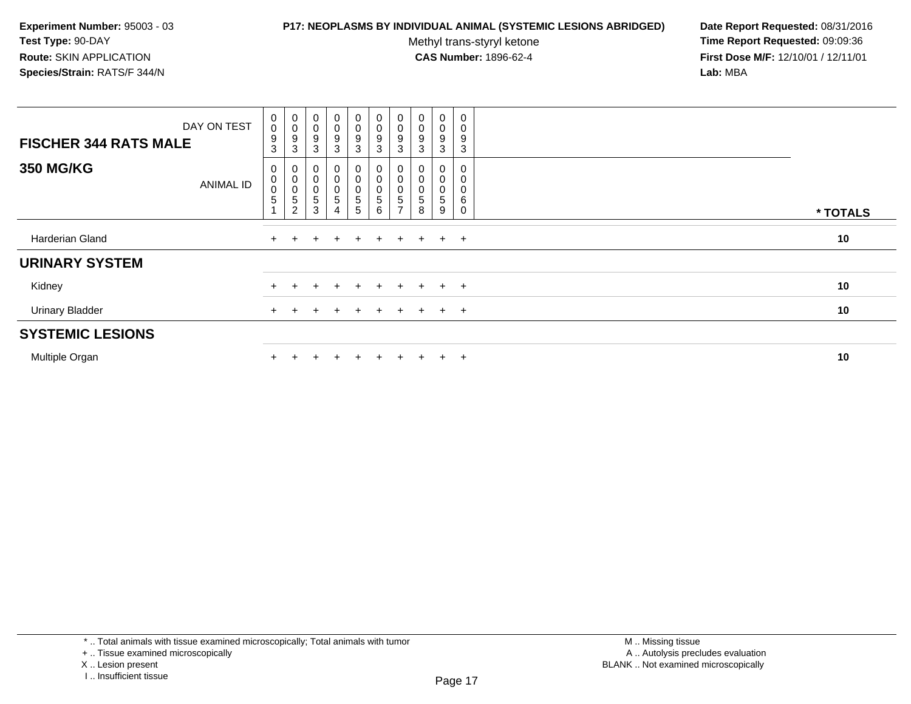**Experiment Number:** 95003 - 03
**Test Type:** 90-DAY
**Route:** SKIN APPLICATION
**Species/Strain:** RATS/F 344/N

**P17: NEOPLASMS BY INDIVIDUAL ANIMAL (SYSTEMIC LESIONS ABRIDGED)**
Methyl trans-styryl ketone
**CAS Number:** 1896-62-4

**Date Report Requested:** 08/31/2016
**Time Report Requested:** 09:09:36
**First Dose M/F:** 12/10/01 / 12/11/01
**Lab:** MBA

| FISCHER 344 RATS MALE — DAY ON TEST | 0093 | 0093 | 0093 | 0093 | 0093 | 0093 | 0093 | 0093 | 0093 | 0093 | |
|---|---|---|---|---|---|---|---|---|---|---|---|
| **350 MG/KG** — ANIMAL ID | 00051 | 00052 | 00053 | 00054 | 00055 | 00056 | 00057 | 00058 | 00059 | 00060 | * TOTALS |
| Harderian Gland | + | + | + | + | + | + | + | + | + | + | 10 |
| **URINARY SYSTEM** | | | | | | | | | | | |
| Kidney | + | + | + | + | + | + | + | + | + | + | 10 |
| Urinary Bladder | + | + | + | + | + | + | + | + | + | + | 10 |
| **SYSTEMIC LESIONS** | | | | | | | | | | | |
| Multiple Organ | + | + | + | + | + | + | + | + | + | + | 10 |

* .. Total animals with tissue examined microscopically; Total animals with tumor
+ .. Tissue examined microscopically
X .. Lesion present
I .. Insufficient tissue

M .. Missing tissue
A .. Autolysis precludes evaluation
BLANK .. Not examined microscopically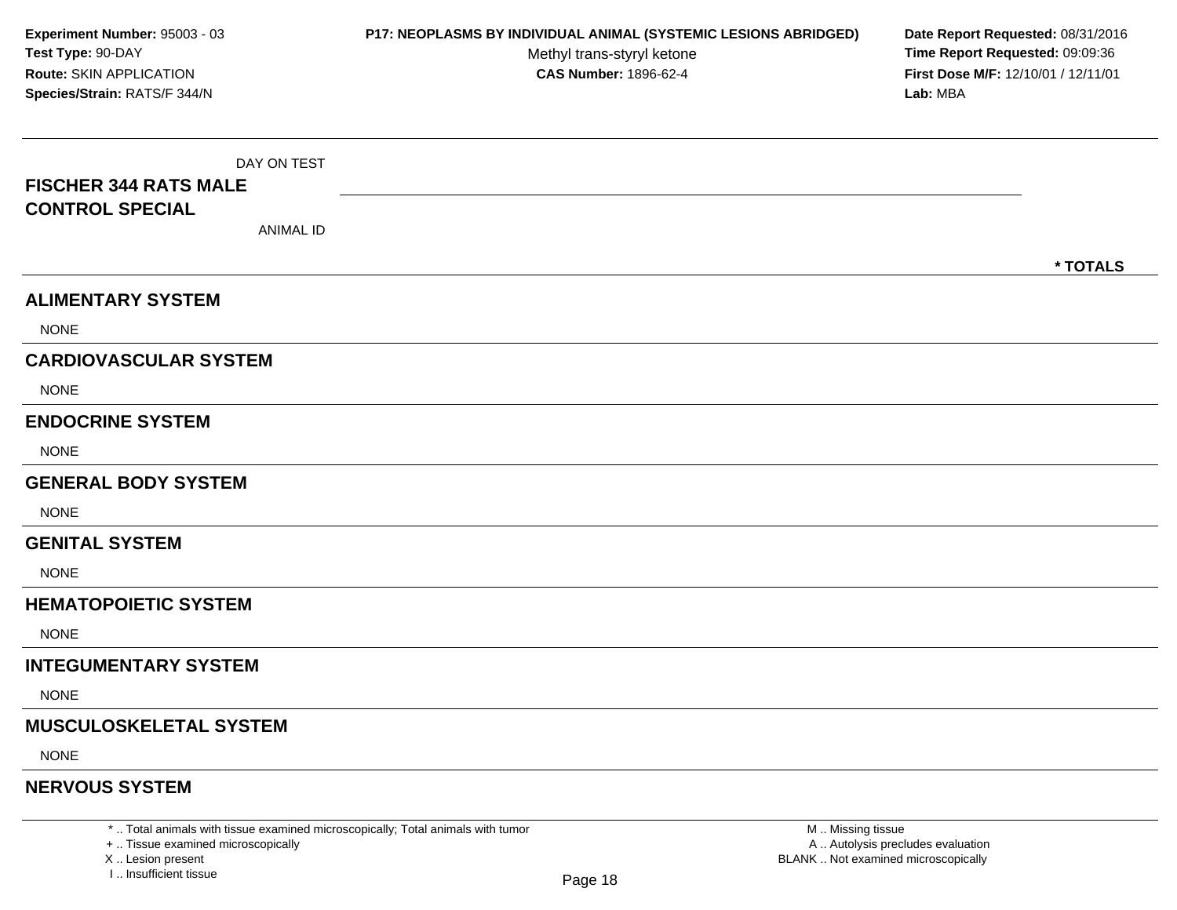**Experiment Number:** 95003 - 03
**Test Type:** 90-DAY
**Route:** SKIN APPLICATION
**Species/Strain:** RATS/F 344/N

**P17: NEOPLASMS BY INDIVIDUAL ANIMAL (SYSTEMIC LESIONS ABRIDGED)**
Methyl trans-styryl ketone
**CAS Number:** 1896-62-4

**Date Report Requested:** 08/31/2016
**Time Report Requested:** 09:09:36
**First Dose M/F:** 12/10/01 / 12/11/01
**Lab:** MBA

| DAY ON TEST<br>**FISCHER 344 RATS MALE**<br>**CONTROL SPECIAL**<br>ANIMAL ID | | *** TOTALS** |
|---|---|---|
| **ALIMENTARY SYSTEM** | | |
| NONE | | |
| **CARDIOVASCULAR SYSTEM** | | |
| NONE | | |
| **ENDOCRINE SYSTEM** | | |
| NONE | | |
| **GENERAL BODY SYSTEM** | | |
| NONE | | |
| **GENITAL SYSTEM** | | |
| NONE | | |
| **HEMATOPOIETIC SYSTEM** | | |
| NONE | | |
| **INTEGUMENTARY SYSTEM** | | |
| NONE | | |
| **MUSCULOSKELETAL SYSTEM** | | |
| NONE | | |
| **NERVOUS SYSTEM** | | |

* .. Total animals with tissue examined microscopically; Total animals with tumor
+ .. Tissue examined microscopically
X .. Lesion present
I .. Insufficient tissue

M .. Missing tissue
A .. Autolysis precludes evaluation
BLANK .. Not examined microscopically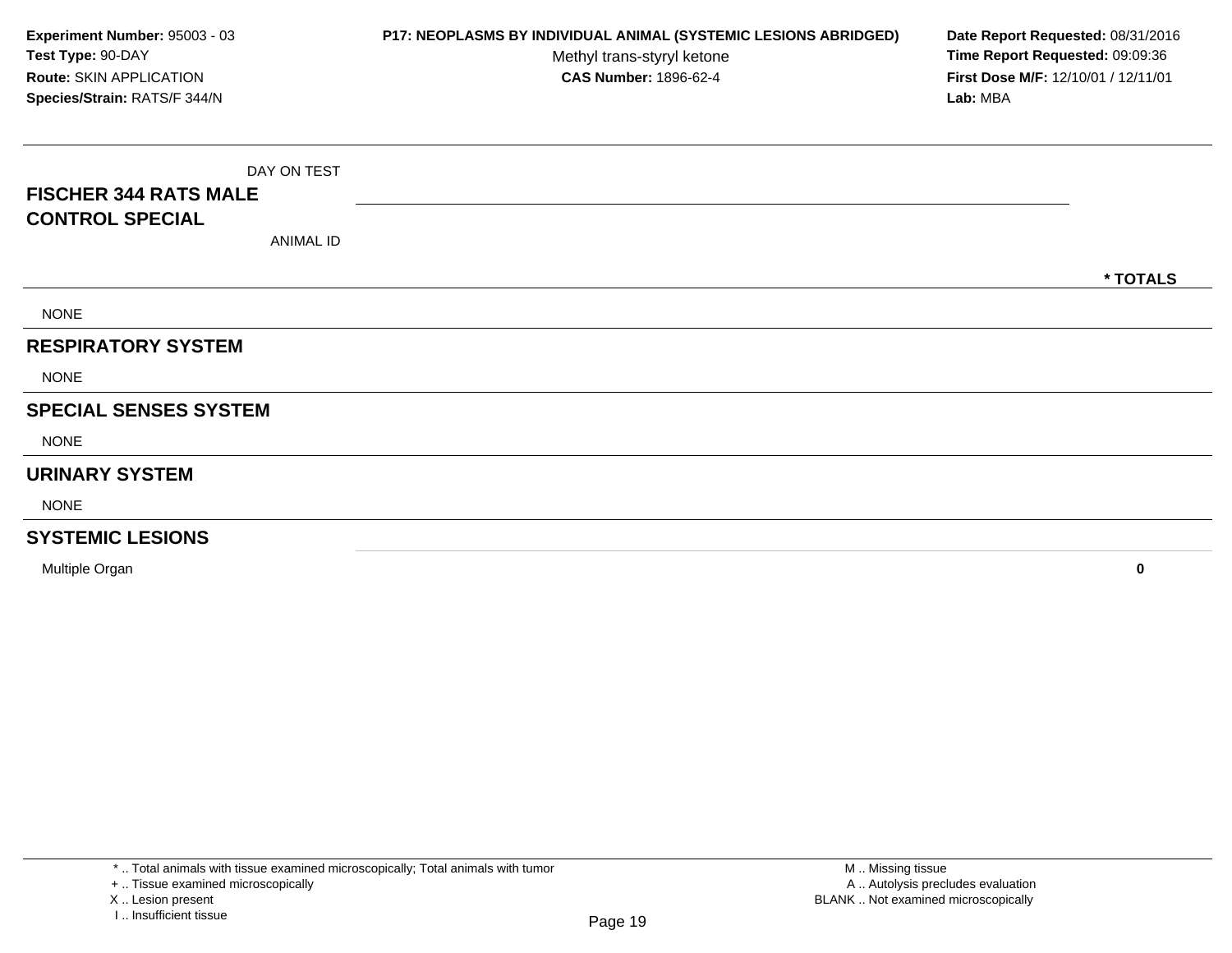**Experiment Number:** 95003 - 03
**Test Type:** 90-DAY
**Route:** SKIN APPLICATION
**Species/Strain:** RATS/F 344/N

**P17: NEOPLASMS BY INDIVIDUAL ANIMAL (SYSTEMIC LESIONS ABRIDGED)**
Methyl trans-styryl ketone
**CAS Number:** 1896-62-4

**Date Report Requested:** 08/31/2016
**Time Report Requested:** 09:09:36
**First Dose M/F:** 12/10/01 / 12/11/01
**Lab:** MBA

| DAY ON TEST<br>**FISCHER 344 RATS MALE**<br>**CONTROL SPECIAL**<br>ANIMAL ID | | *** TOTALS** |
|---|---|---|
| NONE | | |
| **RESPIRATORY SYSTEM** | | |
| NONE | | |
| **SPECIAL SENSES SYSTEM** | | |
| NONE | | |
| **URINARY SYSTEM** | | |
| NONE | | |
| **SYSTEMIC LESIONS** | | |
| Multiple Organ | | **0** |

* .. Total animals with tissue examined microscopically; Total animals with tumor
+ .. Tissue examined microscopically
X .. Lesion present
I .. Insufficient tissue

M .. Missing tissue
A .. Autolysis precludes evaluation
BLANK .. Not examined microscopically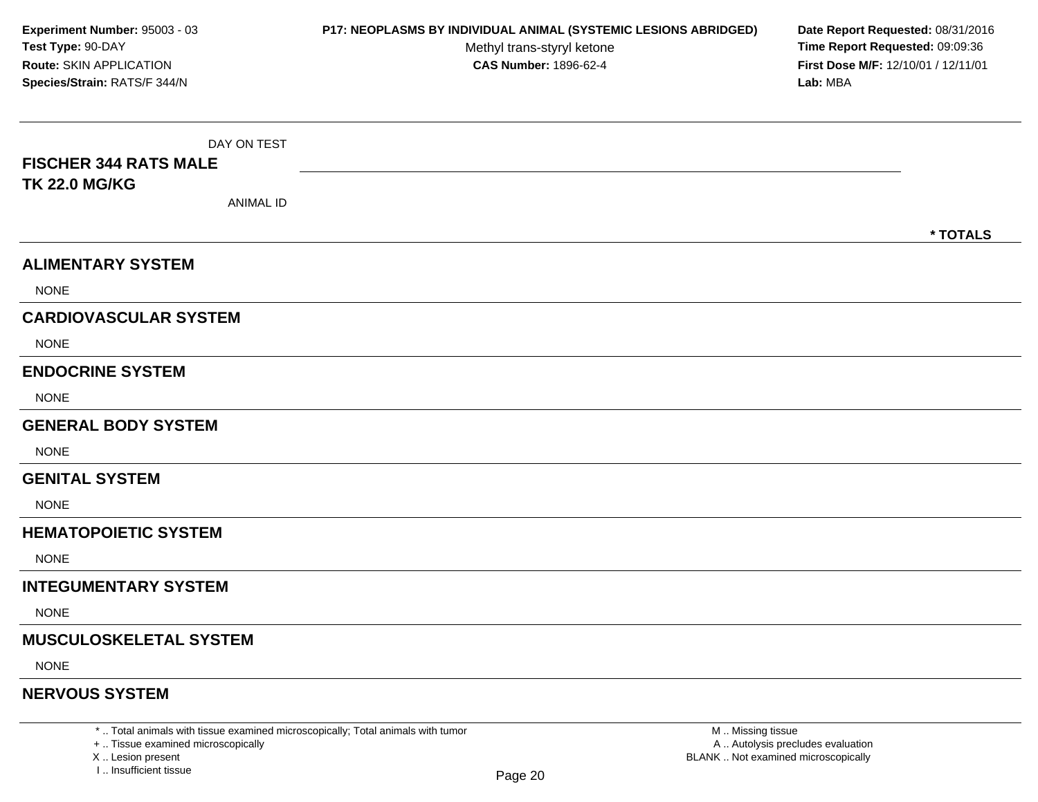**Experiment Number:** 95003 - 03
**Test Type:** 90-DAY
**Route:** SKIN APPLICATION
**Species/Strain:** RATS/F 344/N

**P17: NEOPLASMS BY INDIVIDUAL ANIMAL (SYSTEMIC LESIONS ABRIDGED)**
Methyl trans-styryl ketone
**CAS Number:** 1896-62-4

**Date Report Requested:** 08/31/2016
**Time Report Requested:** 09:09:36
**First Dose M/F:** 12/10/01 / 12/11/01
**Lab:** MBA

| DAY ON TEST<br>**FISCHER 344 RATS MALE**<br>**TK 22.0 MG/KG**<br>ANIMAL ID | **\* TOTALS** |
|---|---|
| **ALIMENTARY SYSTEM** | |
| NONE | |
| **CARDIOVASCULAR SYSTEM** | |
| NONE | |
| **ENDOCRINE SYSTEM** | |
| NONE | |
| **GENERAL BODY SYSTEM** | |
| NONE | |
| **GENITAL SYSTEM** | |
| NONE | |
| **HEMATOPOIETIC SYSTEM** | |
| NONE | |
| **INTEGUMENTARY SYSTEM** | |
| NONE | |
| **MUSCULOSKELETAL SYSTEM** | |
| NONE | |
| **NERVOUS SYSTEM** | |

\* .. Total animals with tissue examined microscopically; Total animals with tumor
+ .. Tissue examined microscopically
X .. Lesion present
I .. Insufficient tissue

M .. Missing tissue
A .. Autolysis precludes evaluation
BLANK .. Not examined microscopically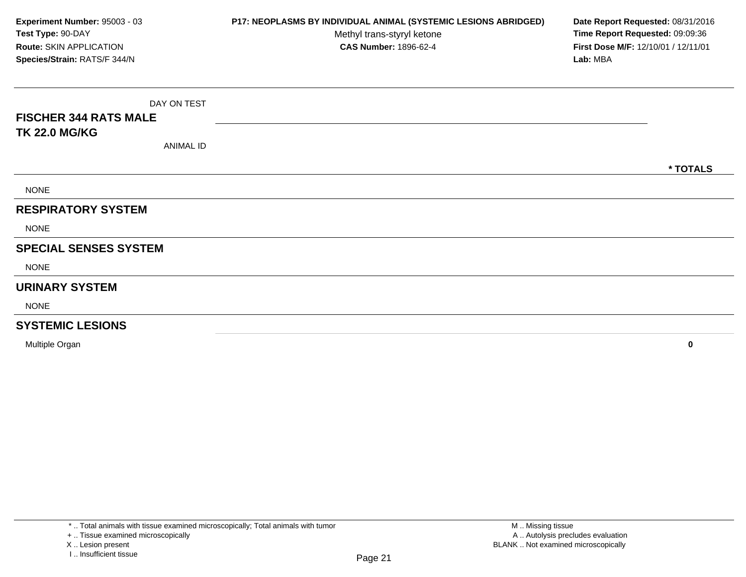**Experiment Number:** 95003 - 03
**Test Type:** 90-DAY
**Route:** SKIN APPLICATION
**Species/Strain:** RATS/F 344/N

**P17: NEOPLASMS BY INDIVIDUAL ANIMAL (SYSTEMIC LESIONS ABRIDGED)**
Methyl trans-styryl ketone
**CAS Number:** 1896-62-4

**Date Report Requested:** 08/31/2016
**Time Report Requested:** 09:09:36
**First Dose M/F:** 12/10/01 / 12/11/01
**Lab:** MBA

| DAY ON TEST | |
|---|---|
| **FISCHER 344 RATS MALE** | |
| **TK 22.0 MG/KG** | |
| ANIMAL ID | **\* TOTALS** |
| NONE | |
| **RESPIRATORY SYSTEM** | |
| NONE | |
| **SPECIAL SENSES SYSTEM** | |
| NONE | |
| **URINARY SYSTEM** | |
| NONE | |
| **SYSTEMIC LESIONS** | |
| Multiple Organ | **0** |

\* .. Total animals with tissue examined microscopically; Total animals with tumor
\+ .. Tissue examined microscopically
X .. Lesion present
I .. Insufficient tissue

M .. Missing tissue
A .. Autolysis precludes evaluation
BLANK .. Not examined microscopically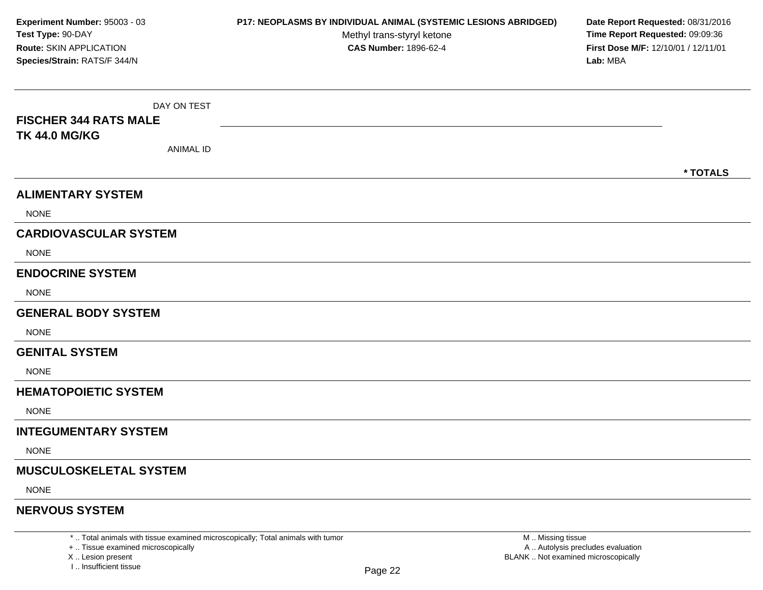**Experiment Number:** 95003 - 03
**Test Type:** 90-DAY
**Route:** SKIN APPLICATION
**Species/Strain:** RATS/F 344/N

**P17: NEOPLASMS BY INDIVIDUAL ANIMAL (SYSTEMIC LESIONS ABRIDGED)**
Methyl trans-styryl ketone
**CAS Number:** 1896-62-4

**Date Report Requested:** 08/31/2016
**Time Report Requested:** 09:09:36
**First Dose M/F:** 12/10/01 / 12/11/01
**Lab:** MBA

| DAY ON TEST<br>**FISCHER 344 RATS MALE**<br>**TK 44.0 MG/KG**<br>ANIMAL ID | **\* TOTALS** |
|---|---|
| **ALIMENTARY SYSTEM** | |
| NONE | |
| **CARDIOVASCULAR SYSTEM** | |
| NONE | |
| **ENDOCRINE SYSTEM** | |
| NONE | |
| **GENERAL BODY SYSTEM** | |
| NONE | |
| **GENITAL SYSTEM** | |
| NONE | |
| **HEMATOPOIETIC SYSTEM** | |
| NONE | |
| **INTEGUMENTARY SYSTEM** | |
| NONE | |
| **MUSCULOSKELETAL SYSTEM** | |
| NONE | |
| **NERVOUS SYSTEM** | |

\* .. Total animals with tissue examined microscopically; Total animals with tumor
\+ .. Tissue examined microscopically
X .. Lesion present
I .. Insufficient tissue

M .. Missing tissue
A .. Autolysis precludes evaluation
BLANK .. Not examined microscopically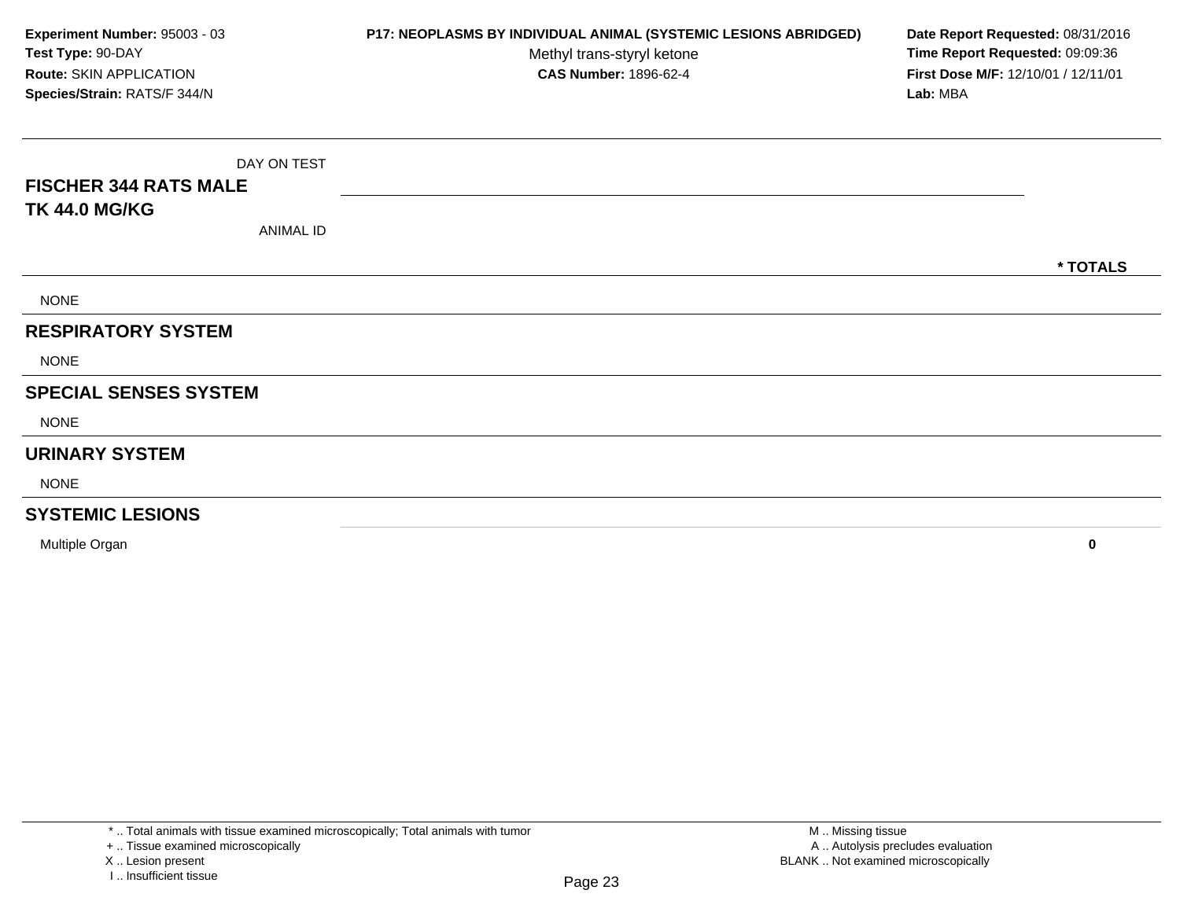**Experiment Number:** 95003 - 03
**Test Type:** 90-DAY
**Route:** SKIN APPLICATION
**Species/Strain:** RATS/F 344/N

**P17: NEOPLASMS BY INDIVIDUAL ANIMAL (SYSTEMIC LESIONS ABRIDGED)**
Methyl trans-styryl ketone
**CAS Number:** 1896-62-4

**Date Report Requested:** 08/31/2016
**Time Report Requested:** 09:09:36
**First Dose M/F:** 12/10/01 / 12/11/01
**Lab:** MBA

| DAY ON TEST<br>**FISCHER 344 RATS MALE**<br>**TK 44.0 MG/KG**<br>ANIMAL ID | * TOTALS |
|---|---|
| NONE | |
| **RESPIRATORY SYSTEM** | |
| NONE | |
| **SPECIAL SENSES SYSTEM** | |
| NONE | |
| **URINARY SYSTEM** | |
| NONE | |
| **SYSTEMIC LESIONS** | |
| Multiple Organ | **0** |

* .. Total animals with tissue examined microscopically; Total animals with tumor
+ .. Tissue examined microscopically
X .. Lesion present
I .. Insufficient tissue

M .. Missing tissue
A .. Autolysis precludes evaluation
BLANK .. Not examined microscopically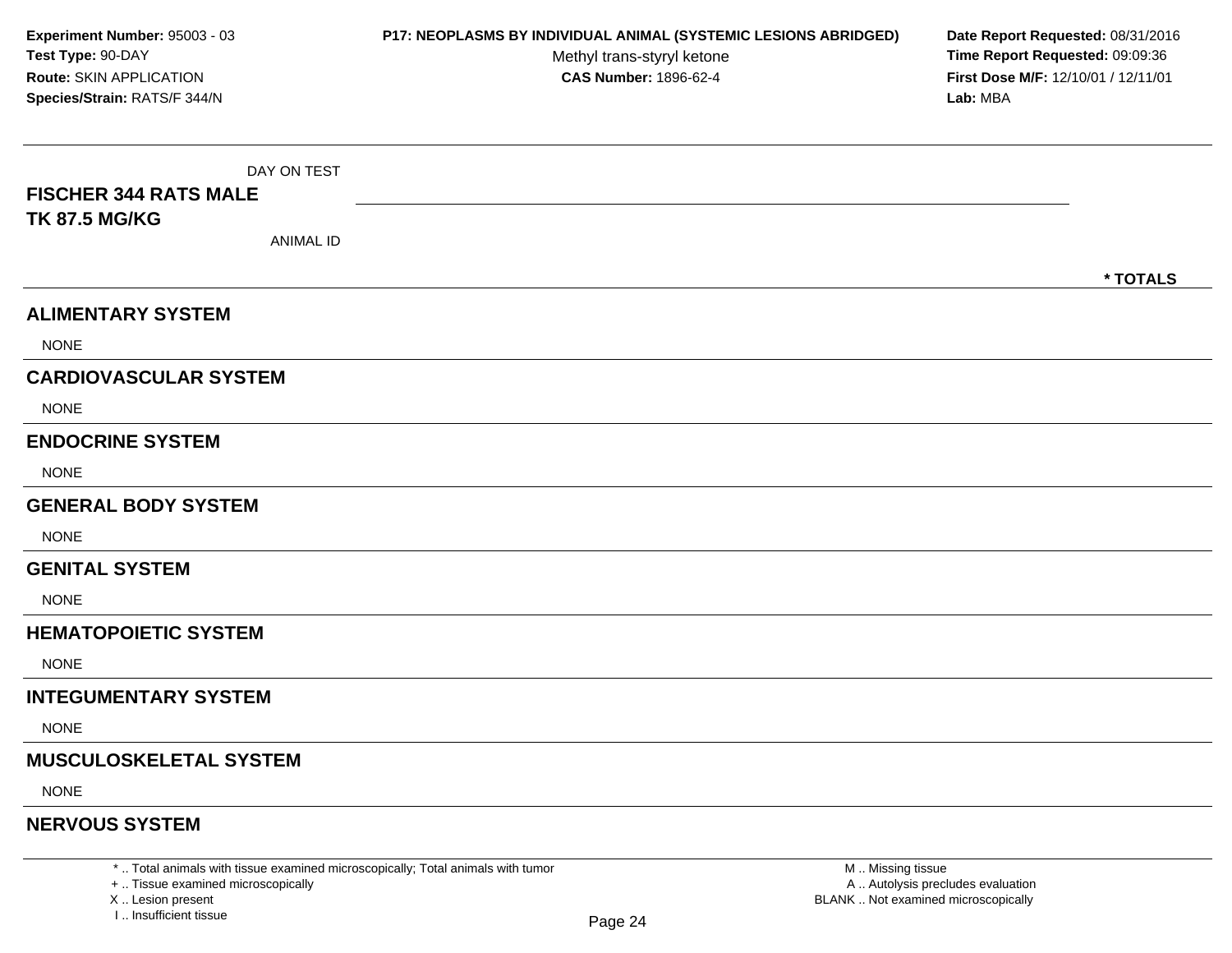**Experiment Number:** 95003 - 03
**Test Type:** 90-DAY
**Route:** SKIN APPLICATION
**Species/Strain:** RATS/F 344/N

**P17: NEOPLASMS BY INDIVIDUAL ANIMAL (SYSTEMIC LESIONS ABRIDGED)**
Methyl trans-styryl ketone
**CAS Number:** 1896-62-4

**Date Report Requested:** 08/31/2016
**Time Report Requested:** 09:09:36
**First Dose M/F:** 12/10/01 / 12/11/01
**Lab:** MBA

| DAY ON TEST | |
|---|---|
| **FISCHER 344 RATS MALE** | |
| **TK 87.5 MG/KG** | |
| ANIMAL ID | **\* TOTALS** |

## ALIMENTARY SYSTEM

NONE

## CARDIOVASCULAR SYSTEM

NONE

## ENDOCRINE SYSTEM

NONE

## GENERAL BODY SYSTEM

NONE

## GENITAL SYSTEM

NONE

## HEMATOPOIETIC SYSTEM

NONE

## INTEGUMENTARY SYSTEM

NONE

## MUSCULOSKELETAL SYSTEM

NONE

## NERVOUS SYSTEM

\* .. Total animals with tissue examined microscopically; Total animals with tumor
+ .. Tissue examined microscopically
X .. Lesion present
I .. Insufficient tissue

M .. Missing tissue
A .. Autolysis precludes evaluation
BLANK .. Not examined microscopically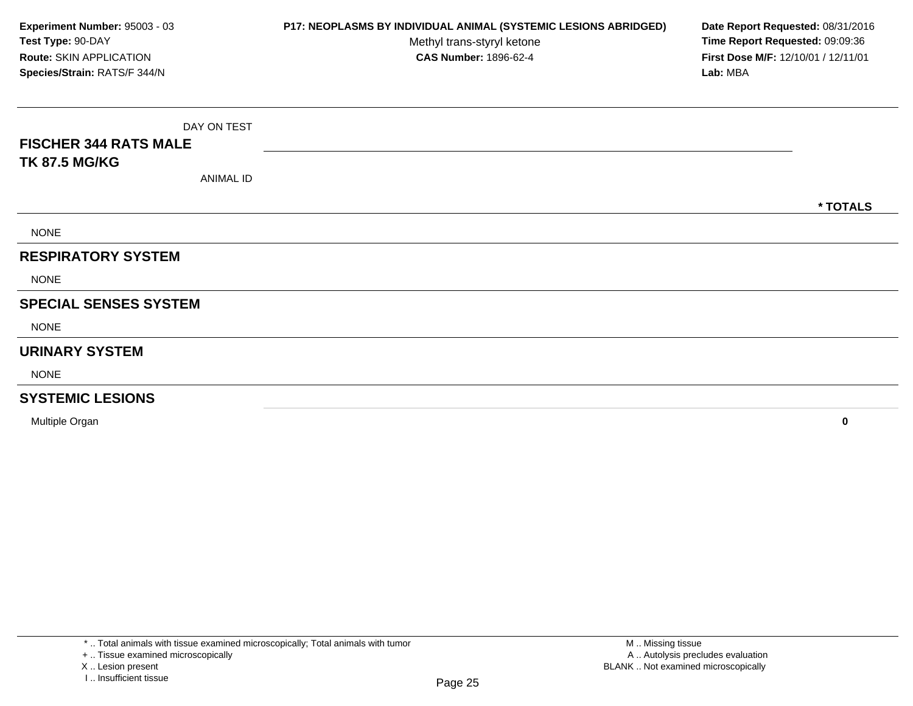**Experiment Number:** 95003 - 03
**Test Type:** 90-DAY
**Route:** SKIN APPLICATION
**Species/Strain:** RATS/F 344/N

**P17: NEOPLASMS BY INDIVIDUAL ANIMAL (SYSTEMIC LESIONS ABRIDGED)**
Methyl trans-styryl ketone
**CAS Number:** 1896-62-4

**Date Report Requested:** 08/31/2016
**Time Report Requested:** 09:09:36
**First Dose M/F:** 12/10/01 / 12/11/01
**Lab:** MBA

| DAY ON TEST | |
|---|---|
| **FISCHER 344 RATS MALE** | |
| **TK 87.5 MG/KG** | |
| ANIMAL ID | |
| | *** TOTALS** |
| NONE | |
| **RESPIRATORY SYSTEM** | |
| NONE | |
| **SPECIAL SENSES SYSTEM** | |
| NONE | |
| **URINARY SYSTEM** | |
| NONE | |
| **SYSTEMIC LESIONS** | |
| Multiple Organ | **0** |

* .. Total animals with tissue examined microscopically; Total animals with tumor
+ .. Tissue examined microscopically
X .. Lesion present
I .. Insufficient tissue

M .. Missing tissue
A .. Autolysis precludes evaluation
BLANK .. Not examined microscopically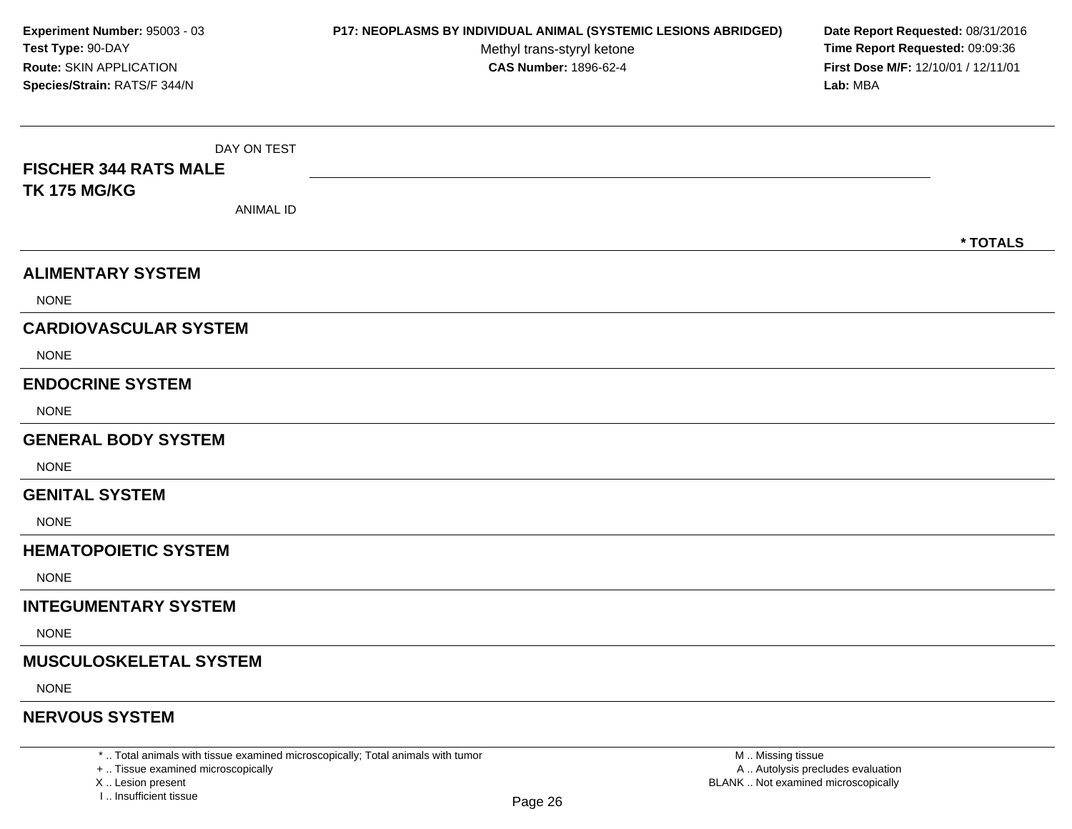**Experiment Number:** 95003 - 03
**Test Type:** 90-DAY
**Route:** SKIN APPLICATION
**Species/Strain:** RATS/F 344/N

**P17: NEOPLASMS BY INDIVIDUAL ANIMAL (SYSTEMIC LESIONS ABRIDGED)**
Methyl trans-styryl ketone
**CAS Number:** 1896-62-4

**Date Report Requested:** 08/31/2016
**Time Report Requested:** 09:09:36
**First Dose M/F:** 12/10/01 / 12/11/01
**Lab:** MBA

| DAY ON TEST | |
|---|---|
| **FISCHER 344 RATS MALE** | |
| **TK 175 MG/KG** | |
| ANIMAL ID | **\* TOTALS** |

## ALIMENTARY SYSTEM

NONE

## CARDIOVASCULAR SYSTEM

NONE

## ENDOCRINE SYSTEM

NONE

## GENERAL BODY SYSTEM

NONE

## GENITAL SYSTEM

NONE

## HEMATOPOIETIC SYSTEM

NONE

## INTEGUMENTARY SYSTEM

NONE

## MUSCULOSKELETAL SYSTEM

NONE

## NERVOUS SYSTEM

\* .. Total animals with tissue examined microscopically; Total animals with tumor
\+ .. Tissue examined microscopically
X .. Lesion present
I .. Insufficient tissue

M .. Missing tissue
A .. Autolysis precludes evaluation
BLANK .. Not examined microscopically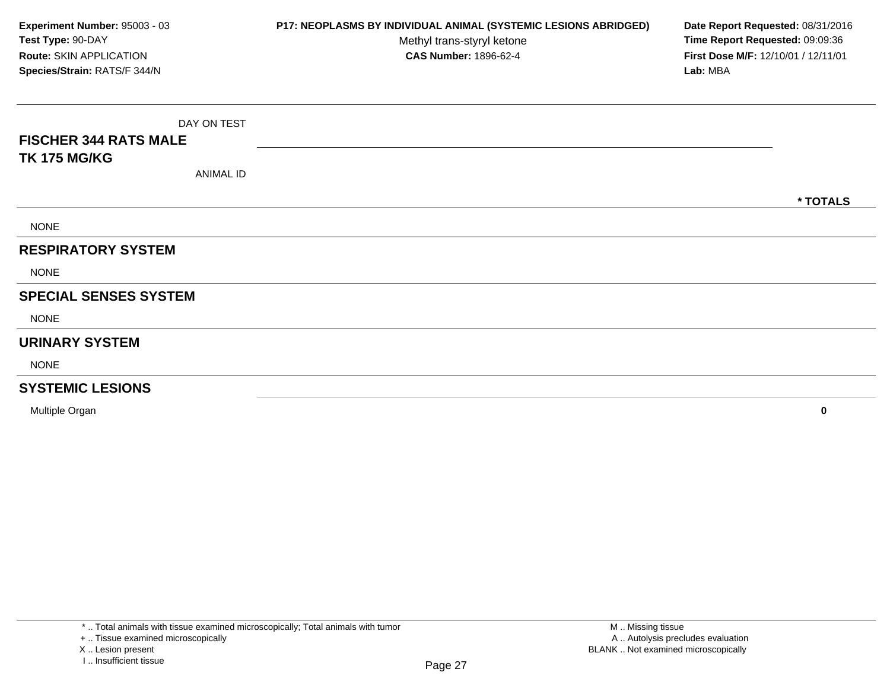**Experiment Number:** 95003 - 03
**Test Type:** 90-DAY
**Route:** SKIN APPLICATION
**Species/Strain:** RATS/F 344/N

**P17: NEOPLASMS BY INDIVIDUAL ANIMAL (SYSTEMIC LESIONS ABRIDGED)**
Methyl trans-styryl ketone
**CAS Number:** 1896-62-4

**Date Report Requested:** 08/31/2016
**Time Report Requested:** 09:09:36
**First Dose M/F:** 12/10/01 / 12/11/01
**Lab:** MBA

| **FISCHER 344 RATS MALE** **TK 175 MG/KG** | DAY ON TEST / ANIMAL ID | * TOTALS |
|---|---|---|
| NONE | | |
| **RESPIRATORY SYSTEM** | | |
| NONE | | |
| **SPECIAL SENSES SYSTEM** | | |
| NONE | | |
| **URINARY SYSTEM** | | |
| NONE | | |
| **SYSTEMIC LESIONS** | | |
| Multiple Organ | | **0** |

* .. Total animals with tissue examined microscopically; Total animals with tumor
+ .. Tissue examined microscopically
X .. Lesion present
I .. Insufficient tissue

M .. Missing tissue
A .. Autolysis precludes evaluation
BLANK .. Not examined microscopically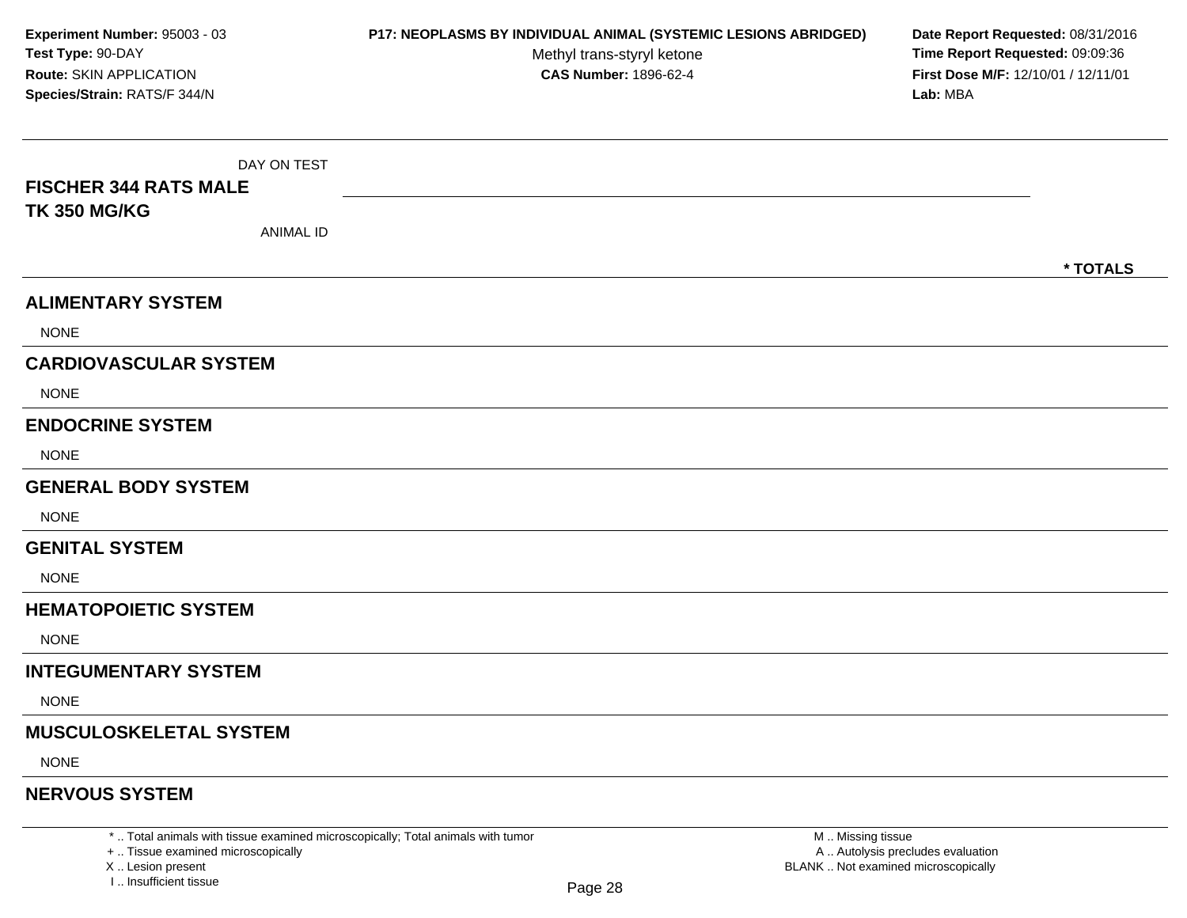**Experiment Number:** 95003 - 03
**Test Type:** 90-DAY
**Route:** SKIN APPLICATION
**Species/Strain:** RATS/F 344/N

**P17: NEOPLASMS BY INDIVIDUAL ANIMAL (SYSTEMIC LESIONS ABRIDGED)**
Methyl trans-styryl ketone
**CAS Number:** 1896-62-4

**Date Report Requested:** 08/31/2016
**Time Report Requested:** 09:09:36
**First Dose M/F:** 12/10/01 / 12/11/01
**Lab:** MBA

| DAY ON TEST<br>**FISCHER 344 RATS MALE**<br>**TK 350 MG/KG**<br>ANIMAL ID | * TOTALS |
|---|---|
| **ALIMENTARY SYSTEM** | |
| NONE | |
| **CARDIOVASCULAR SYSTEM** | |
| NONE | |
| **ENDOCRINE SYSTEM** | |
| NONE | |
| **GENERAL BODY SYSTEM** | |
| NONE | |
| **GENITAL SYSTEM** | |
| NONE | |
| **HEMATOPOIETIC SYSTEM** | |
| NONE | |
| **INTEGUMENTARY SYSTEM** | |
| NONE | |
| **MUSCULOSKELETAL SYSTEM** | |
| NONE | |
| **NERVOUS SYSTEM** | |

* .. Total animals with tissue examined microscopically; Total animals with tumor
+ .. Tissue examined microscopically
X .. Lesion present
I .. Insufficient tissue

M .. Missing tissue
A .. Autolysis precludes evaluation
BLANK .. Not examined microscopically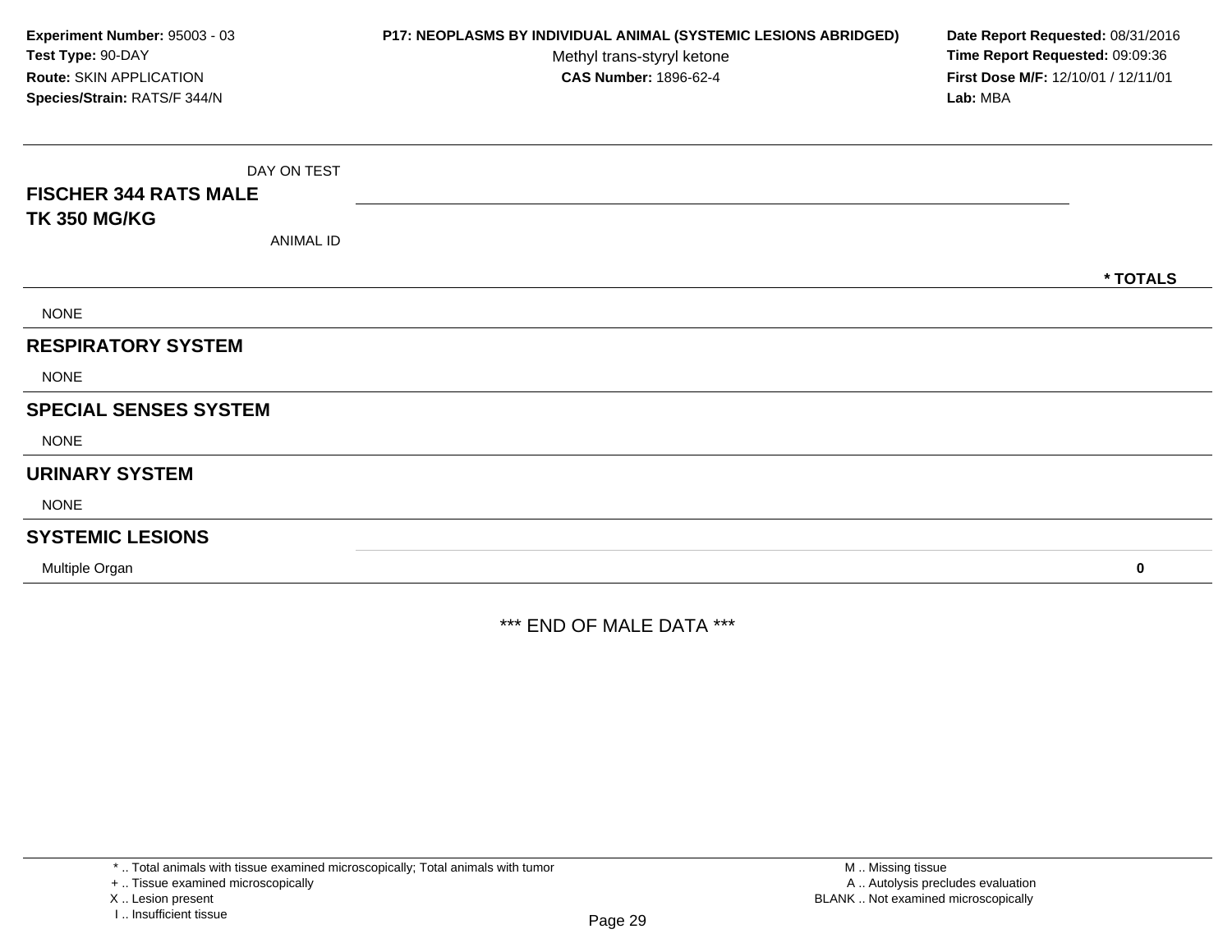**Experiment Number:** 95003 - 03
**Test Type:** 90-DAY
**Route:** SKIN APPLICATION
**Species/Strain:** RATS/F 344/N

**P17: NEOPLASMS BY INDIVIDUAL ANIMAL (SYSTEMIC LESIONS ABRIDGED)**
Methyl trans-styryl ketone
**CAS Number:** 1896-62-4

**Date Report Requested:** 08/31/2016
**Time Report Requested:** 09:09:36
**First Dose M/F:** 12/10/01 / 12/11/01
**Lab:** MBA

| DAY ON TEST<br>**FISCHER 344 RATS MALE**<br>**TK 350 MG/KG**<br>ANIMAL ID | | * TOTALS |
|---|---|---|
| NONE | | |
| **RESPIRATORY SYSTEM** | | |
| NONE | | |
| **SPECIAL SENSES SYSTEM** | | |
| NONE | | |
| **URINARY SYSTEM** | | |
| NONE | | |
| **SYSTEMIC LESIONS** | | |
| Multiple Organ | | **0** |

*** END OF MALE DATA ***

* .. Total animals with tissue examined microscopically; Total animals with tumor
+ .. Tissue examined microscopically
X .. Lesion present
I .. Insufficient tissue
M .. Missing tissue
A .. Autolysis precludes evaluation
BLANK .. Not examined microscopically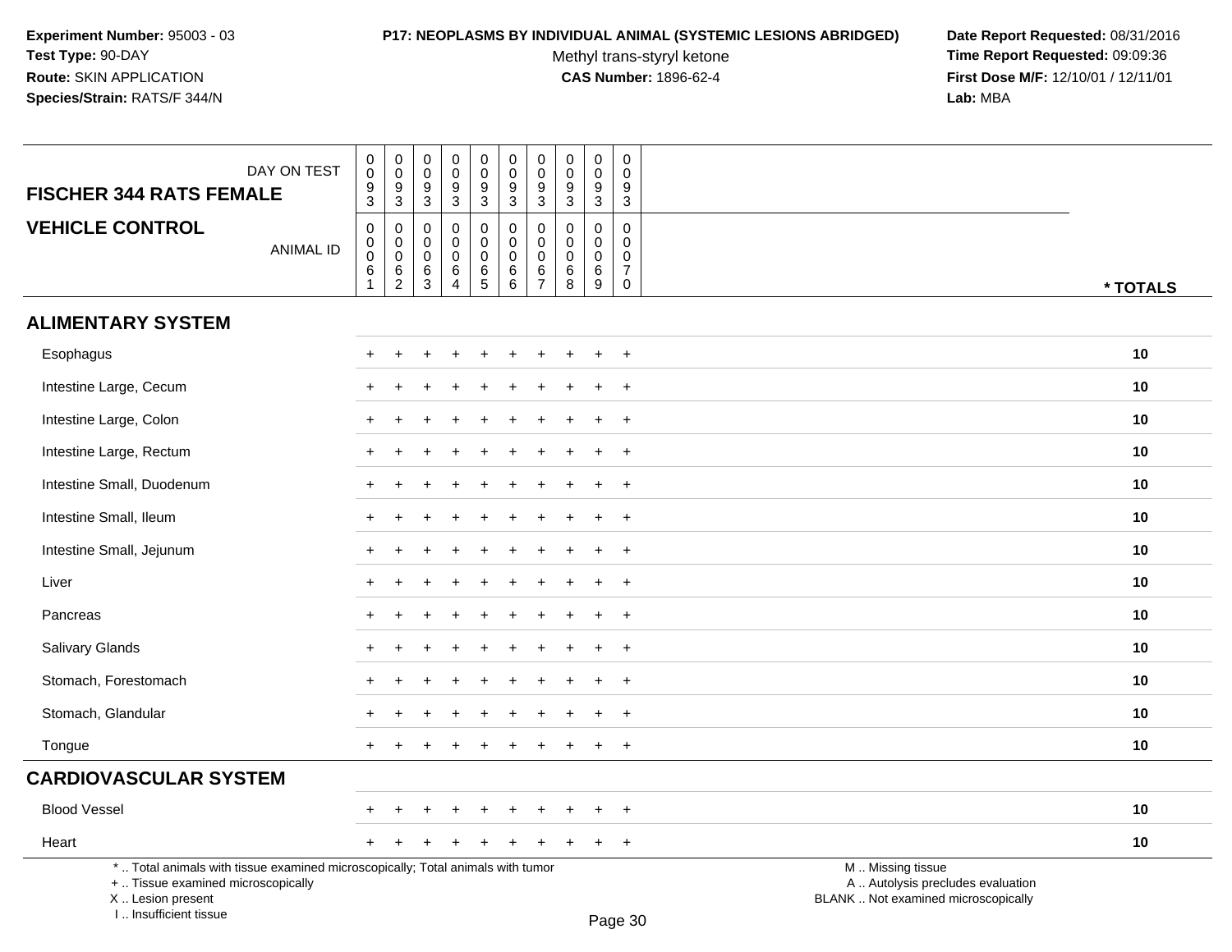**Experiment Number:** 95003 - 03
**Test Type:** 90-DAY
**Route:** SKIN APPLICATION
**Species/Strain:** RATS/F 344/N

**P17: NEOPLASMS BY INDIVIDUAL ANIMAL (SYSTEMIC LESIONS ABRIDGED)**
Methyl trans-styryl ketone
**CAS Number:** 1896-62-4

**Date Report Requested:** 08/31/2016
**Time Report Requested:** 09:09:36
**First Dose M/F:** 12/10/01 / 12/11/01
**Lab:** MBA

| FISCHER 344 RATS FEMALE — DAY ON TEST | 0093 | 0093 | 0093 | 0093 | 0093 | 0093 | 0093 | 0093 | 0093 | 0093 | |
|---|---|---|---|---|---|---|---|---|---|---|---|
| **VEHICLE CONTROL** — ANIMAL ID | 00061 | 00062 | 00063 | 00064 | 00065 | 00066 | 00067 | 00068 | 00069 | 00070 | * TOTALS |
| **ALIMENTARY SYSTEM** | | | | | | | | | | | |
| Esophagus | + | + | + | + | + | + | + | + | + | + | 10 |
| Intestine Large, Cecum | + | + | + | + | + | + | + | + | + | + | 10 |
| Intestine Large, Colon | + | + | + | + | + | + | + | + | + | + | 10 |
| Intestine Large, Rectum | + | + | + | + | + | + | + | + | + | + | 10 |
| Intestine Small, Duodenum | + | + | + | + | + | + | + | + | + | + | 10 |
| Intestine Small, Ileum | + | + | + | + | + | + | + | + | + | + | 10 |
| Intestine Small, Jejunum | + | + | + | + | + | + | + | + | + | + | 10 |
| Liver | + | + | + | + | + | + | + | + | + | + | 10 |
| Pancreas | + | + | + | + | + | + | + | + | + | + | 10 |
| Salivary Glands | + | + | + | + | + | + | + | + | + | + | 10 |
| Stomach, Forestomach | + | + | + | + | + | + | + | + | + | + | 10 |
| Stomach, Glandular | + | + | + | + | + | + | + | + | + | + | 10 |
| Tongue | + | + | + | + | + | + | + | + | + | + | 10 |
| **CARDIOVASCULAR SYSTEM** | | | | | | | | | | | |
| Blood Vessel | + | + | + | + | + | + | + | + | + | + | 10 |
| Heart | + | + | + | + | + | + | + | + | + | + | 10 |

* .. Total animals with tissue examined microscopically; Total animals with tumor
+ .. Tissue examined microscopically
X .. Lesion present
I .. Insufficient tissue

M .. Missing tissue
A .. Autolysis precludes evaluation
BLANK .. Not examined microscopically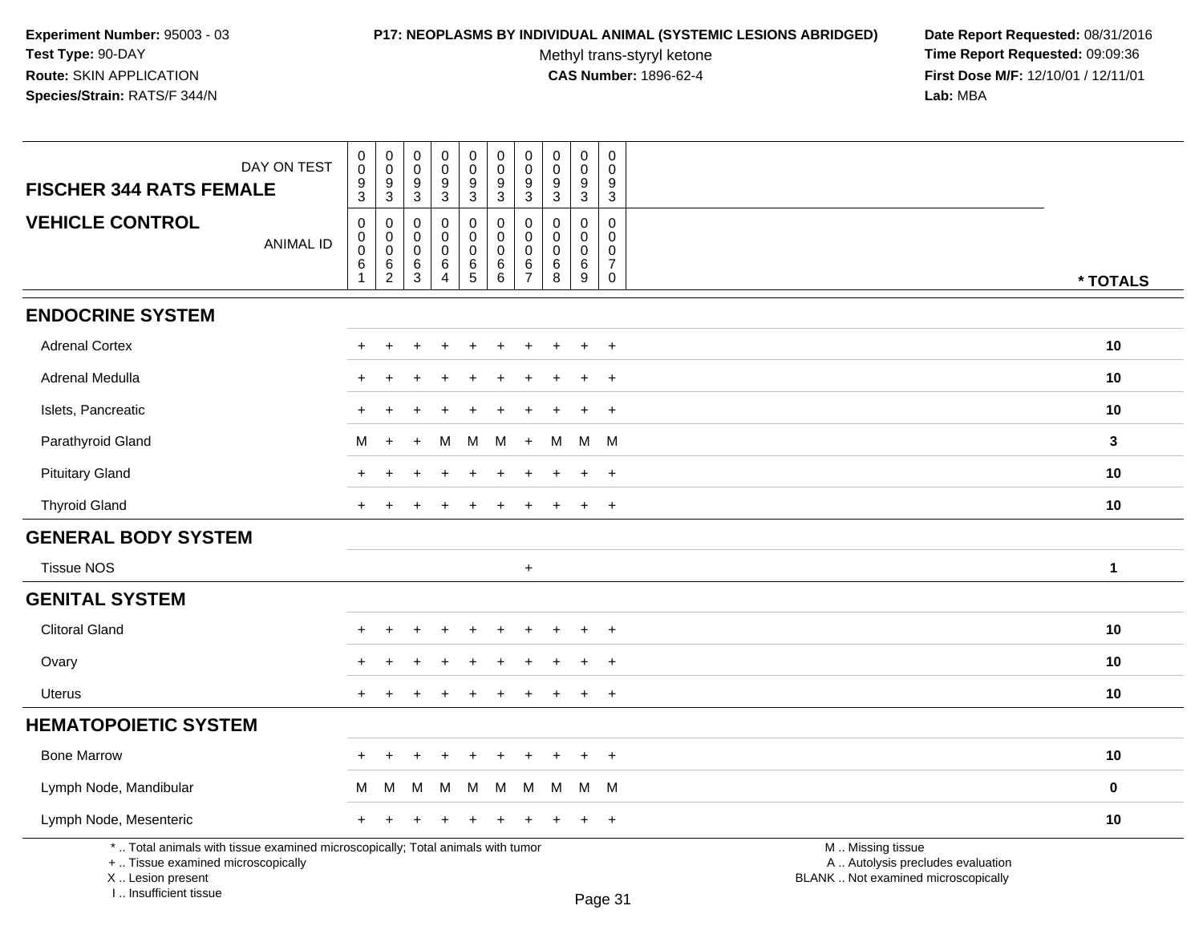**Experiment Number:** 95003 - 03
**Test Type:** 90-DAY
**Route:** SKIN APPLICATION
**Species/Strain:** RATS/F 344/N

**P17: NEOPLASMS BY INDIVIDUAL ANIMAL (SYSTEMIC LESIONS ABRIDGED)**
Methyl trans-styryl ketone
**CAS Number:** 1896-62-4

**Date Report Requested:** 08/31/2016
**Time Report Requested:** 09:09:36
**First Dose M/F:** 12/10/01 / 12/11/01
**Lab:** MBA

| FISCHER 344 RATS FEMALE — DAY ON TEST | 0093 | 0093 | 0093 | 0093 | 0093 | 0093 | 0093 | 0093 | 0093 | 0093 | |
|---|---|---|---|---|---|---|---|---|---|---|---|
| **VEHICLE CONTROL** — ANIMAL ID | 00061 | 00062 | 00063 | 00064 | 00065 | 00066 | 00067 | 00068 | 00069 | 00070 | * TOTALS |
| **ENDOCRINE SYSTEM** | | | | | | | | | | | |
| Adrenal Cortex | + | + | + | + | + | + | + | + | + | + | 10 |
| Adrenal Medulla | + | + | + | + | + | + | + | + | + | + | 10 |
| Islets, Pancreatic | + | + | + | + | + | + | + | + | + | + | 10 |
| Parathyroid Gland | M | + | + | M | M | M | + | M | M | M | 3 |
| Pituitary Gland | + | + | + | + | + | + | + | + | + | + | 10 |
| Thyroid Gland | + | + | + | + | + | + | + | + | + | + | 10 |
| **GENERAL BODY SYSTEM** | | | | | | | | | | | |
| Tissue NOS | | | | | | | + | | | | 1 |
| **GENITAL SYSTEM** | | | | | | | | | | | |
| Clitoral Gland | + | + | + | + | + | + | + | + | + | + | 10 |
| Ovary | + | + | + | + | + | + | + | + | + | + | 10 |
| Uterus | + | + | + | + | + | + | + | + | + | + | 10 |
| **HEMATOPOIETIC SYSTEM** | | | | | | | | | | | |
| Bone Marrow | + | + | + | + | + | + | + | + | + | + | 10 |
| Lymph Node, Mandibular | M | M | M | M | M | M | M | M | M | M | 0 |
| Lymph Node, Mesenteric | + | + | + | + | + | + | + | + | + | + | 10 |

* .. Total animals with tissue examined microscopically; Total animals with tumor
+ .. Tissue examined microscopically
X .. Lesion present
I .. Insufficient tissue

M .. Missing tissue
A .. Autolysis precludes evaluation
BLANK .. Not examined microscopically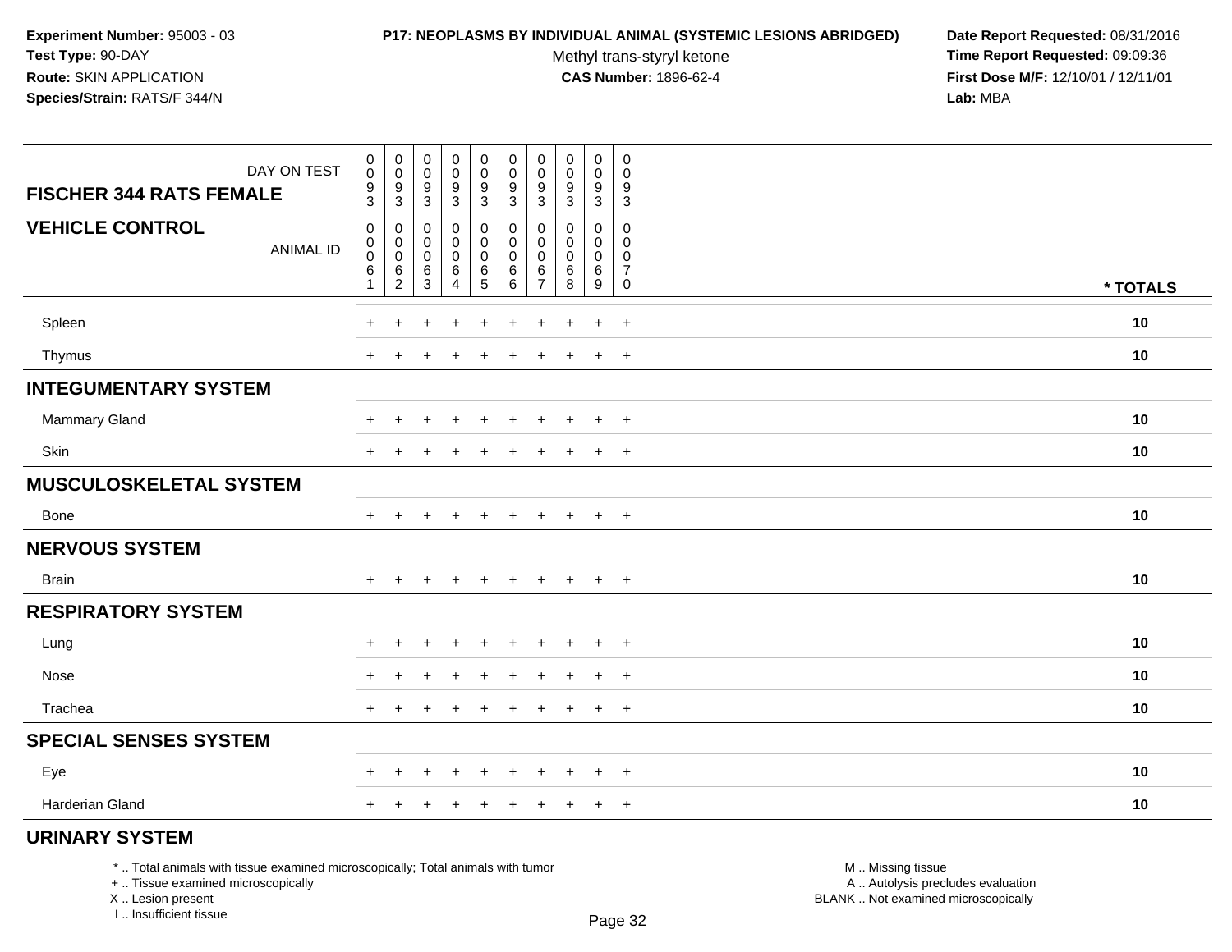**Experiment Number:** 95003 - 03
**Test Type:** 90-DAY
**Route:** SKIN APPLICATION
**Species/Strain:** RATS/F 344/N

**P17: NEOPLASMS BY INDIVIDUAL ANIMAL (SYSTEMIC LESIONS ABRIDGED)**
Methyl trans-styryl ketone
**CAS Number:** 1896-62-4

**Date Report Requested:** 08/31/2016
**Time Report Requested:** 09:09:36
**First Dose M/F:** 12/10/01 / 12/11/01
**Lab:** MBA

| DAY ON TEST | 0093 | 0093 | 0093 | 0093 | 0093 | 0093 | 0093 | 0093 | 0093 | 0093 | |
|---|---|---|---|---|---|---|---|---|---|---|---|
| **FISCHER 344 RATS FEMALE** | | | | | | | | | | | |
| **VEHICLE CONTROL** ANIMAL ID | 00061 | 00062 | 00063 | 00064 | 00065 | 00066 | 00067 | 00068 | 00069 | 00070 | **\* TOTALS** |
| Spleen | + | + | + | + | + | + | + | + | + | + | **10** |
| Thymus | + | + | + | + | + | + | + | + | + | + | **10** |
| **INTEGUMENTARY SYSTEM** | | | | | | | | | | | |
| Mammary Gland | + | + | + | + | + | + | + | + | + | + | **10** |
| Skin | + | + | + | + | + | + | + | + | + | + | **10** |
| **MUSCULOSKELETAL SYSTEM** | | | | | | | | | | | |
| Bone | + | + | + | + | + | + | + | + | + | + | **10** |
| **NERVOUS SYSTEM** | | | | | | | | | | | |
| Brain | + | + | + | + | + | + | + | + | + | + | **10** |
| **RESPIRATORY SYSTEM** | | | | | | | | | | | |
| Lung | + | + | + | + | + | + | + | + | + | + | **10** |
| Nose | + | + | + | + | + | + | + | + | + | + | **10** |
| Trachea | + | + | + | + | + | + | + | + | + | + | **10** |
| **SPECIAL SENSES SYSTEM** | | | | | | | | | | | |
| Eye | + | + | + | + | + | + | + | + | + | + | **10** |
| Harderian Gland | + | + | + | + | + | + | + | + | + | + | **10** |
| **URINARY SYSTEM** | | | | | | | | | | | |

\* .. Total animals with tissue examined microscopically; Total animals with tumor
\+ .. Tissue examined microscopically
X .. Lesion present
I .. Insufficient tissue

M .. Missing tissue
A .. Autolysis precludes evaluation
BLANK .. Not examined microscopically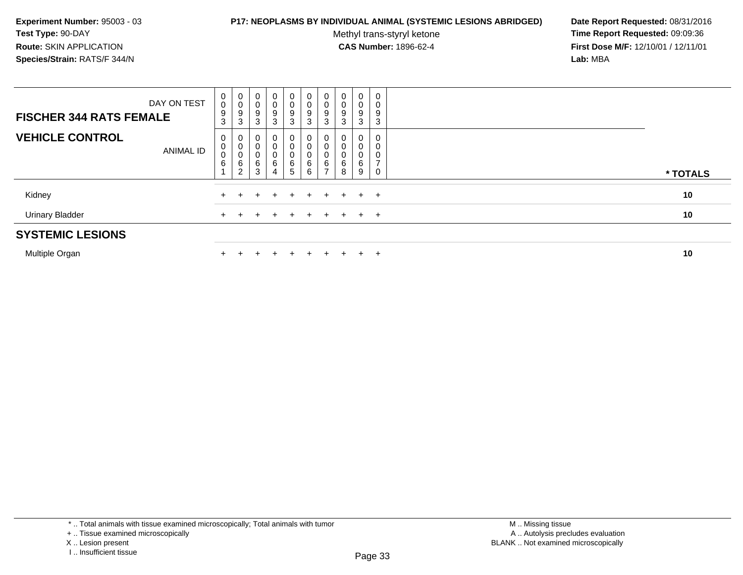**Experiment Number:** 95003 - 03
**Test Type:** 90-DAY
**Route:** SKIN APPLICATION
**Species/Strain:** RATS/F 344/N

**P17: NEOPLASMS BY INDIVIDUAL ANIMAL (SYSTEMIC LESIONS ABRIDGED)**

Methyl trans-styryl ketone

**CAS Number:** 1896-62-4

**Date Report Requested:** 08/31/2016
**Time Report Requested:** 09:09:36
**First Dose M/F:** 12/10/01 / 12/11/01
**Lab:** MBA

| FISCHER 344 RATS FEMALE — DAY ON TEST | 0093 | 0093 | 0093 | 0093 | 0093 | 0093 | 0093 | 0093 | 0093 | 0093 | |
|---|---|---|---|---|---|---|---|---|---|---|---|
| **VEHICLE CONTROL** — ANIMAL ID | 00061 | 00062 | 00063 | 00064 | 00065 | 00066 | 00067 | 00068 | 00069 | 00070 | * TOTALS |
| Kidney | + | + | + | + | + | + | + | + | + | + | 10 |
| Urinary Bladder | + | + | + | + | + | + | + | + | + | + | 10 |
| **SYSTEMIC LESIONS** | | | | | | | | | | | |
| Multiple Organ | + | + | + | + | + | + | + | + | + | + | 10 |

* .. Total animals with tissue examined microscopically; Total animals with tumor
+ .. Tissue examined microscopically
X .. Lesion present
I .. Insufficient tissue

M .. Missing tissue
A .. Autolysis precludes evaluation
BLANK .. Not examined microscopically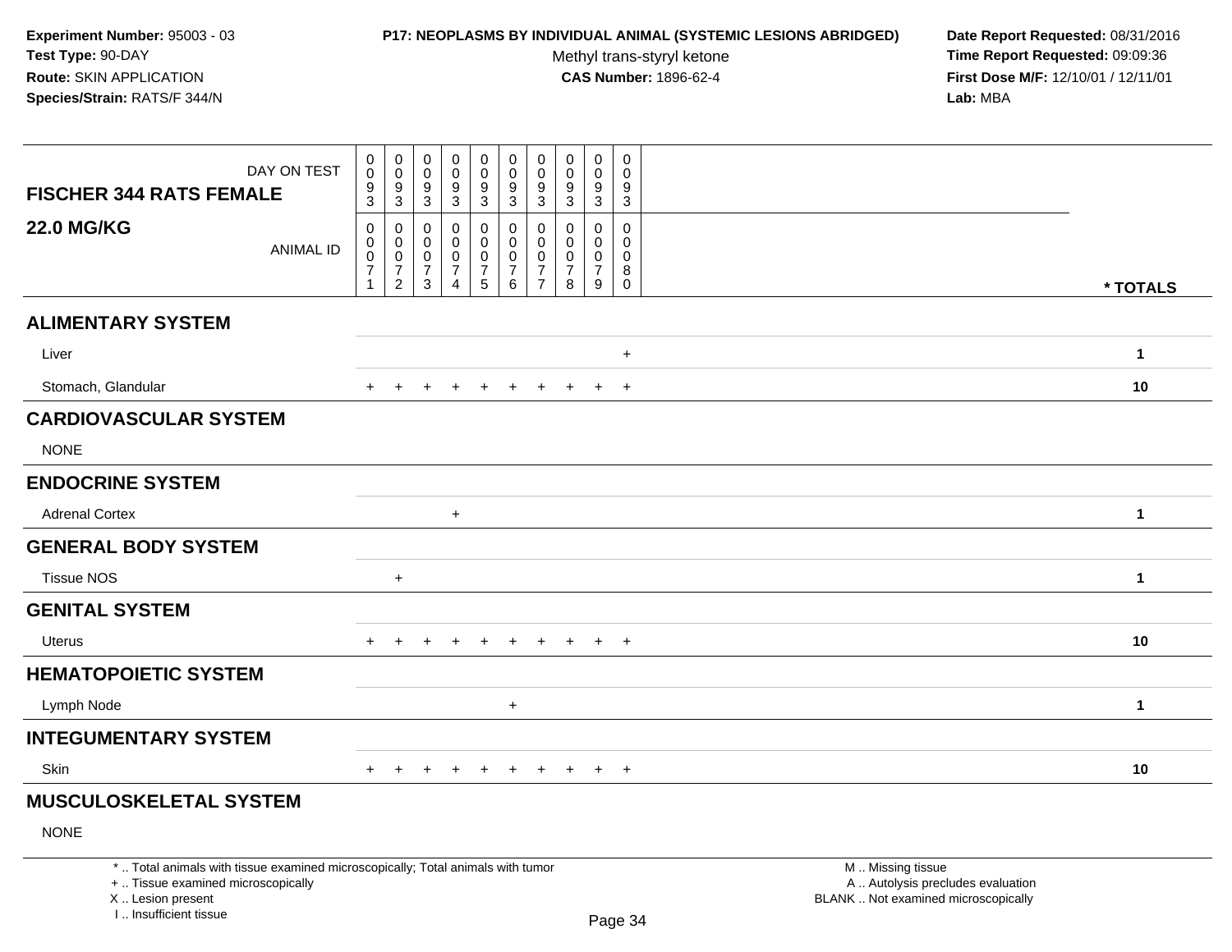**Experiment Number:** 95003 - 03
**Test Type:** 90-DAY
**Route:** SKIN APPLICATION
**Species/Strain:** RATS/F 344/N

**P17: NEOPLASMS BY INDIVIDUAL ANIMAL (SYSTEMIC LESIONS ABRIDGED)**
Methyl trans-styryl ketone
**CAS Number:** 1896-62-4

**Date Report Requested:** 08/31/2016
**Time Report Requested:** 09:09:36
**First Dose M/F:** 12/10/01 / 12/11/01
**Lab:** MBA

| FISCHER 344 RATS FEMALE 22.0 MG/KG | | | | | | | | | | | |
|---|---|---|---|---|---|---|---|---|---|---|---|
| DAY ON TEST | 0093 | 0093 | 0093 | 0093 | 0093 | 0093 | 0093 | 0093 | 0093 | 0093 | |
| ANIMAL ID | 00071 | 00072 | 00073 | 00074 | 00075 | 00076 | 00077 | 00078 | 00079 | 00080 | * TOTALS |
| **ALIMENTARY SYSTEM** | | | | | | | | | | | |
| Liver | | | | | | | | | | + | 1 |
| Stomach, Glandular | + | + | + | + | + | + | + | + | + | + | 10 |
| **CARDIOVASCULAR SYSTEM** | | | | | | | | | | | |
| NONE | | | | | | | | | | | |
| **ENDOCRINE SYSTEM** | | | | | | | | | | | |
| Adrenal Cortex | | | | + | | | | | | | 1 |
| **GENERAL BODY SYSTEM** | | | | | | | | | | | |
| Tissue NOS | | + | | | | | | | | | 1 |
| **GENITAL SYSTEM** | | | | | | | | | | | |
| Uterus | + | + | + | + | + | + | + | + | + | + | 10 |
| **HEMATOPOIETIC SYSTEM** | | | | | | | | | | | |
| Lymph Node | | | | | | + | | | | | 1 |
| **INTEGUMENTARY SYSTEM** | | | | | | | | | | | |
| Skin | + | + | + | + | + | + | + | + | + | + | 10 |
| **MUSCULOSKELETAL SYSTEM** | | | | | | | | | | | |
| NONE | | | | | | | | | | | |

* .. Total animals with tissue examined microscopically; Total animals with tumor
+ .. Tissue examined microscopically
X .. Lesion present
I .. Insufficient tissue

M .. Missing tissue
A .. Autolysis precludes evaluation
BLANK .. Not examined microscopically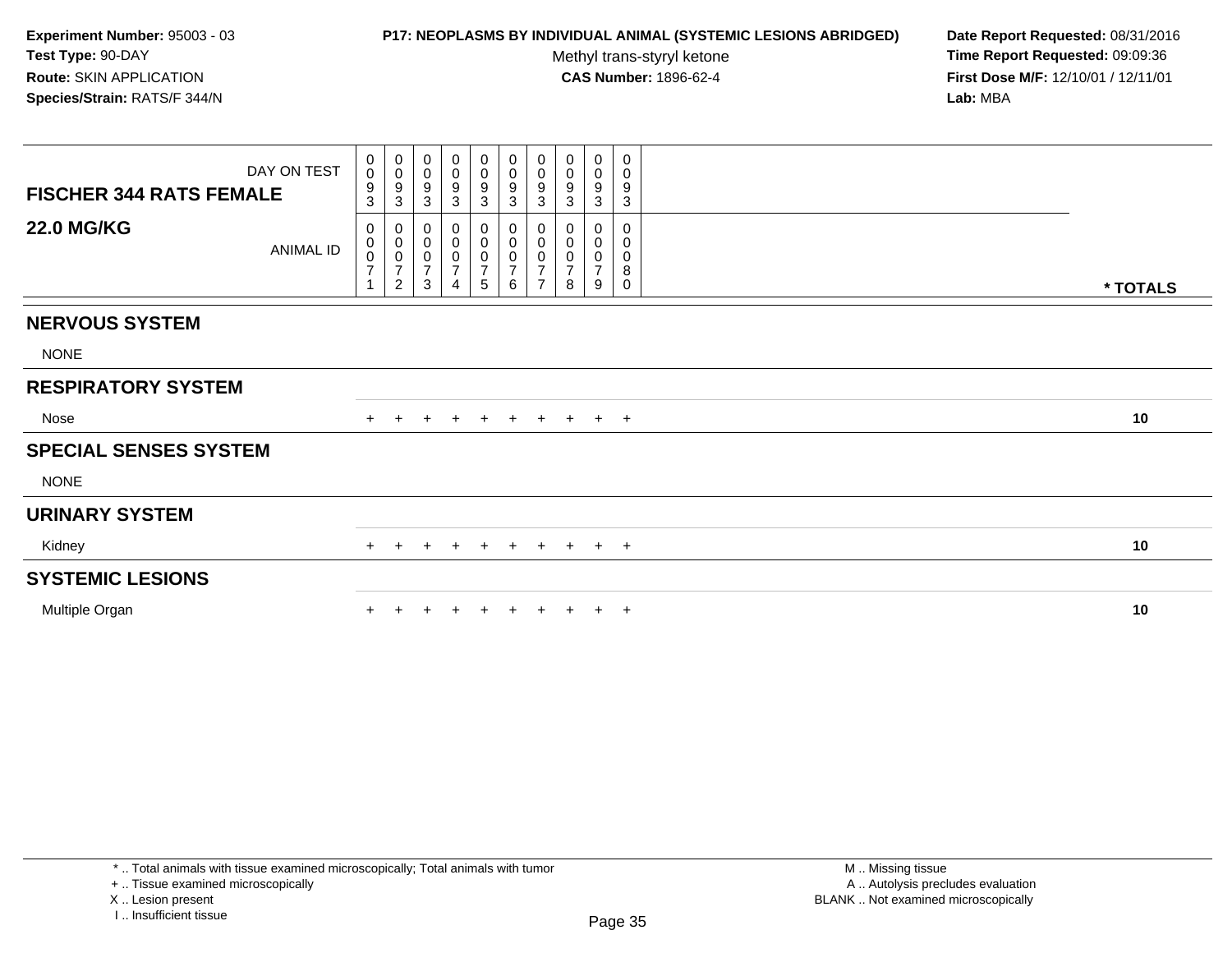**Experiment Number:** 95003 - 03
**Test Type:** 90-DAY
**Route:** SKIN APPLICATION
**Species/Strain:** RATS/F 344/N

**P17: NEOPLASMS BY INDIVIDUAL ANIMAL (SYSTEMIC LESIONS ABRIDGED)**
Methyl trans-styryl ketone
**CAS Number:** 1896-62-4

**Date Report Requested:** 08/31/2016
**Time Report Requested:** 09:09:36
**First Dose M/F:** 12/10/01 / 12/11/01
**Lab:** MBA

| FISCHER 344 RATS FEMALE 22.0 MG/KG | | | | | | | | | | | |
|---|---|---|---|---|---|---|---|---|---|---|---|
| DAY ON TEST | 0093 | 0093 | 0093 | 0093 | 0093 | 0093 | 0093 | 0093 | 0093 | 0093 | |
| ANIMAL ID | 00071 | 00072 | 00073 | 00074 | 00075 | 00076 | 00077 | 00078 | 00079 | 00080 | * TOTALS |
| **NERVOUS SYSTEM** | | | | | | | | | | | |
| NONE | | | | | | | | | | | |
| **RESPIRATORY SYSTEM** | | | | | | | | | | | |
| Nose | + | + | + | + | + | + | + | + | + | + | 10 |
| **SPECIAL SENSES SYSTEM** | | | | | | | | | | | |
| NONE | | | | | | | | | | | |
| **URINARY SYSTEM** | | | | | | | | | | | |
| Kidney | + | + | + | + | + | + | + | + | + | + | 10 |
| **SYSTEMIC LESIONS** | | | | | | | | | | | |
| Multiple Organ | + | + | + | + | + | + | + | + | + | + | 10 |

* .. Total animals with tissue examined microscopically; Total animals with tumor
+ .. Tissue examined microscopically
X .. Lesion present
I .. Insufficient tissue

M .. Missing tissue
A .. Autolysis precludes evaluation
BLANK .. Not examined microscopically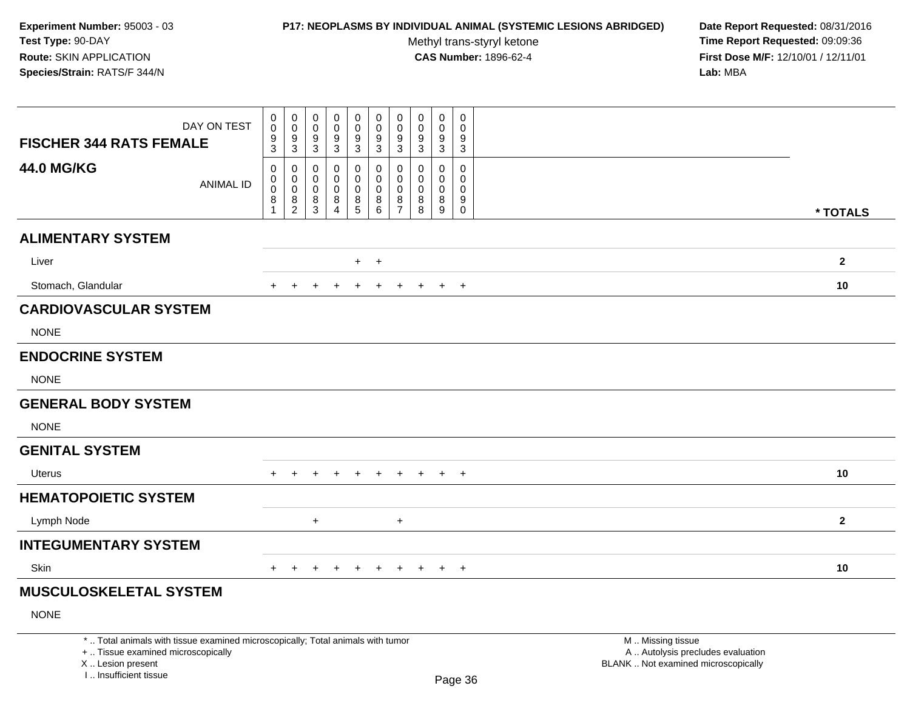**Experiment Number:** 95003 - 03
**Test Type:** 90-DAY
**Route:** SKIN APPLICATION
**Species/Strain:** RATS/F 344/N

**P17: NEOPLASMS BY INDIVIDUAL ANIMAL (SYSTEMIC LESIONS ABRIDGED)**
Methyl trans-styryl ketone
**CAS Number:** 1896-62-4

**Date Report Requested:** 08/31/2016
**Time Report Requested:** 09:09:36
**First Dose M/F:** 12/10/01 / 12/11/01
**Lab:** MBA

| FISCHER 344 RATS FEMALE 44.0 MG/KG | | | | | | | | | | | |
|---|---|---|---|---|---|---|---|---|---|---|---|
| DAY ON TEST | 0093 | 0093 | 0093 | 0093 | 0093 | 0093 | 0093 | 0093 | 0093 | 0093 | |
| ANIMAL ID | 00081 | 00082 | 00083 | 00084 | 00085 | 00086 | 00087 | 00088 | 00089 | 00090 | * TOTALS |
| **ALIMENTARY SYSTEM** | | | | | | | | | | | |
| Liver | | | | | + | + | | | | | 2 |
| Stomach, Glandular | + | + | + | + | + | + | + | + | + | + | 10 |
| **CARDIOVASCULAR SYSTEM** | | | | | | | | | | | |
| NONE | | | | | | | | | | | |
| **ENDOCRINE SYSTEM** | | | | | | | | | | | |
| NONE | | | | | | | | | | | |
| **GENERAL BODY SYSTEM** | | | | | | | | | | | |
| NONE | | | | | | | | | | | |
| **GENITAL SYSTEM** | | | | | | | | | | | |
| Uterus | + | + | + | + | + | + | + | + | + | + | 10 |
| **HEMATOPOIETIC SYSTEM** | | | | | | | | | | | |
| Lymph Node | | | + | | | | + | | | | 2 |
| **INTEGUMENTARY SYSTEM** | | | | | | | | | | | |
| Skin | + | + | + | + | + | + | + | + | + | + | 10 |
| **MUSCULOSKELETAL SYSTEM** | | | | | | | | | | | |
| NONE | | | | | | | | | | | |

* .. Total animals with tissue examined microscopically; Total animals with tumor
+ .. Tissue examined microscopically
X .. Lesion present
I .. Insufficient tissue

M .. Missing tissue
A .. Autolysis precludes evaluation
BLANK .. Not examined microscopically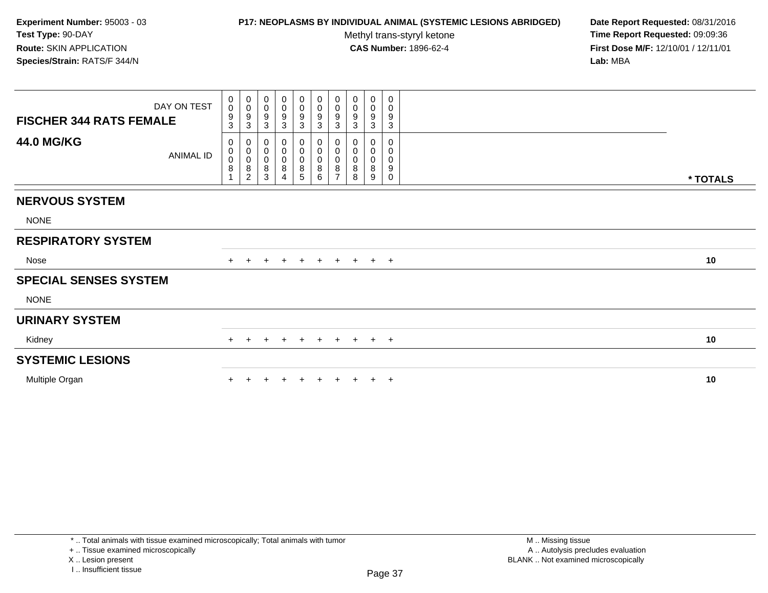**Experiment Number:** 95003 - 03
**Test Type:** 90-DAY
**Route:** SKIN APPLICATION
**Species/Strain:** RATS/F 344/N

**P17: NEOPLASMS BY INDIVIDUAL ANIMAL (SYSTEMIC LESIONS ABRIDGED)**
Methyl trans-styryl ketone
**CAS Number:** 1896-62-4

**Date Report Requested:** 08/31/2016
**Time Report Requested:** 09:09:36
**First Dose M/F:** 12/10/01 / 12/11/01
**Lab:** MBA

| FISCHER 344 RATS FEMALE 44.0 MG/KG | | | | | | | | | | | |
|---|---|---|---|---|---|---|---|---|---|---|---|
| DAY ON TEST | 0093 | 0093 | 0093 | 0093 | 0093 | 0093 | 0093 | 0093 | 0093 | 0093 | |
| ANIMAL ID | 00081 | 00082 | 00083 | 00084 | 00085 | 00086 | 00087 | 00088 | 00089 | 00090 | * TOTALS |
| **NERVOUS SYSTEM** | | | | | | | | | | | |
| NONE | | | | | | | | | | | |
| **RESPIRATORY SYSTEM** | | | | | | | | | | | |
| Nose | + | + | + | + | + | + | + | + | + | + | 10 |
| **SPECIAL SENSES SYSTEM** | | | | | | | | | | | |
| NONE | | | | | | | | | | | |
| **URINARY SYSTEM** | | | | | | | | | | | |
| Kidney | + | + | + | + | + | + | + | + | + | + | 10 |
| **SYSTEMIC LESIONS** | | | | | | | | | | | |
| Multiple Organ | + | + | + | + | + | + | + | + | + | + | 10 |

* .. Total animals with tissue examined microscopically; Total animals with tumor
+ .. Tissue examined microscopically
X .. Lesion present
I .. Insufficient tissue

M .. Missing tissue
A .. Autolysis precludes evaluation
BLANK .. Not examined microscopically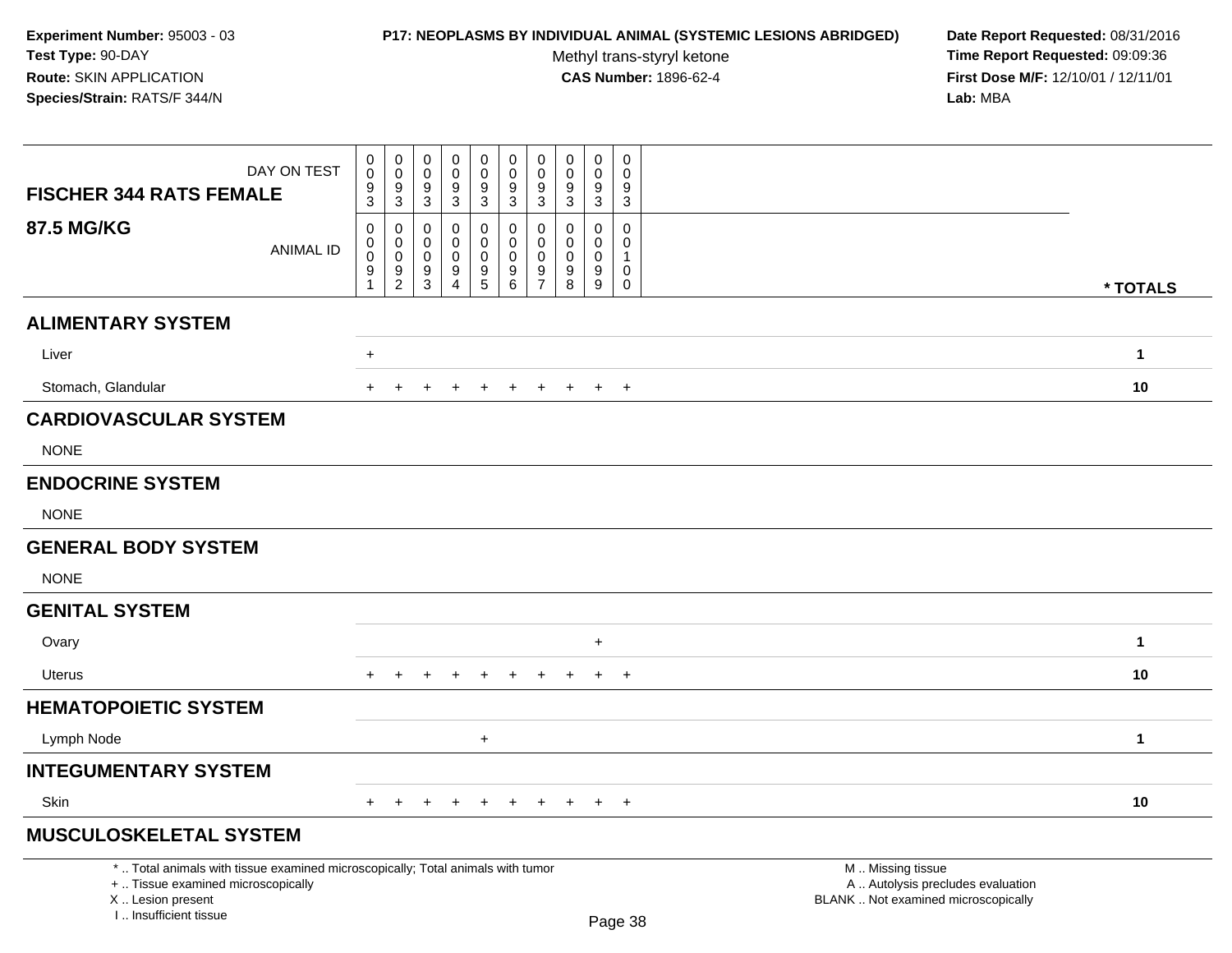**Experiment Number:** 95003 - 03
**Test Type:** 90-DAY
**Route:** SKIN APPLICATION
**Species/Strain:** RATS/F 344/N

**P17: NEOPLASMS BY INDIVIDUAL ANIMAL (SYSTEMIC LESIONS ABRIDGED)**
Methyl trans-styryl ketone
**CAS Number:** 1896-62-4

**Date Report Requested:** 08/31/2016
**Time Report Requested:** 09:09:36
**First Dose M/F:** 12/10/01 / 12/11/01
**Lab:** MBA

| FISCHER 344 RATS FEMALE 87.5 MG/KG | | | | | | | | | | | |
|---|---|---|---|---|---|---|---|---|---|---|---|
| DAY ON TEST | 0093 | 0093 | 0093 | 0093 | 0093 | 0093 | 0093 | 0093 | 0093 | 0093 | |
| ANIMAL ID | 00091 | 00092 | 00093 | 00094 | 00095 | 00096 | 00097 | 00098 | 00099 | 00100 | * TOTALS |
| **ALIMENTARY SYSTEM** | | | | | | | | | | | |
| Liver | + | | | | | | | | | | 1 |
| Stomach, Glandular | + | + | + | + | + | + | + | + | + | + | 10 |
| **CARDIOVASCULAR SYSTEM** | | | | | | | | | | | |
| NONE | | | | | | | | | | | |
| **ENDOCRINE SYSTEM** | | | | | | | | | | | |
| NONE | | | | | | | | | | | |
| **GENERAL BODY SYSTEM** | | | | | | | | | | | |
| NONE | | | | | | | | | | | |
| **GENITAL SYSTEM** | | | | | | | | | | | |
| Ovary | | | | | | | | | + | | 1 |
| Uterus | + | + | + | + | + | + | + | + | + | + | 10 |
| **HEMATOPOIETIC SYSTEM** | | | | | | | | | | | |
| Lymph Node | | | | | + | | | | | | 1 |
| **INTEGUMENTARY SYSTEM** | | | | | | | | | | | |
| Skin | + | + | + | + | + | + | + | + | + | + | 10 |
| **MUSCULOSKELETAL SYSTEM** | | | | | | | | | | | |

* .. Total animals with tissue examined microscopically; Total animals with tumor
+ .. Tissue examined microscopically
X .. Lesion present
I .. Insufficient tissue

M .. Missing tissue
A .. Autolysis precludes evaluation
BLANK .. Not examined microscopically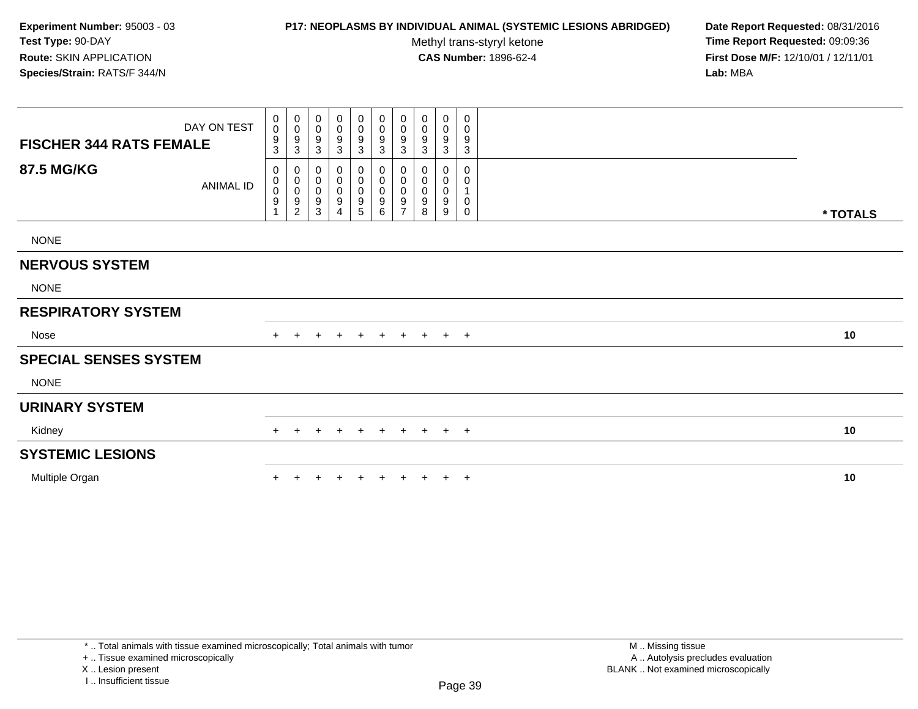**Experiment Number:** 95003 - 03
**Test Type:** 90-DAY
**Route:** SKIN APPLICATION
**Species/Strain:** RATS/F 344/N

**P17: NEOPLASMS BY INDIVIDUAL ANIMAL (SYSTEMIC LESIONS ABRIDGED)**
Methyl trans-styryl ketone
**CAS Number:** 1896-62-4

**Date Report Requested:** 08/31/2016
**Time Report Requested:** 09:09:36
**First Dose M/F:** 12/10/01 / 12/11/01
**Lab:** MBA

| **FISCHER 344 RATS FEMALE** DAY ON TEST | 0093 | 0093 | 0093 | 0093 | 0093 | 0093 | 0093 | 0093 | 0093 | 0093 | |
|---|---|---|---|---|---|---|---|---|---|---|---|
| **87.5 MG/KG** ANIMAL ID | 00091 | 00092 | 00093 | 00094 | 00095 | 00096 | 00097 | 00098 | 00099 | 00100 | *** TOTALS** |
| NONE | | | | | | | | | | | |
| **NERVOUS SYSTEM** | | | | | | | | | | | |
| NONE | | | | | | | | | | | |
| **RESPIRATORY SYSTEM** | | | | | | | | | | | |
| Nose | + | + | + | + | + | + | + | + | + | + | **10** |
| **SPECIAL SENSES SYSTEM** | | | | | | | | | | | |
| NONE | | | | | | | | | | | |
| **URINARY SYSTEM** | | | | | | | | | | | |
| Kidney | + | + | + | + | + | + | + | + | + | + | **10** |
| **SYSTEMIC LESIONS** | | | | | | | | | | | |
| Multiple Organ | + | + | + | + | + | + | + | + | + | + | **10** |

\* .. Total animals with tissue examined microscopically; Total animals with tumor
\+ .. Tissue examined microscopically
X .. Lesion present
I .. Insufficient tissue

M .. Missing tissue
A .. Autolysis precludes evaluation
BLANK .. Not examined microscopically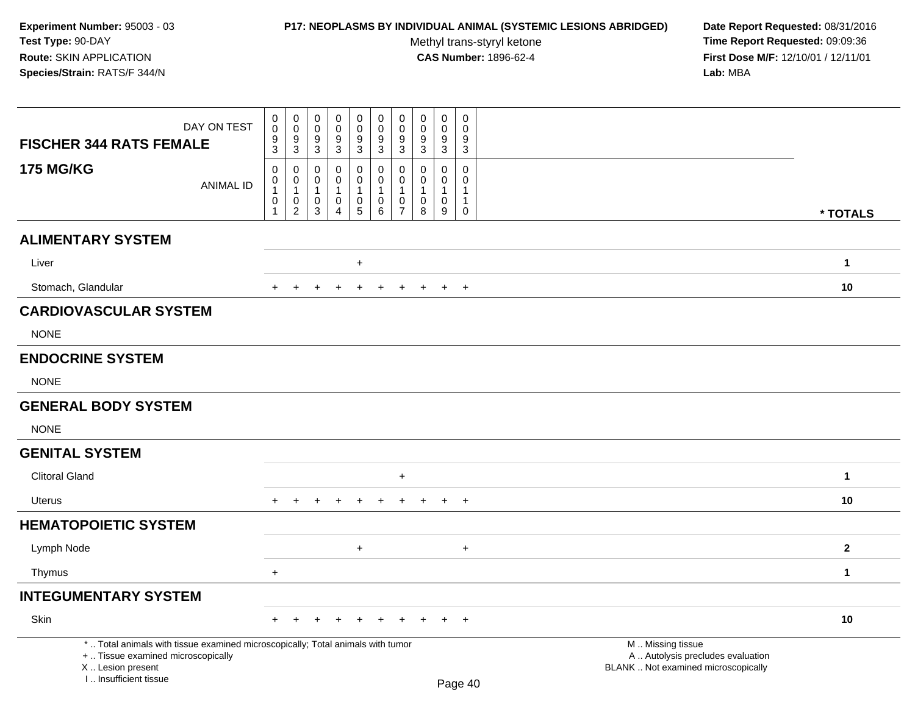**Experiment Number:** 95003 - 03
**Test Type:** 90-DAY
**Route:** SKIN APPLICATION
**Species/Strain:** RATS/F 344/N

**P17: NEOPLASMS BY INDIVIDUAL ANIMAL (SYSTEMIC LESIONS ABRIDGED)**
Methyl trans-styryl ketone
**CAS Number:** 1896-62-4

**Date Report Requested:** 08/31/2016
**Time Report Requested:** 09:09:36
**First Dose M/F:** 12/10/01 / 12/11/01
**Lab:** MBA

| FISCHER 344 RATS FEMALE / 175 MG/KG | | | | | | | | | | | |
|---|---|---|---|---|---|---|---|---|---|---|---|
| DAY ON TEST | 0093 | 0093 | 0093 | 0093 | 0093 | 0093 | 0093 | 0093 | 0093 | 0093 | |
| ANIMAL ID | 00101 | 00102 | 00103 | 00104 | 00105 | 00106 | 00107 | 00108 | 00109 | 00110 | * TOTALS |
| **ALIMENTARY SYSTEM** | | | | | | | | | | | |
| Liver | | | | | + | | | | | | 1 |
| Stomach, Glandular | + | + | + | + | + | + | + | + | + | + | 10 |
| **CARDIOVASCULAR SYSTEM** | | | | | | | | | | | |
| NONE | | | | | | | | | | | |
| **ENDOCRINE SYSTEM** | | | | | | | | | | | |
| NONE | | | | | | | | | | | |
| **GENERAL BODY SYSTEM** | | | | | | | | | | | |
| NONE | | | | | | | | | | | |
| **GENITAL SYSTEM** | | | | | | | | | | | |
| Clitoral Gland | | | | | | | + | | | | 1 |
| Uterus | + | + | + | + | + | + | + | + | + | + | 10 |
| **HEMATOPOIETIC SYSTEM** | | | | | | | | | | | |
| Lymph Node | | | | | + | | | | | + | 2 |
| Thymus | + | | | | | | | | | | 1 |
| **INTEGUMENTARY SYSTEM** | | | | | | | | | | | |
| Skin | + | + | + | + | + | + | + | + | + | + | 10 |

* .. Total animals with tissue examined microscopically; Total animals with tumor
+ .. Tissue examined microscopically
X .. Lesion present
I .. Insufficient tissue

M .. Missing tissue
A .. Autolysis precludes evaluation
BLANK .. Not examined microscopically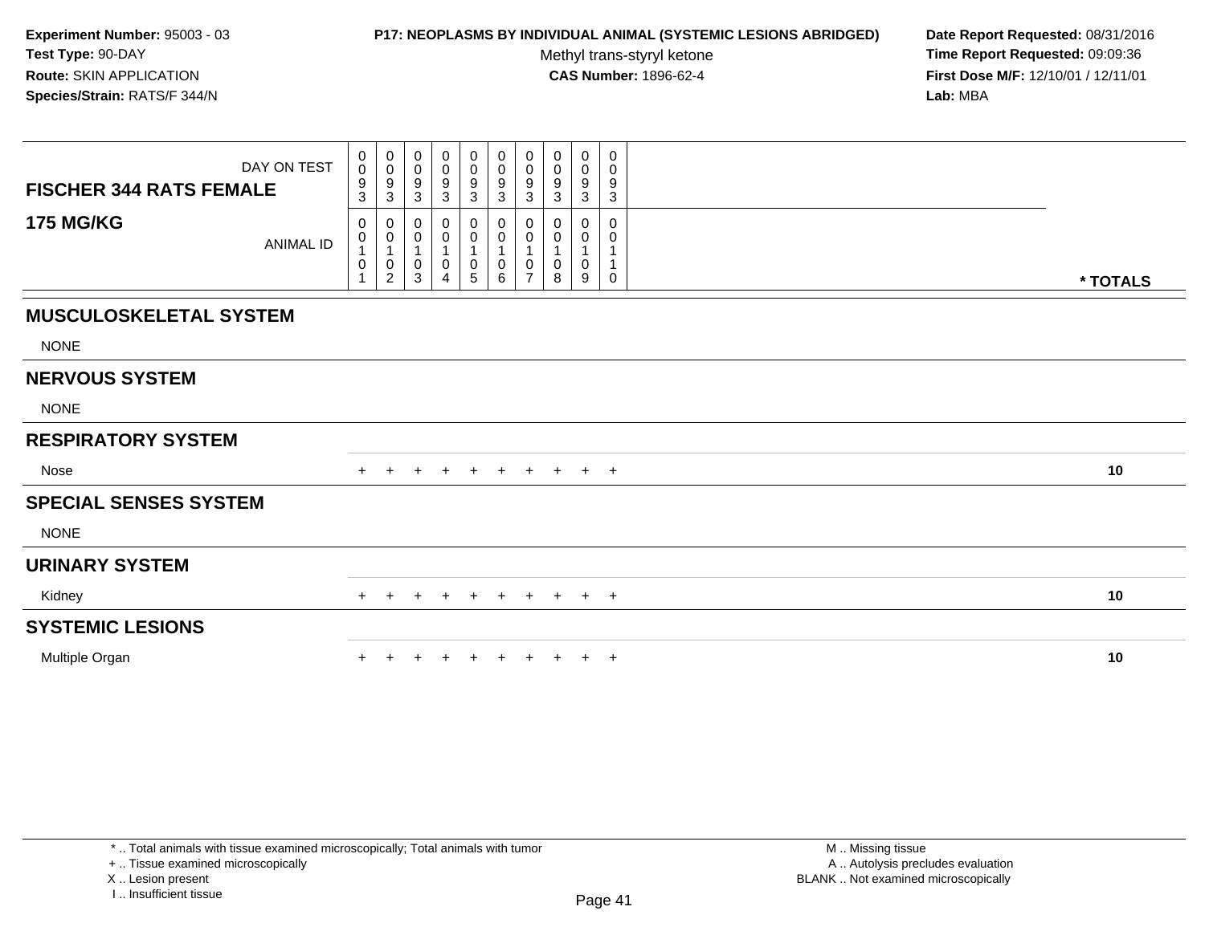**Experiment Number:** 95003 - 03
**Test Type:** 90-DAY
**Route:** SKIN APPLICATION
**Species/Strain:** RATS/F 344/N

**P17: NEOPLASMS BY INDIVIDUAL ANIMAL (SYSTEMIC LESIONS ABRIDGED)**
Methyl trans-styryl ketone
**CAS Number:** 1896-62-4

**Date Report Requested:** 08/31/2016
**Time Report Requested:** 09:09:36
**First Dose M/F:** 12/10/01 / 12/11/01
**Lab:** MBA

| FISCHER 344 RATS FEMALE / 175 MG/KG | | | | | | | | | | | |
|---|---|---|---|---|---|---|---|---|---|---|---|
| DAY ON TEST | 0093 | 0093 | 0093 | 0093 | 0093 | 0093 | 0093 | 0093 | 0093 | 0093 | |
| ANIMAL ID | 00101 | 00102 | 00103 | 00104 | 00105 | 00106 | 00107 | 00108 | 00109 | 00110 | * TOTALS |
| **MUSCULOSKELETAL SYSTEM** | | | | | | | | | | | |
| NONE | | | | | | | | | | | |
| **NERVOUS SYSTEM** | | | | | | | | | | | |
| NONE | | | | | | | | | | | |
| **RESPIRATORY SYSTEM** | | | | | | | | | | | |
| Nose | + | + | + | + | + | + | + | + | + | + | 10 |
| **SPECIAL SENSES SYSTEM** | | | | | | | | | | | |
| NONE | | | | | | | | | | | |
| **URINARY SYSTEM** | | | | | | | | | | | |
| Kidney | + | + | + | + | + | + | + | + | + | + | 10 |
| **SYSTEMIC LESIONS** | | | | | | | | | | | |
| Multiple Organ | + | + | + | + | + | + | + | + | + | + | 10 |

* .. Total animals with tissue examined microscopically; Total animals with tumor
+ .. Tissue examined microscopically
X .. Lesion present
I .. Insufficient tissue

M .. Missing tissue
A .. Autolysis precludes evaluation
BLANK .. Not examined microscopically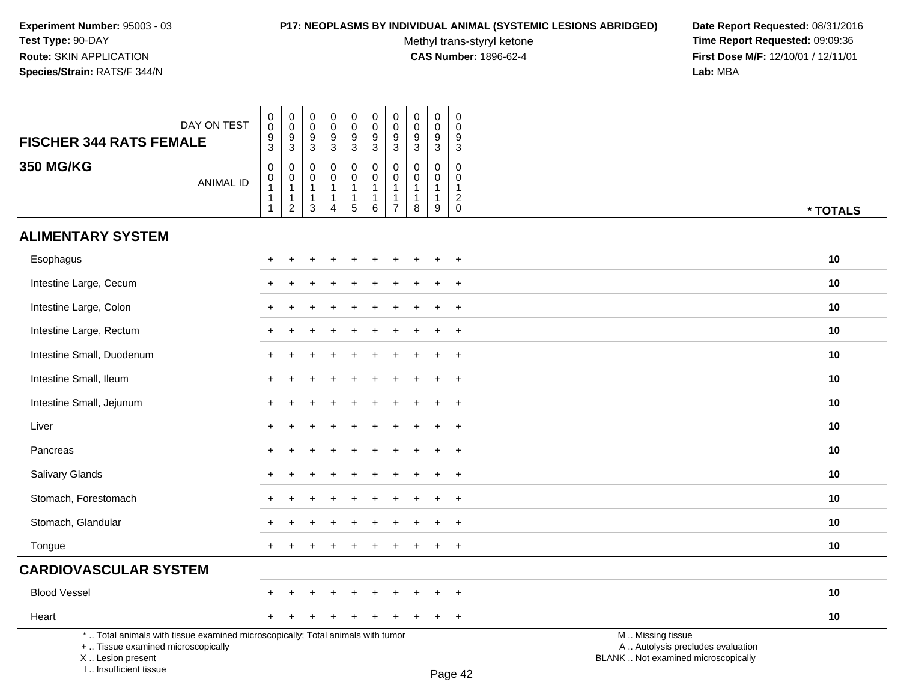**Experiment Number:** 95003 - 03
**Test Type:** 90-DAY
**Route:** SKIN APPLICATION
**Species/Strain:** RATS/F 344/N

**P17: NEOPLASMS BY INDIVIDUAL ANIMAL (SYSTEMIC LESIONS ABRIDGED)**
Methyl trans-styryl ketone
**CAS Number:** 1896-62-4

**Date Report Requested:** 08/31/2016
**Time Report Requested:** 09:09:36
**First Dose M/F:** 12/10/01 / 12/11/01
**Lab:** MBA

## FISCHER 344 RATS FEMALE
## 350 MG/KG

| DAY ON TEST | 0093 | 0093 | 0093 | 0093 | 0093 | 0093 | 0093 | 0093 | 0093 | 0093 | |
|---|---|---|---|---|---|---|---|---|---|---|---|
| **ANIMAL ID** | 00111 | 00112 | 00113 | 00114 | 00115 | 00116 | 00117 | 00118 | 00119 | 00120 | *** TOTALS** |
| **ALIMENTARY SYSTEM** | | | | | | | | | | | |
| Esophagus | + | + | + | + | + | + | + | + | + | + | 10 |
| Intestine Large, Cecum | + | + | + | + | + | + | + | + | + | + | 10 |
| Intestine Large, Colon | + | + | + | + | + | + | + | + | + | + | 10 |
| Intestine Large, Rectum | + | + | + | + | + | + | + | + | + | + | 10 |
| Intestine Small, Duodenum | + | + | + | + | + | + | + | + | + | + | 10 |
| Intestine Small, Ileum | + | + | + | + | + | + | + | + | + | + | 10 |
| Intestine Small, Jejunum | + | + | + | + | + | + | + | + | + | + | 10 |
| Liver | + | + | + | + | + | + | + | + | + | + | 10 |
| Pancreas | + | + | + | + | + | + | + | + | + | + | 10 |
| Salivary Glands | + | + | + | + | + | + | + | + | + | + | 10 |
| Stomach, Forestomach | + | + | + | + | + | + | + | + | + | + | 10 |
| Stomach, Glandular | + | + | + | + | + | + | + | + | + | + | 10 |
| Tongue | + | + | + | + | + | + | + | + | + | + | 10 |
| **CARDIOVASCULAR SYSTEM** | | | | | | | | | | | |
| Blood Vessel | + | + | + | + | + | + | + | + | + | + | 10 |
| Heart | + | + | + | + | + | + | + | + | + | + | 10 |

\* .. Total animals with tissue examined microscopically; Total animals with tumor
\+ .. Tissue examined microscopically
X .. Lesion present
I .. Insufficient tissue

M .. Missing tissue
A .. Autolysis precludes evaluation
BLANK .. Not examined microscopically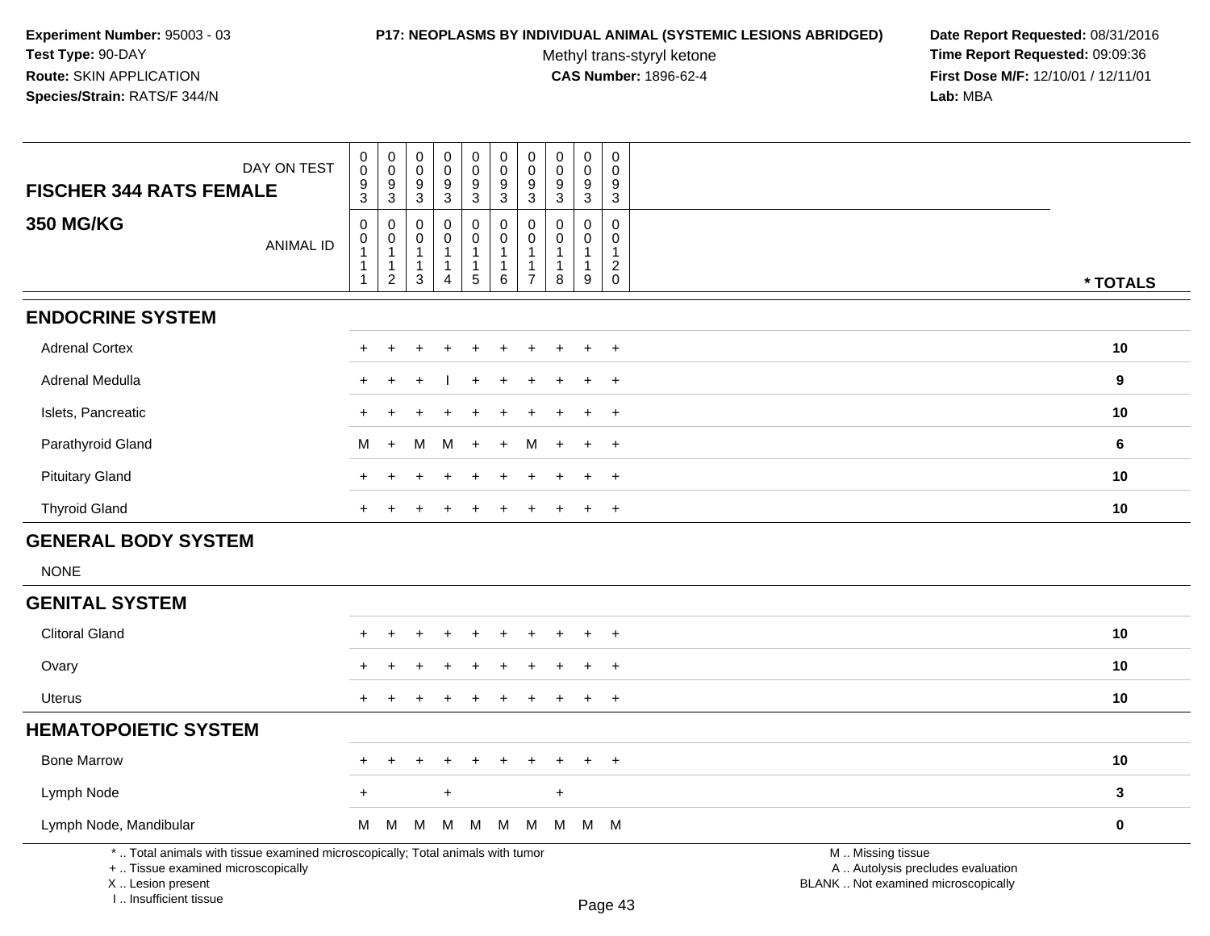**Experiment Number:** 95003 - 03
**Test Type:** 90-DAY
**Route:** SKIN APPLICATION
**Species/Strain:** RATS/F 344/N

**P17: NEOPLASMS BY INDIVIDUAL ANIMAL (SYSTEMIC LESIONS ABRIDGED)**
Methyl trans-styryl ketone
**CAS Number:** 1896-62-4

**Date Report Requested:** 08/31/2016
**Time Report Requested:** 09:09:36
**First Dose M/F:** 12/10/01 / 12/11/01
**Lab:** MBA

| FISCHER 344 RATS FEMALE 350 MG/KG | | | | | | | | | | | |
|---|---|---|---|---|---|---|---|---|---|---|---|
| DAY ON TEST | 0093 | 0093 | 0093 | 0093 | 0093 | 0093 | 0093 | 0093 | 0093 | 0093 | |
| ANIMAL ID | 00111 | 00112 | 00113 | 00114 | 00115 | 00116 | 00117 | 00118 | 00119 | 00120 | * TOTALS |
| **ENDOCRINE SYSTEM** | | | | | | | | | | | |
| Adrenal Cortex | + | + | + | + | + | + | + | + | + | + | 10 |
| Adrenal Medulla | + | + | + | I | + | + | + | + | + | + | 9 |
| Islets, Pancreatic | + | + | + | + | + | + | + | + | + | + | 10 |
| Parathyroid Gland | M | + | M | M | + | + | M | + | + | + | 6 |
| Pituitary Gland | + | + | + | + | + | + | + | + | + | + | 10 |
| Thyroid Gland | + | + | + | + | + | + | + | + | + | + | 10 |
| **GENERAL BODY SYSTEM** | | | | | | | | | | | |
| NONE | | | | | | | | | | | |
| **GENITAL SYSTEM** | | | | | | | | | | | |
| Clitoral Gland | + | + | + | + | + | + | + | + | + | + | 10 |
| Ovary | + | + | + | + | + | + | + | + | + | + | 10 |
| Uterus | + | + | + | + | + | + | + | + | + | + | 10 |
| **HEMATOPOIETIC SYSTEM** | | | | | | | | | | | |
| Bone Marrow | + | + | + | + | + | + | + | + | + | + | 10 |
| Lymph Node | + | | | + | | | | + | | | 3 |
| Lymph Node, Mandibular | M | M | M | M | M | M | M | M | M | M | 0 |

\* .. Total animals with tissue examined microscopically; Total animals with tumor
\+ .. Tissue examined microscopically
X .. Lesion present
I .. Insufficient tissue

M .. Missing tissue
A .. Autolysis precludes evaluation
BLANK .. Not examined microscopically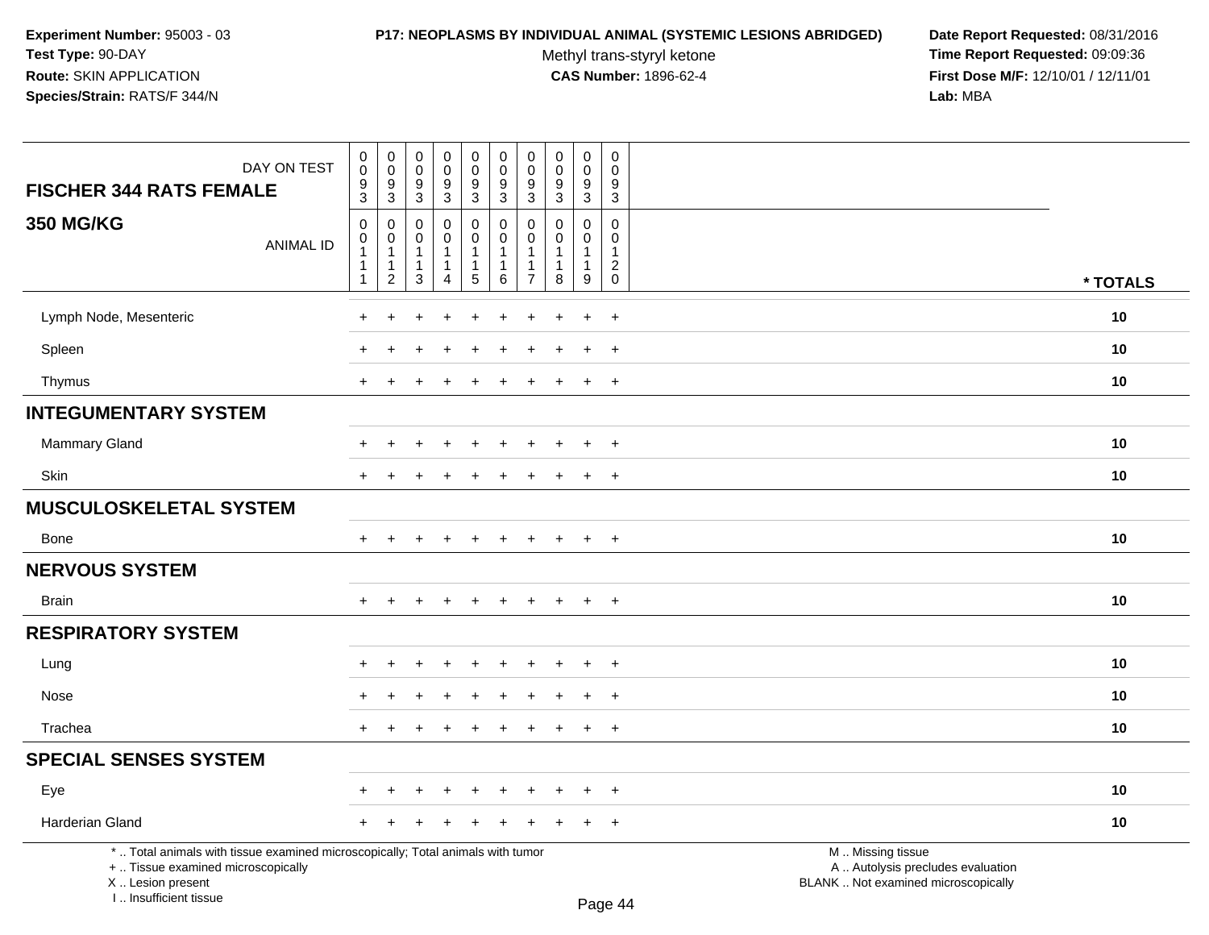**Experiment Number:** 95003 - 03
**Test Type:** 90-DAY
**Route:** SKIN APPLICATION
**Species/Strain:** RATS/F 344/N

**P17: NEOPLASMS BY INDIVIDUAL ANIMAL (SYSTEMIC LESIONS ABRIDGED)**
Methyl trans-styryl ketone
**CAS Number:** 1896-62-4

**Date Report Requested:** 08/31/2016
**Time Report Requested:** 09:09:36
**First Dose M/F:** 12/10/01 / 12/11/01
**Lab:** MBA

| FISCHER 344 RATS FEMALE — DAY ON TEST | 0093 | 0093 | 0093 | 0093 | 0093 | 0093 | 0093 | 0093 | 0093 | 0093 | |
|---|---|---|---|---|---|---|---|---|---|---|---|
| **350 MG/KG** — ANIMAL ID | 00111 | 00112 | 00113 | 00114 | 00115 | 00116 | 00117 | 00118 | 00119 | 00120 | *** TOTALS** |
| Lymph Node, Mesenteric | + | + | + | + | + | + | + | + | + | + | 10 |
| Spleen | + | + | + | + | + | + | + | + | + | + | 10 |
| Thymus | + | + | + | + | + | + | + | + | + | + | 10 |
| **INTEGUMENTARY SYSTEM** | | | | | | | | | | | |
| Mammary Gland | + | + | + | + | + | + | + | + | + | + | 10 |
| Skin | + | + | + | + | + | + | + | + | + | + | 10 |
| **MUSCULOSKELETAL SYSTEM** | | | | | | | | | | | |
| Bone | + | + | + | + | + | + | + | + | + | + | 10 |
| **NERVOUS SYSTEM** | | | | | | | | | | | |
| Brain | + | + | + | + | + | + | + | + | + | + | 10 |
| **RESPIRATORY SYSTEM** | | | | | | | | | | | |
| Lung | + | + | + | + | + | + | + | + | + | + | 10 |
| Nose | + | + | + | + | + | + | + | + | + | + | 10 |
| Trachea | + | + | + | + | + | + | + | + | + | + | 10 |
| **SPECIAL SENSES SYSTEM** | | | | | | | | | | | |
| Eye | + | + | + | + | + | + | + | + | + | + | 10 |
| Harderian Gland | + | + | + | + | + | + | + | + | + | + | 10 |

* .. Total animals with tissue examined microscopically; Total animals with tumor
+ .. Tissue examined microscopically
X .. Lesion present
I .. Insufficient tissue

M .. Missing tissue
A .. Autolysis precludes evaluation
BLANK .. Not examined microscopically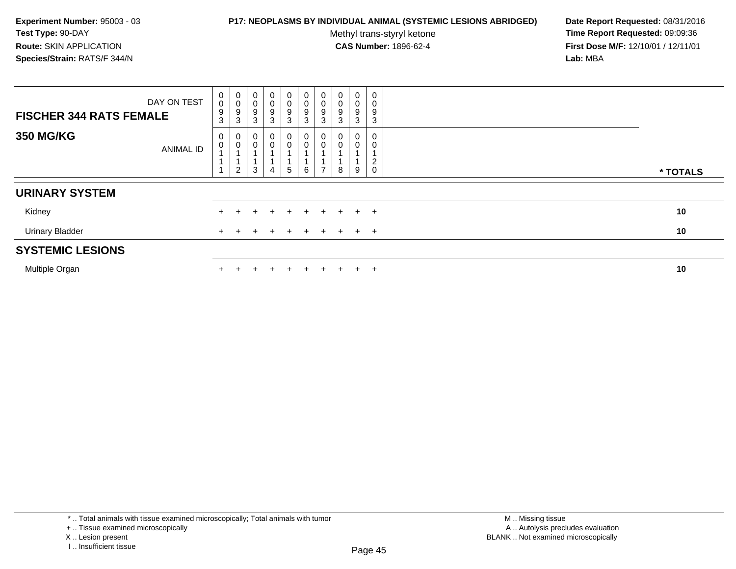**Experiment Number:** 95003 - 03
**Test Type:** 90-DAY
**Route:** SKIN APPLICATION
**Species/Strain:** RATS/F 344/N

**P17: NEOPLASMS BY INDIVIDUAL ANIMAL (SYSTEMIC LESIONS ABRIDGED)**
Methyl trans-styryl ketone
**CAS Number:** 1896-62-4

**Date Report Requested:** 08/31/2016
**Time Report Requested:** 09:09:36
**First Dose M/F:** 12/10/01 / 12/11/01
**Lab:** MBA

| FISCHER 344 RATS FEMALE | | | | | | | | | | | |
|---|---|---|---|---|---|---|---|---|---|---|---|
| DAY ON TEST | 0093 | 0093 | 0093 | 0093 | 0093 | 0093 | 0093 | 0093 | 0093 | 0093 | |
| **350 MG/KG** ANIMAL ID | 00111 | 00112 | 00113 | 00114 | 00115 | 00116 | 00117 | 00118 | 00119 | 00120 | * TOTALS |
| **URINARY SYSTEM** | | | | | | | | | | | |
| Kidney | + | + | + | + | + | + | + | + | + | + | 10 |
| Urinary Bladder | + | + | + | + | + | + | + | + | + | + | 10 |
| **SYSTEMIC LESIONS** | | | | | | | | | | | |
| Multiple Organ | + | + | + | + | + | + | + | + | + | + | 10 |

\* .. Total animals with tissue examined microscopically; Total animals with tumor
\+ .. Tissue examined microscopically
X .. Lesion present
I .. Insufficient tissue

M .. Missing tissue
A .. Autolysis precludes evaluation
BLANK .. Not examined microscopically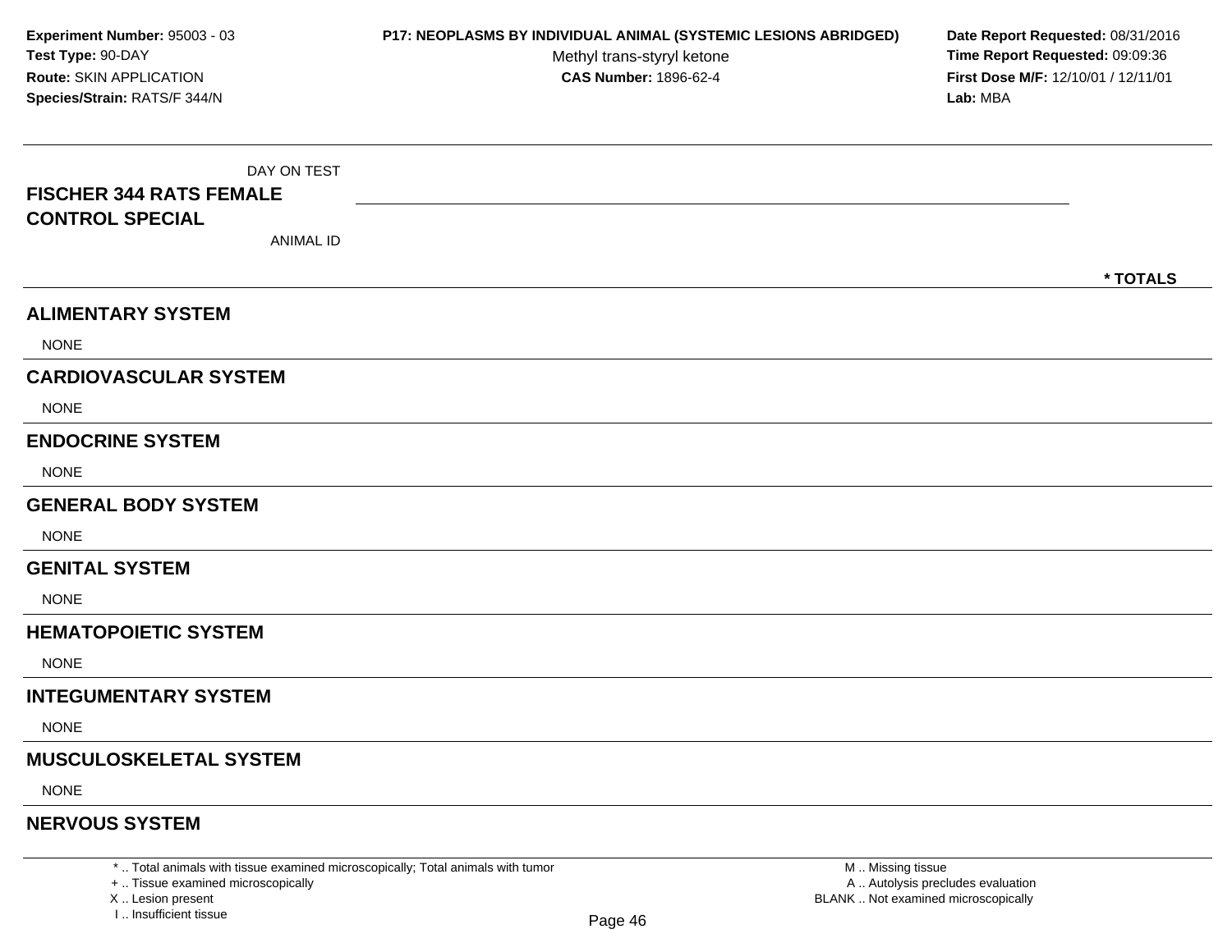**Experiment Number:** 95003 - 03
**Test Type:** 90-DAY
**Route:** SKIN APPLICATION
**Species/Strain:** RATS/F 344/N

**P17: NEOPLASMS BY INDIVIDUAL ANIMAL (SYSTEMIC LESIONS ABRIDGED)**
Methyl trans-styryl ketone
**CAS Number:** 1896-62-4

**Date Report Requested:** 08/31/2016
**Time Report Requested:** 09:09:36
**First Dose M/F:** 12/10/01 / 12/11/01
**Lab:** MBA

| DAY ON TEST<br>**FISCHER 344 RATS FEMALE CONTROL SPECIAL**<br>ANIMAL ID | **\* TOTALS** |
|---|---|
| **ALIMENTARY SYSTEM** | |
| NONE | |
| **CARDIOVASCULAR SYSTEM** | |
| NONE | |
| **ENDOCRINE SYSTEM** | |
| NONE | |
| **GENERAL BODY SYSTEM** | |
| NONE | |
| **GENITAL SYSTEM** | |
| NONE | |
| **HEMATOPOIETIC SYSTEM** | |
| NONE | |
| **INTEGUMENTARY SYSTEM** | |
| NONE | |
| **MUSCULOSKELETAL SYSTEM** | |
| NONE | |
| **NERVOUS SYSTEM** | |

\* .. Total animals with tissue examined microscopically; Total animals with tumor
+ .. Tissue examined microscopically
X .. Lesion present
I .. Insufficient tissue

M .. Missing tissue
A .. Autolysis precludes evaluation
BLANK .. Not examined microscopically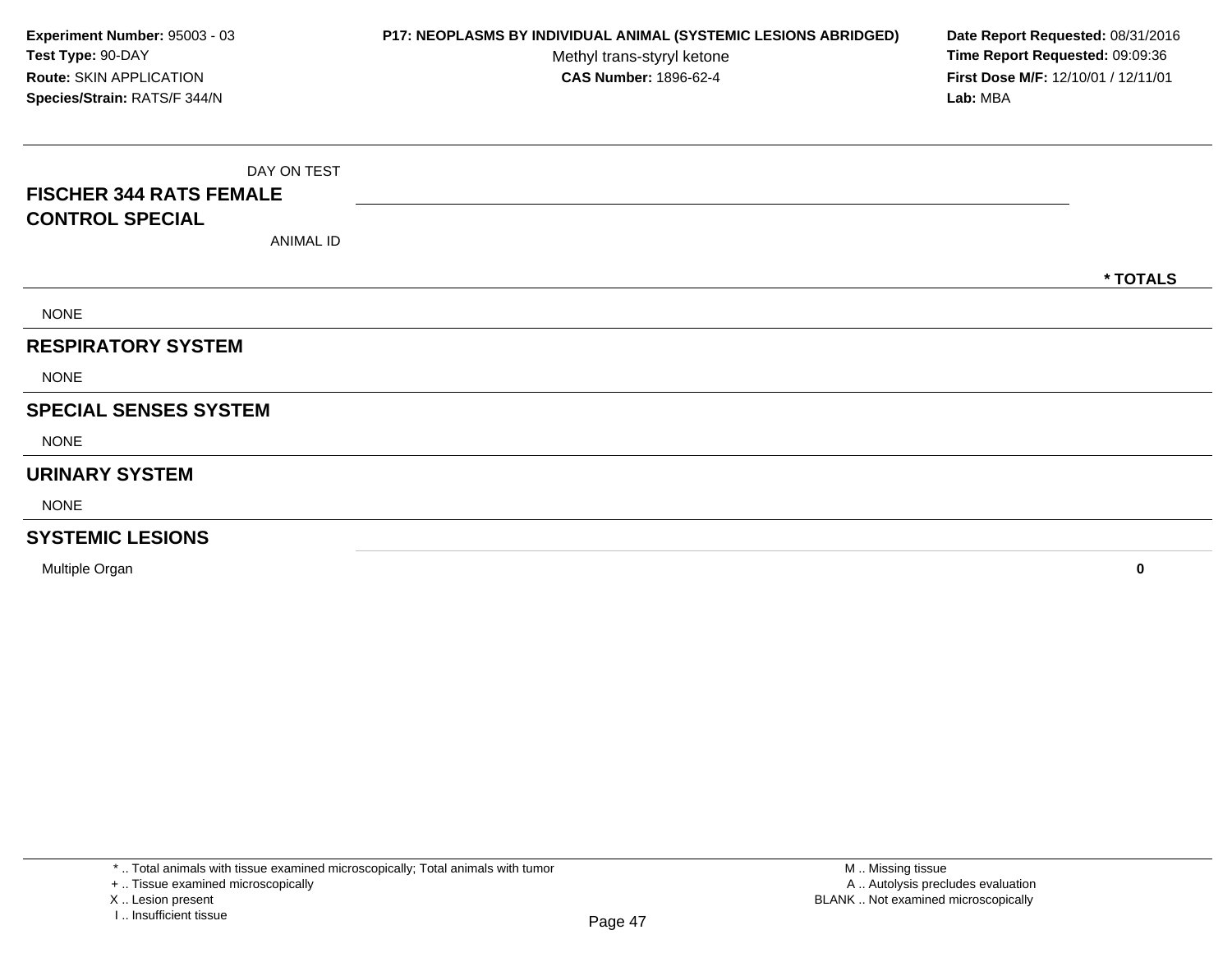**Experiment Number:** 95003 - 03
**Test Type:** 90-DAY
**Route:** SKIN APPLICATION
**Species/Strain:** RATS/F 344/N

**P17: NEOPLASMS BY INDIVIDUAL ANIMAL (SYSTEMIC LESIONS ABRIDGED)**
Methyl trans-styryl ketone
**CAS Number:** 1896-62-4

**Date Report Requested:** 08/31/2016
**Time Report Requested:** 09:09:36
**First Dose M/F:** 12/10/01 / 12/11/01
**Lab:** MBA

| DAY ON TEST<br>**FISCHER 344 RATS FEMALE**<br>**CONTROL SPECIAL**<br>ANIMAL ID | * TOTALS |
|---|---|
| NONE | |
| **RESPIRATORY SYSTEM** | |
| NONE | |
| **SPECIAL SENSES SYSTEM** | |
| NONE | |
| **URINARY SYSTEM** | |
| NONE | |
| **SYSTEMIC LESIONS** | |
| Multiple Organ | **0** |

* .. Total animals with tissue examined microscopically; Total animals with tumor
+ .. Tissue examined microscopically
X .. Lesion present
I .. Insufficient tissue

M .. Missing tissue
A .. Autolysis precludes evaluation
BLANK .. Not examined microscopically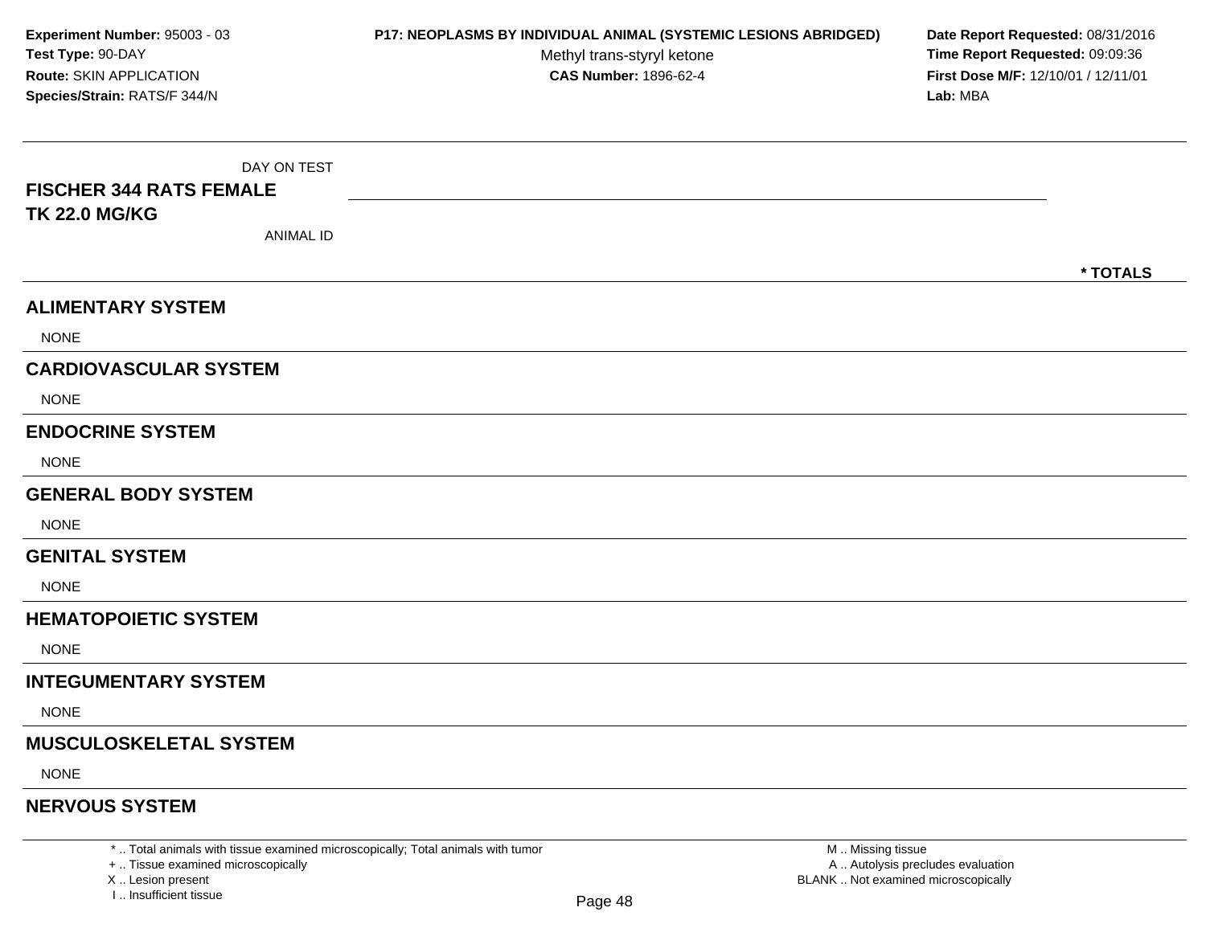**Experiment Number:** 95003 - 03
**Test Type:** 90-DAY
**Route:** SKIN APPLICATION
**Species/Strain:** RATS/F 344/N

**P17: NEOPLASMS BY INDIVIDUAL ANIMAL (SYSTEMIC LESIONS ABRIDGED)**
Methyl trans-styryl ketone
**CAS Number:** 1896-62-4

**Date Report Requested:** 08/31/2016
**Time Report Requested:** 09:09:36
**First Dose M/F:** 12/10/01 / 12/11/01
**Lab:** MBA

DAY ON TEST

**FISCHER 344 RATS FEMALE**
**TK 22.0 MG/KG**

ANIMAL ID

**\* TOTALS**

## ALIMENTARY SYSTEM

NONE

## CARDIOVASCULAR SYSTEM

NONE

## ENDOCRINE SYSTEM

NONE

## GENERAL BODY SYSTEM

NONE

## GENITAL SYSTEM

NONE

## HEMATOPOIETIC SYSTEM

NONE

## INTEGUMENTARY SYSTEM

NONE

## MUSCULOSKELETAL SYSTEM

NONE

## NERVOUS SYSTEM

\* .. Total animals with tissue examined microscopically; Total animals with tumor
\+ .. Tissue examined microscopically
X .. Lesion present
I .. Insufficient tissue

M .. Missing tissue
A .. Autolysis precludes evaluation
BLANK .. Not examined microscopically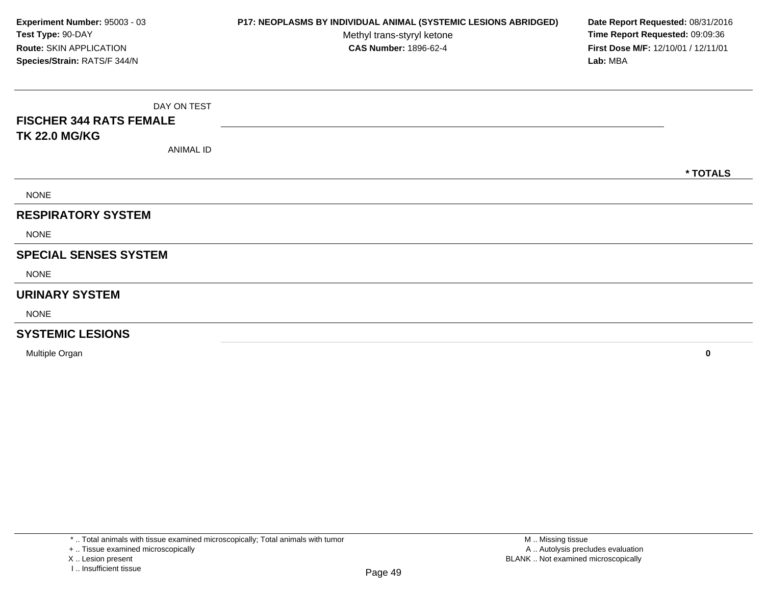**Experiment Number:** 95003 - 03
**Test Type:** 90-DAY
**Route:** SKIN APPLICATION
**Species/Strain:** RATS/F 344/N

**P17: NEOPLASMS BY INDIVIDUAL ANIMAL (SYSTEMIC LESIONS ABRIDGED)**
Methyl trans-styryl ketone
**CAS Number:** 1896-62-4

**Date Report Requested:** 08/31/2016
**Time Report Requested:** 09:09:36
**First Dose M/F:** 12/10/01 / 12/11/01
**Lab:** MBA

| DAY ON TEST<br>**FISCHER 344 RATS FEMALE**<br>**TK 22.0 MG/KG**<br>ANIMAL ID | **\* TOTALS** |
|---|---|
| NONE | |
| **RESPIRATORY SYSTEM** | |
| NONE | |
| **SPECIAL SENSES SYSTEM** | |
| NONE | |
| **URINARY SYSTEM** | |
| NONE | |
| **SYSTEMIC LESIONS** | |
| Multiple Organ | **0** |

\* .. Total animals with tissue examined microscopically; Total animals with tumor
\+ .. Tissue examined microscopically
X .. Lesion present
I .. Insufficient tissue

M .. Missing tissue
A .. Autolysis precludes evaluation
BLANK .. Not examined microscopically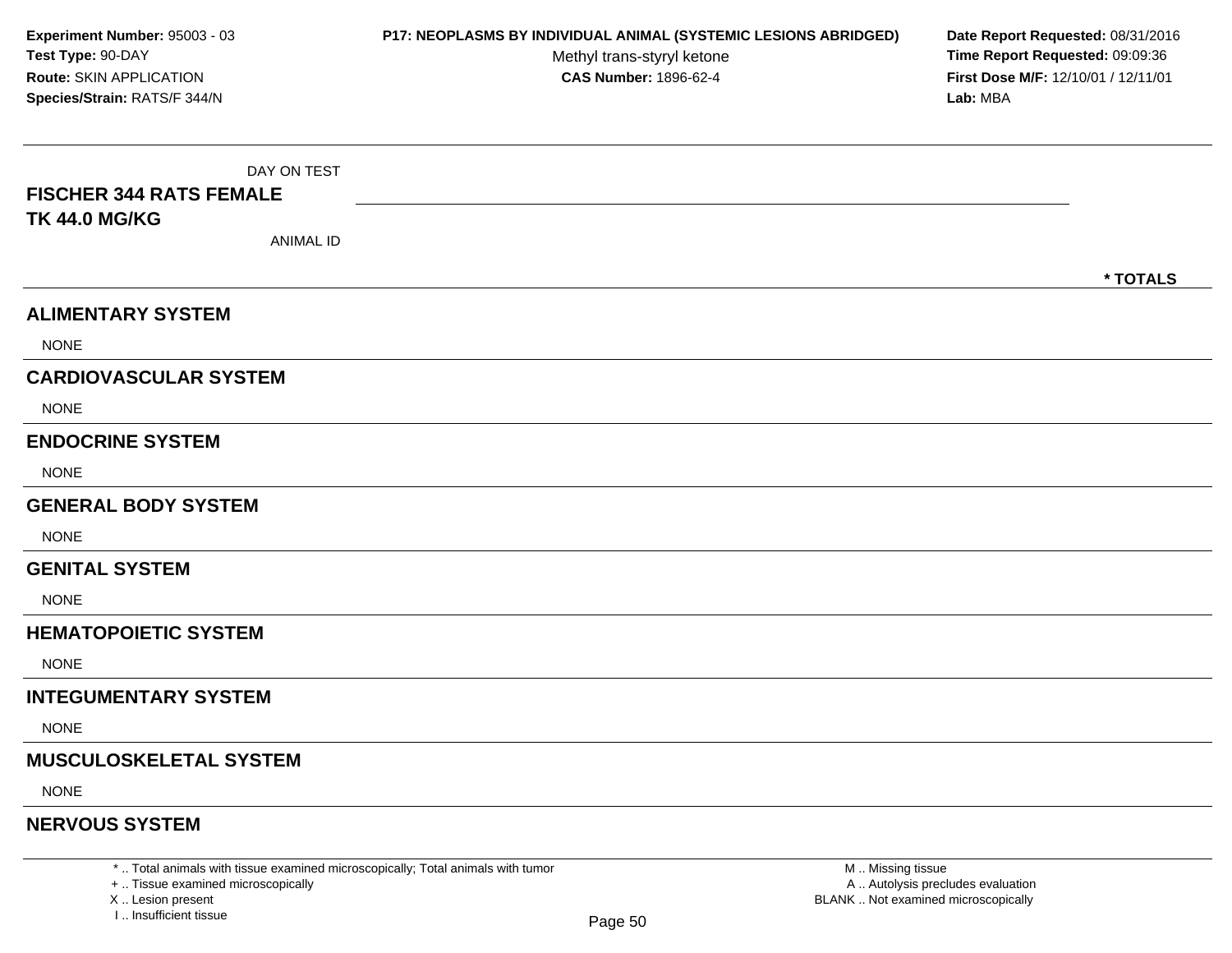**Experiment Number:** 95003 - 03
**Test Type:** 90-DAY
**Route:** SKIN APPLICATION
**Species/Strain:** RATS/F 344/N

**P17: NEOPLASMS BY INDIVIDUAL ANIMAL (SYSTEMIC LESIONS ABRIDGED)**
Methyl trans-styryl ketone
**CAS Number:** 1896-62-4

**Date Report Requested:** 08/31/2016
**Time Report Requested:** 09:09:36
**First Dose M/F:** 12/10/01 / 12/11/01
**Lab:** MBA

| DAY ON TEST | |
|---|---|
| **FISCHER 344 RATS FEMALE** | |
| **TK 44.0 MG/KG** | |
| ANIMAL ID | |
| | *** TOTALS** |

## ALIMENTARY SYSTEM

NONE

## CARDIOVASCULAR SYSTEM

NONE

## ENDOCRINE SYSTEM

NONE

## GENERAL BODY SYSTEM

NONE

## GENITAL SYSTEM

NONE

## HEMATOPOIETIC SYSTEM

NONE

## INTEGUMENTARY SYSTEM

NONE

## MUSCULOSKELETAL SYSTEM

NONE

## NERVOUS SYSTEM

\* .. Total animals with tissue examined microscopically; Total animals with tumor
\+ .. Tissue examined microscopically
X .. Lesion present
I .. Insufficient tissue

M .. Missing tissue
A .. Autolysis precludes evaluation
BLANK .. Not examined microscopically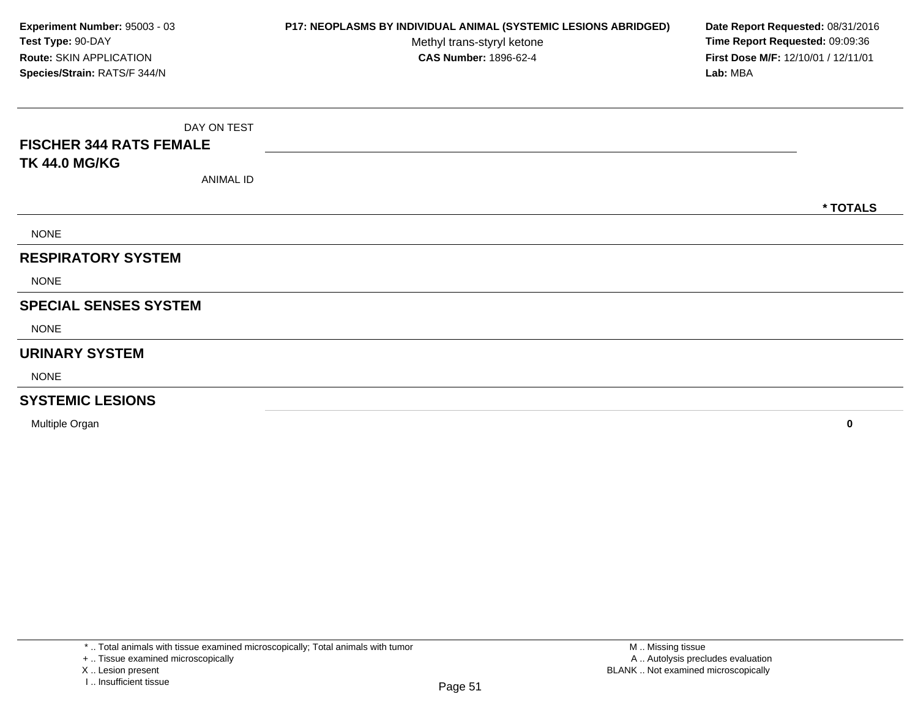**Experiment Number:** 95003 - 03
**Test Type:** 90-DAY
**Route:** SKIN APPLICATION
**Species/Strain:** RATS/F 344/N

**P17: NEOPLASMS BY INDIVIDUAL ANIMAL (SYSTEMIC LESIONS ABRIDGED)**
Methyl trans-styryl ketone
**CAS Number:** 1896-62-4

**Date Report Requested:** 08/31/2016
**Time Report Requested:** 09:09:36
**First Dose M/F:** 12/10/01 / 12/11/01
**Lab:** MBA

| DAY ON TEST<br>**FISCHER 344 RATS FEMALE**<br>**TK 44.0 MG/KG**<br>ANIMAL ID | | * TOTALS |
|---|---|---|
| NONE | | |
| **RESPIRATORY SYSTEM** | | |
| NONE | | |
| **SPECIAL SENSES SYSTEM** | | |
| NONE | | |
| **URINARY SYSTEM** | | |
| NONE | | |
| **SYSTEMIC LESIONS** | | |
| Multiple Organ | | **0** |

\* .. Total animals with tissue examined microscopically; Total animals with tumor
\+ .. Tissue examined microscopically
X .. Lesion present
I .. Insufficient tissue

M .. Missing tissue
A .. Autolysis precludes evaluation
BLANK .. Not examined microscopically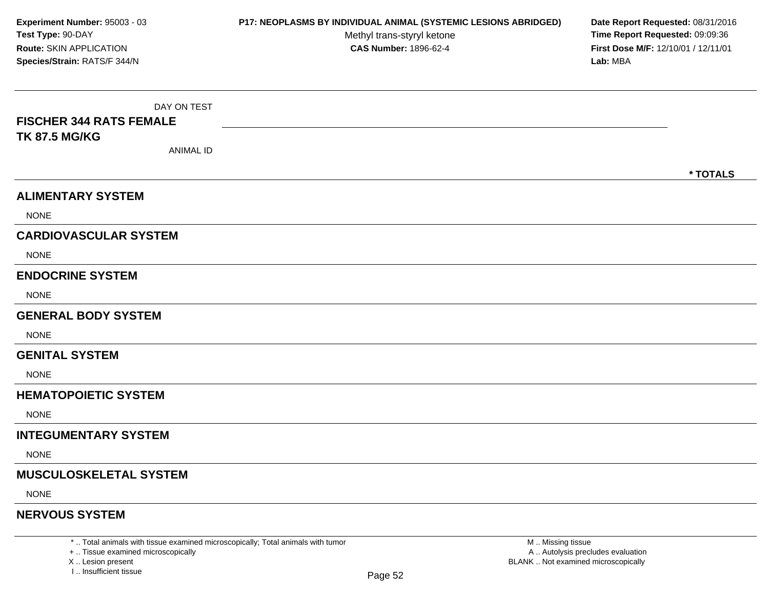**Experiment Number:** 95003 - 03
**Test Type:** 90-DAY
**Route:** SKIN APPLICATION
**Species/Strain:** RATS/F 344/N

**P17: NEOPLASMS BY INDIVIDUAL ANIMAL (SYSTEMIC LESIONS ABRIDGED)**
Methyl trans-styryl ketone
**CAS Number:** 1896-62-4

**Date Report Requested:** 08/31/2016
**Time Report Requested:** 09:09:36
**First Dose M/F:** 12/10/01 / 12/11/01
**Lab:** MBA

| DAY ON TEST<br>**FISCHER 344 RATS FEMALE**<br>**TK 87.5 MG/KG**<br>ANIMAL ID | | * TOTALS |
|---|---|---|
| **ALIMENTARY SYSTEM** | | |
| NONE | | |
| **CARDIOVASCULAR SYSTEM** | | |
| NONE | | |
| **ENDOCRINE SYSTEM** | | |
| NONE | | |
| **GENERAL BODY SYSTEM** | | |
| NONE | | |
| **GENITAL SYSTEM** | | |
| NONE | | |
| **HEMATOPOIETIC SYSTEM** | | |
| NONE | | |
| **INTEGUMENTARY SYSTEM** | | |
| NONE | | |
| **MUSCULOSKELETAL SYSTEM** | | |
| NONE | | |
| **NERVOUS SYSTEM** | | |

* .. Total animals with tissue examined microscopically; Total animals with tumor
+ .. Tissue examined microscopically
X .. Lesion present
I .. Insufficient tissue

M .. Missing tissue
A .. Autolysis precludes evaluation
BLANK .. Not examined microscopically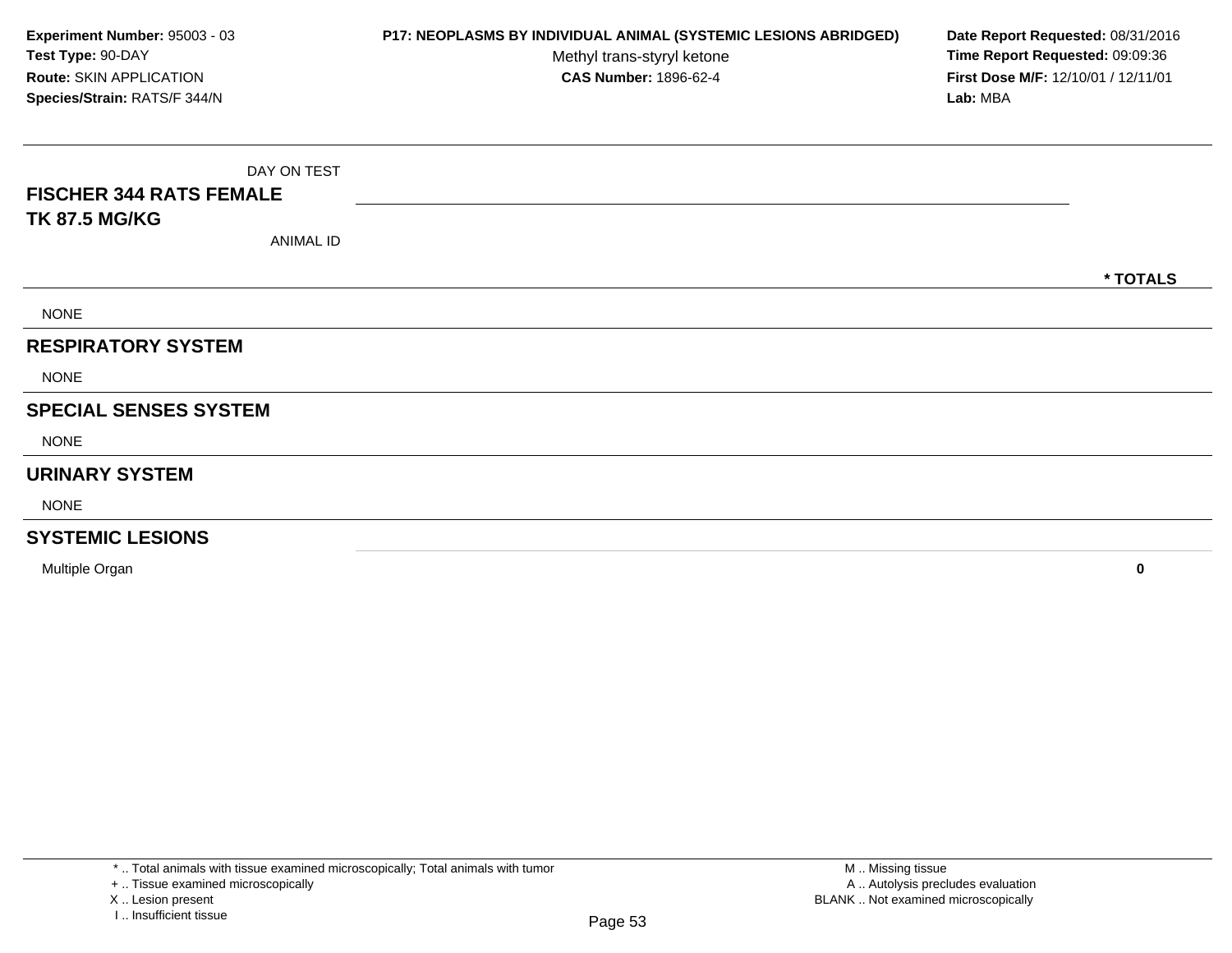**Experiment Number:** 95003 - 03
**Test Type:** 90-DAY
**Route:** SKIN APPLICATION
**Species/Strain:** RATS/F 344/N

**P17: NEOPLASMS BY INDIVIDUAL ANIMAL (SYSTEMIC LESIONS ABRIDGED)**
Methyl trans-styryl ketone
**CAS Number:** 1896-62-4

**Date Report Requested:** 08/31/2016
**Time Report Requested:** 09:09:36
**First Dose M/F:** 12/10/01 / 12/11/01
**Lab:** MBA

| DAY ON TEST<br>**FISCHER 344 RATS FEMALE**<br>**TK 87.5 MG/KG**<br>ANIMAL ID | | *** TOTALS** |
|---|---|---|
| NONE | | |
| **RESPIRATORY SYSTEM** | | |
| NONE | | |
| **SPECIAL SENSES SYSTEM** | | |
| NONE | | |
| **URINARY SYSTEM** | | |
| NONE | | |
| **SYSTEMIC LESIONS** | | |
| Multiple Organ | | **0** |

\* .. Total animals with tissue examined microscopically; Total animals with tumor
\+ .. Tissue examined microscopically
X .. Lesion present
I .. Insufficient tissue

M .. Missing tissue
A .. Autolysis precludes evaluation
BLANK .. Not examined microscopically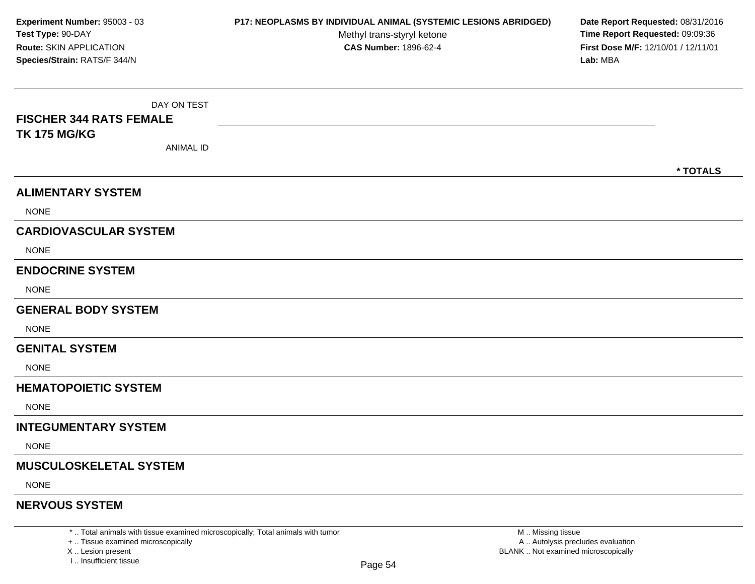**Experiment Number:** 95003 - 03
**Test Type:** 90-DAY
**Route:** SKIN APPLICATION
**Species/Strain:** RATS/F 344/N

**P17: NEOPLASMS BY INDIVIDUAL ANIMAL (SYSTEMIC LESIONS ABRIDGED)**
Methyl trans-styryl ketone
**CAS Number:** 1896-62-4

**Date Report Requested:** 08/31/2016
**Time Report Requested:** 09:09:36
**First Dose M/F:** 12/10/01 / 12/11/01
**Lab:** MBA

DAY ON TEST

**FISCHER 344 RATS FEMALE**
**TK 175 MG/KG**

ANIMAL ID

**\* TOTALS**

## ALIMENTARY SYSTEM

NONE

## CARDIOVASCULAR SYSTEM

NONE

## ENDOCRINE SYSTEM

NONE

## GENERAL BODY SYSTEM

NONE

## GENITAL SYSTEM

NONE

## HEMATOPOIETIC SYSTEM

NONE

## INTEGUMENTARY SYSTEM

NONE

## MUSCULOSKELETAL SYSTEM

NONE

## NERVOUS SYSTEM

\* .. Total animals with tissue examined microscopically; Total animals with tumor
\+ .. Tissue examined microscopically
X .. Lesion present
I .. Insufficient tissue

M .. Missing tissue
A .. Autolysis precludes evaluation
BLANK .. Not examined microscopically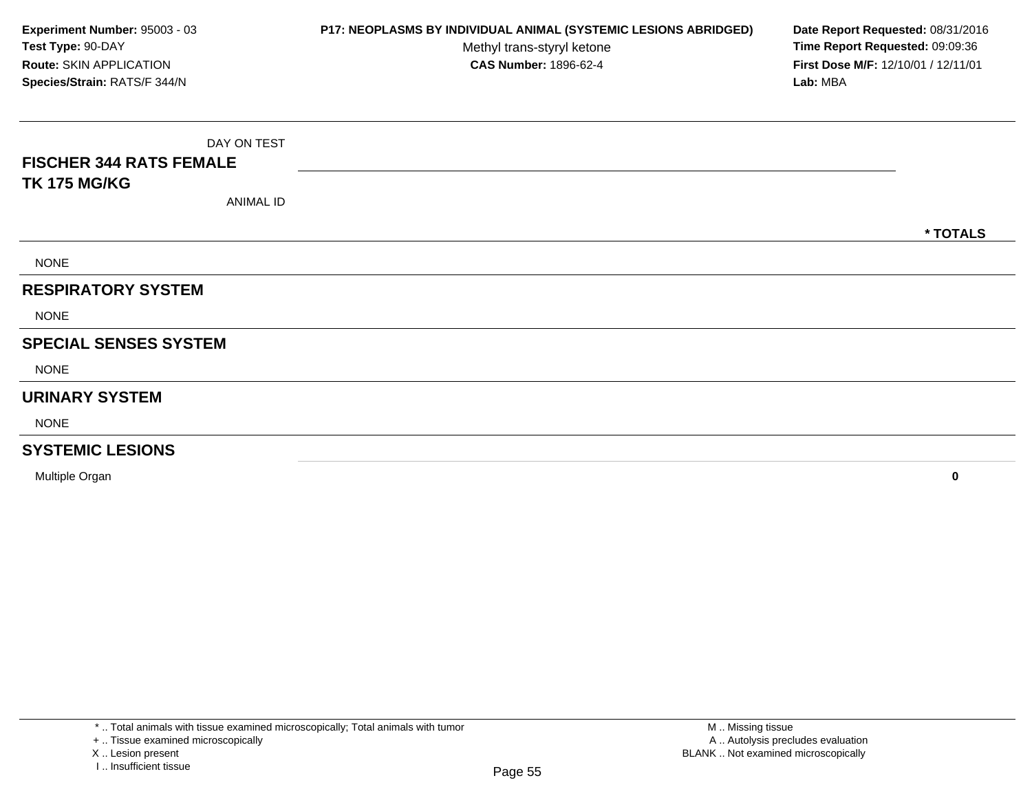**Experiment Number:** 95003 - 03
**Test Type:** 90-DAY
**Route:** SKIN APPLICATION
**Species/Strain:** RATS/F 344/N

**P17: NEOPLASMS BY INDIVIDUAL ANIMAL (SYSTEMIC LESIONS ABRIDGED)**
Methyl trans-styryl ketone
**CAS Number:** 1896-62-4

**Date Report Requested:** 08/31/2016
**Time Report Requested:** 09:09:36
**First Dose M/F:** 12/10/01 / 12/11/01
**Lab:** MBA

| DAY ON TEST<br>**FISCHER 344 RATS FEMALE**<br>**TK 175 MG/KG**<br>ANIMAL ID | * TOTALS |
|---|---|
| NONE | |
| **RESPIRATORY SYSTEM** | |
| NONE | |
| **SPECIAL SENSES SYSTEM** | |
| NONE | |
| **URINARY SYSTEM** | |
| NONE | |
| **SYSTEMIC LESIONS** | |
| Multiple Organ | **0** |

* .. Total animals with tissue examined microscopically; Total animals with tumor
+ .. Tissue examined microscopically
X .. Lesion present
I .. Insufficient tissue

M .. Missing tissue
A .. Autolysis precludes evaluation
BLANK .. Not examined microscopically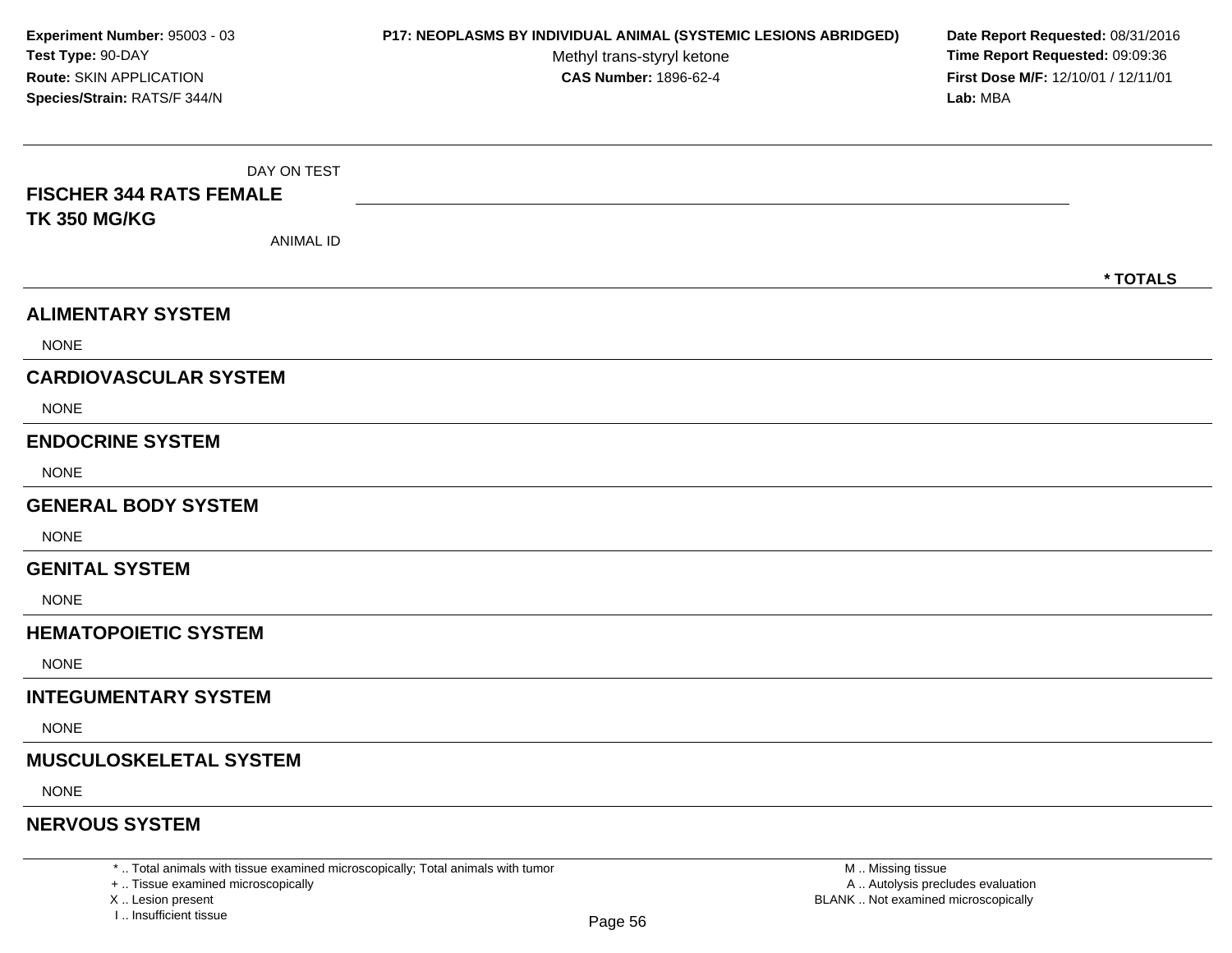**Experiment Number:** 95003 - 03
**Test Type:** 90-DAY
**Route:** SKIN APPLICATION
**Species/Strain:** RATS/F 344/N

**P17: NEOPLASMS BY INDIVIDUAL ANIMAL (SYSTEMIC LESIONS ABRIDGED)**
Methyl trans-styryl ketone
**CAS Number:** 1896-62-4

**Date Report Requested:** 08/31/2016
**Time Report Requested:** 09:09:36
**First Dose M/F:** 12/10/01 / 12/11/01
**Lab:** MBA

DAY ON TEST

**FISCHER 344 RATS FEMALE**
**TK 350 MG/KG**

ANIMAL ID

**\* TOTALS**

## ALIMENTARY SYSTEM

NONE

## CARDIOVASCULAR SYSTEM

NONE

## ENDOCRINE SYSTEM

NONE

## GENERAL BODY SYSTEM

NONE

## GENITAL SYSTEM

NONE

## HEMATOPOIETIC SYSTEM

NONE

## INTEGUMENTARY SYSTEM

NONE

## MUSCULOSKELETAL SYSTEM

NONE

## NERVOUS SYSTEM

\* .. Total animals with tissue examined microscopically; Total animals with tumor
\+ .. Tissue examined microscopically
X .. Lesion present
I .. Insufficient tissue

M .. Missing tissue
A .. Autolysis precludes evaluation
BLANK .. Not examined microscopically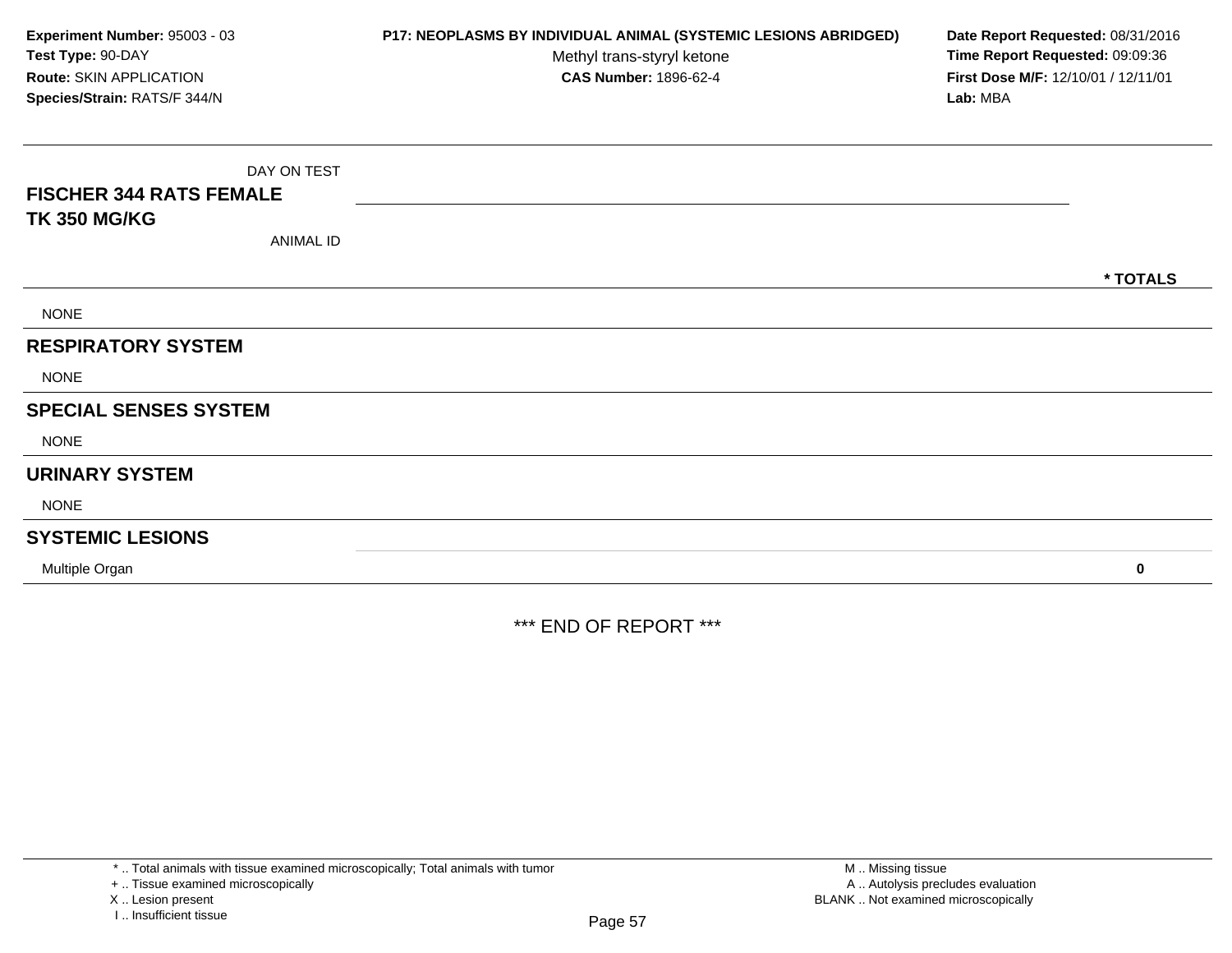**Experiment Number:** 95003 - 03
**Test Type:** 90-DAY
**Route:** SKIN APPLICATION
**Species/Strain:** RATS/F 344/N

**P17: NEOPLASMS BY INDIVIDUAL ANIMAL (SYSTEMIC LESIONS ABRIDGED)**
Methyl trans-styryl ketone
**CAS Number:** 1896-62-4

**Date Report Requested:** 08/31/2016
**Time Report Requested:** 09:09:36
**First Dose M/F:** 12/10/01 / 12/11/01
**Lab:** MBA

| DAY ON TEST<br>**FISCHER 344 RATS FEMALE**<br>**TK 350 MG/KG**<br>ANIMAL ID | * TOTALS |
|---|---|
| NONE | |
| **RESPIRATORY SYSTEM** | |
| NONE | |
| **SPECIAL SENSES SYSTEM** | |
| NONE | |
| **URINARY SYSTEM** | |
| NONE | |
| **SYSTEMIC LESIONS** | |
| Multiple Organ | **0** |

\*\*\* END OF REPORT \*\*\*

\* .. Total animals with tissue examined microscopically; Total animals with tumor
\+ .. Tissue examined microscopically
X .. Lesion present
I .. Insufficient tissue

M .. Missing tissue
A .. Autolysis precludes evaluation
BLANK .. Not examined microscopically